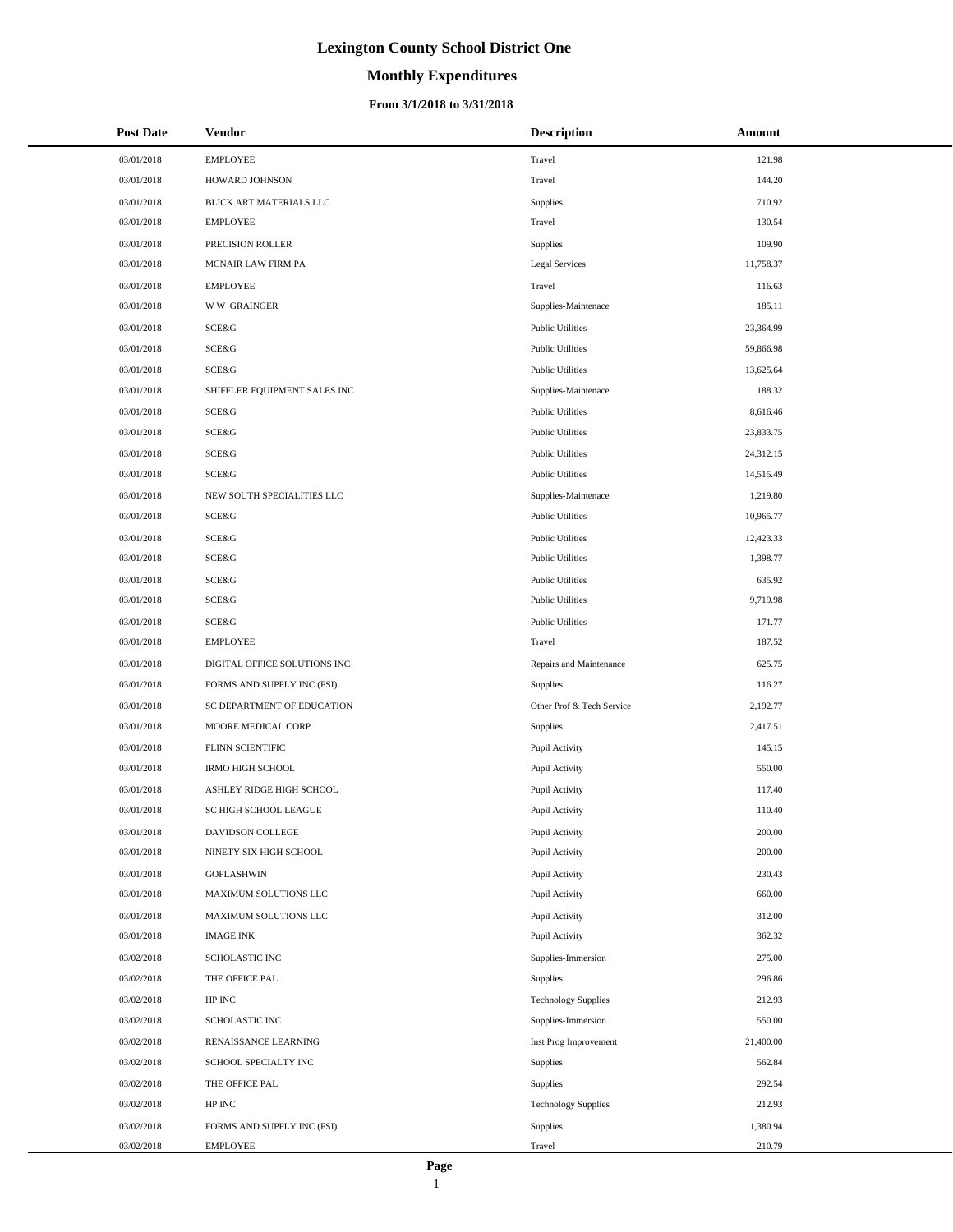# Lexington County School District One

## Monthly Expenditures

### From 3/1/2018 to 3/31/2018

| Post Date | Vendor | Description | Amount |
|---|---|---|---|
| 03/01/2018 | EMPLOYEE | Travel | 121.98 |
| 03/01/2018 | HOWARD JOHNSON | Travel | 144.20 |
| 03/01/2018 | BLICK ART MATERIALS LLC | Supplies | 710.92 |
| 03/01/2018 | EMPLOYEE | Travel | 130.54 |
| 03/01/2018 | PRECISION ROLLER | Supplies | 109.90 |
| 03/01/2018 | MCNAIR LAW FIRM PA | Legal Services | 11,758.37 |
| 03/01/2018 | EMPLOYEE | Travel | 116.63 |
| 03/01/2018 | W W GRAINGER | Supplies-Maintenace | 185.11 |
| 03/01/2018 | SCE&G | Public Utilities | 23,364.99 |
| 03/01/2018 | SCE&G | Public Utilities | 59,866.98 |
| 03/01/2018 | SCE&G | Public Utilities | 13,625.64 |
| 03/01/2018 | SHIFFLER EQUIPMENT SALES INC | Supplies-Maintenace | 188.32 |
| 03/01/2018 | SCE&G | Public Utilities | 8,616.46 |
| 03/01/2018 | SCE&G | Public Utilities | 23,833.75 |
| 03/01/2018 | SCE&G | Public Utilities | 24,312.15 |
| 03/01/2018 | SCE&G | Public Utilities | 14,515.49 |
| 03/01/2018 | NEW SOUTH SPECIALITIES LLC | Supplies-Maintenace | 1,219.80 |
| 03/01/2018 | SCE&G | Public Utilities | 10,965.77 |
| 03/01/2018 | SCE&G | Public Utilities | 12,423.33 |
| 03/01/2018 | SCE&G | Public Utilities | 1,398.77 |
| 03/01/2018 | SCE&G | Public Utilities | 635.92 |
| 03/01/2018 | SCE&G | Public Utilities | 9,719.98 |
| 03/01/2018 | SCE&G | Public Utilities | 171.77 |
| 03/01/2018 | EMPLOYEE | Travel | 187.52 |
| 03/01/2018 | DIGITAL OFFICE SOLUTIONS INC | Repairs and Maintenance | 625.75 |
| 03/01/2018 | FORMS AND SUPPLY INC (FSI) | Supplies | 116.27 |
| 03/01/2018 | SC DEPARTMENT OF EDUCATION | Other Prof & Tech Service | 2,192.77 |
| 03/01/2018 | MOORE MEDICAL CORP | Supplies | 2,417.51 |
| 03/01/2018 | FLINN SCIENTIFIC | Pupil Activity | 145.15 |
| 03/01/2018 | IRMO HIGH SCHOOL | Pupil Activity | 550.00 |
| 03/01/2018 | ASHLEY RIDGE HIGH SCHOOL | Pupil Activity | 117.40 |
| 03/01/2018 | SC HIGH SCHOOL LEAGUE | Pupil Activity | 110.40 |
| 03/01/2018 | DAVIDSON COLLEGE | Pupil Activity | 200.00 |
| 03/01/2018 | NINETY SIX HIGH SCHOOL | Pupil Activity | 200.00 |
| 03/01/2018 | GOFLASHWIN | Pupil Activity | 230.43 |
| 03/01/2018 | MAXIMUM SOLUTIONS LLC | Pupil Activity | 660.00 |
| 03/01/2018 | MAXIMUM SOLUTIONS LLC | Pupil Activity | 312.00 |
| 03/01/2018 | IMAGE INK | Pupil Activity | 362.32 |
| 03/02/2018 | SCHOLASTIC INC | Supplies-Immersion | 275.00 |
| 03/02/2018 | THE OFFICE PAL | Supplies | 296.86 |
| 03/02/2018 | HP INC | Technology Supplies | 212.93 |
| 03/02/2018 | SCHOLASTIC INC | Supplies-Immersion | 550.00 |
| 03/02/2018 | RENAISSANCE LEARNING | Inst Prog Improvement | 21,400.00 |
| 03/02/2018 | SCHOOL SPECIALTY INC | Supplies | 562.84 |
| 03/02/2018 | THE OFFICE PAL | Supplies | 292.54 |
| 03/02/2018 | HP INC | Technology Supplies | 212.93 |
| 03/02/2018 | FORMS AND SUPPLY INC (FSI) | Supplies | 1,380.94 |
| 03/02/2018 | EMPLOYEE | Travel | 210.79 |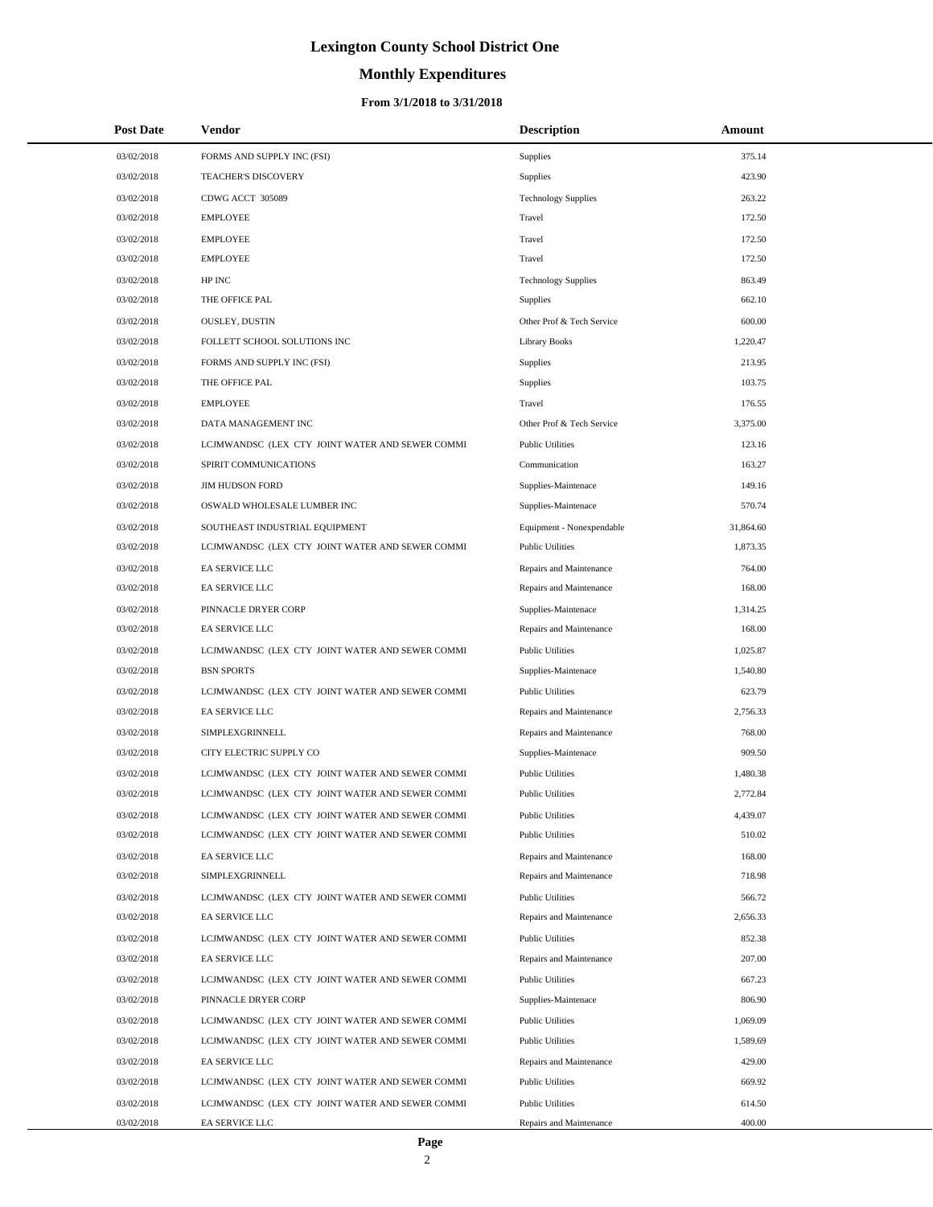# Lexington County School District One

## Monthly Expenditures

### From 3/1/2018 to 3/31/2018

| Post Date | Vendor | Description | Amount |
|---|---|---|---|
| 03/02/2018 | FORMS AND SUPPLY INC (FSI) | Supplies | 375.14 |
| 03/02/2018 | TEACHER'S DISCOVERY | Supplies | 423.90 |
| 03/02/2018 | CDWG ACCT 305089 | Technology Supplies | 263.22 |
| 03/02/2018 | EMPLOYEE | Travel | 172.50 |
| 03/02/2018 | EMPLOYEE | Travel | 172.50 |
| 03/02/2018 | EMPLOYEE | Travel | 172.50 |
| 03/02/2018 | HP INC | Technology Supplies | 863.49 |
| 03/02/2018 | THE OFFICE PAL | Supplies | 662.10 |
| 03/02/2018 | OUSLEY, DUSTIN | Other Prof & Tech Service | 600.00 |
| 03/02/2018 | FOLLETT SCHOOL SOLUTIONS INC | Library Books | 1,220.47 |
| 03/02/2018 | FORMS AND SUPPLY INC (FSI) | Supplies | 213.95 |
| 03/02/2018 | THE OFFICE PAL | Supplies | 103.75 |
| 03/02/2018 | EMPLOYEE | Travel | 176.55 |
| 03/02/2018 | DATA MANAGEMENT INC | Other Prof & Tech Service | 3,375.00 |
| 03/02/2018 | LCJMWANDSC (LEX CTY JOINT WATER AND SEWER COMMI | Public Utilities | 123.16 |
| 03/02/2018 | SPIRIT COMMUNICATIONS | Communication | 163.27 |
| 03/02/2018 | JIM HUDSON FORD | Supplies-Maintenace | 149.16 |
| 03/02/2018 | OSWALD WHOLESALE LUMBER INC | Supplies-Maintenace | 570.74 |
| 03/02/2018 | SOUTHEAST INDUSTRIAL EQUIPMENT | Equipment - Nonexpendable | 31,864.60 |
| 03/02/2018 | LCJMWANDSC (LEX CTY JOINT WATER AND SEWER COMMI | Public Utilities | 1,873.35 |
| 03/02/2018 | EA SERVICE LLC | Repairs and Maintenance | 764.00 |
| 03/02/2018 | EA SERVICE LLC | Repairs and Maintenance | 168.00 |
| 03/02/2018 | PINNACLE DRYER CORP | Supplies-Maintenace | 1,314.25 |
| 03/02/2018 | EA SERVICE LLC | Repairs and Maintenance | 168.00 |
| 03/02/2018 | LCJMWANDSC (LEX CTY JOINT WATER AND SEWER COMMI | Public Utilities | 1,025.87 |
| 03/02/2018 | BSN SPORTS | Supplies-Maintenace | 1,540.80 |
| 03/02/2018 | LCJMWANDSC (LEX CTY JOINT WATER AND SEWER COMMI | Public Utilities | 623.79 |
| 03/02/2018 | EA SERVICE LLC | Repairs and Maintenance | 2,756.33 |
| 03/02/2018 | SIMPLEXGRINNELL | Repairs and Maintenance | 768.00 |
| 03/02/2018 | CITY ELECTRIC SUPPLY CO | Supplies-Maintenace | 909.50 |
| 03/02/2018 | LCJMWANDSC (LEX CTY JOINT WATER AND SEWER COMMI | Public Utilities | 1,480.38 |
| 03/02/2018 | LCJMWANDSC (LEX CTY JOINT WATER AND SEWER COMMI | Public Utilities | 2,772.84 |
| 03/02/2018 | LCJMWANDSC (LEX CTY JOINT WATER AND SEWER COMMI | Public Utilities | 4,439.07 |
| 03/02/2018 | LCJMWANDSC (LEX CTY JOINT WATER AND SEWER COMMI | Public Utilities | 510.02 |
| 03/02/2018 | EA SERVICE LLC | Repairs and Maintenance | 168.00 |
| 03/02/2018 | SIMPLEXGRINNELL | Repairs and Maintenance | 718.98 |
| 03/02/2018 | LCJMWANDSC (LEX CTY JOINT WATER AND SEWER COMMI | Public Utilities | 566.72 |
| 03/02/2018 | EA SERVICE LLC | Repairs and Maintenance | 2,656.33 |
| 03/02/2018 | LCJMWANDSC (LEX CTY JOINT WATER AND SEWER COMMI | Public Utilities | 852.38 |
| 03/02/2018 | EA SERVICE LLC | Repairs and Maintenance | 207.00 |
| 03/02/2018 | LCJMWANDSC (LEX CTY JOINT WATER AND SEWER COMMI | Public Utilities | 667.23 |
| 03/02/2018 | PINNACLE DRYER CORP | Supplies-Maintenace | 806.90 |
| 03/02/2018 | LCJMWANDSC (LEX CTY JOINT WATER AND SEWER COMMI | Public Utilities | 1,069.09 |
| 03/02/2018 | LCJMWANDSC (LEX CTY JOINT WATER AND SEWER COMMI | Public Utilities | 1,589.69 |
| 03/02/2018 | EA SERVICE LLC | Repairs and Maintenance | 429.00 |
| 03/02/2018 | LCJMWANDSC (LEX CTY JOINT WATER AND SEWER COMMI | Public Utilities | 669.92 |
| 03/02/2018 | LCJMWANDSC (LEX CTY JOINT WATER AND SEWER COMMI | Public Utilities | 614.50 |
| 03/02/2018 | EA SERVICE LLC | Repairs and Maintenance | 400.00 |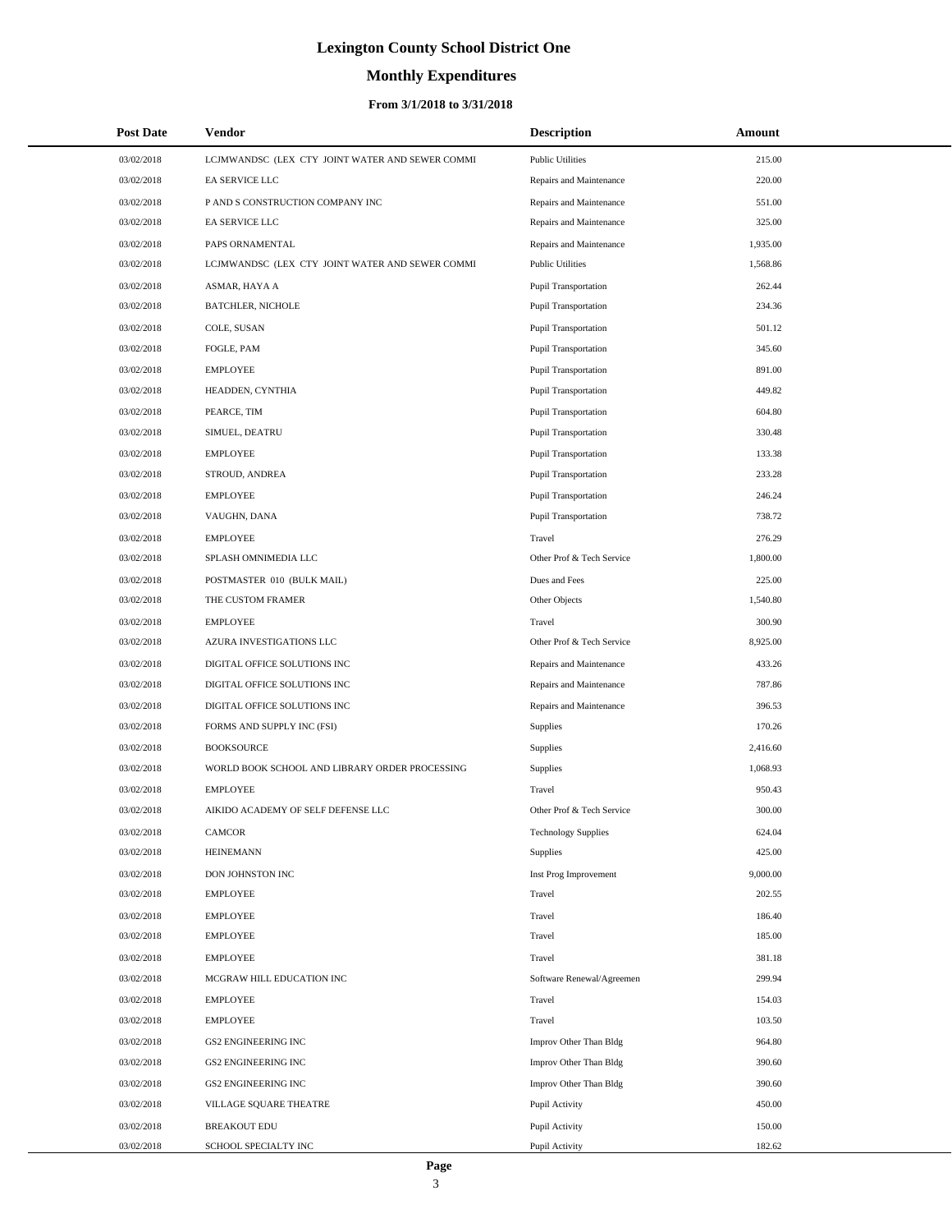# Lexington County School District One

## Monthly Expenditures

### From 3/1/2018 to 3/31/2018

| Post Date | Vendor | Description | Amount |
|---|---|---|---|
| 03/02/2018 | LCJMWANDSC (LEX CTY JOINT WATER AND SEWER COMMI | Public Utilities | 215.00 |
| 03/02/2018 | EA SERVICE LLC | Repairs and Maintenance | 220.00 |
| 03/02/2018 | P AND S CONSTRUCTION COMPANY INC | Repairs and Maintenance | 551.00 |
| 03/02/2018 | EA SERVICE LLC | Repairs and Maintenance | 325.00 |
| 03/02/2018 | PAPS ORNAMENTAL | Repairs and Maintenance | 1,935.00 |
| 03/02/2018 | LCJMWANDSC (LEX CTY JOINT WATER AND SEWER COMMI | Public Utilities | 1,568.86 |
| 03/02/2018 | ASMAR, HAYA A | Pupil Transportation | 262.44 |
| 03/02/2018 | BATCHLER, NICHOLE | Pupil Transportation | 234.36 |
| 03/02/2018 | COLE, SUSAN | Pupil Transportation | 501.12 |
| 03/02/2018 | FOGLE, PAM | Pupil Transportation | 345.60 |
| 03/02/2018 | EMPLOYEE | Pupil Transportation | 891.00 |
| 03/02/2018 | HEADDEN, CYNTHIA | Pupil Transportation | 449.82 |
| 03/02/2018 | PEARCE, TIM | Pupil Transportation | 604.80 |
| 03/02/2018 | SIMUEL, DEATRU | Pupil Transportation | 330.48 |
| 03/02/2018 | EMPLOYEE | Pupil Transportation | 133.38 |
| 03/02/2018 | STROUD, ANDREA | Pupil Transportation | 233.28 |
| 03/02/2018 | EMPLOYEE | Pupil Transportation | 246.24 |
| 03/02/2018 | VAUGHN, DANA | Pupil Transportation | 738.72 |
| 03/02/2018 | EMPLOYEE | Travel | 276.29 |
| 03/02/2018 | SPLASH OMNIMEDIA LLC | Other Prof & Tech Service | 1,800.00 |
| 03/02/2018 | POSTMASTER 010 (BULK MAIL) | Dues and Fees | 225.00 |
| 03/02/2018 | THE CUSTOM FRAMER | Other Objects | 1,540.80 |
| 03/02/2018 | EMPLOYEE | Travel | 300.90 |
| 03/02/2018 | AZURA INVESTIGATIONS LLC | Other Prof & Tech Service | 8,925.00 |
| 03/02/2018 | DIGITAL OFFICE SOLUTIONS INC | Repairs and Maintenance | 433.26 |
| 03/02/2018 | DIGITAL OFFICE SOLUTIONS INC | Repairs and Maintenance | 787.86 |
| 03/02/2018 | DIGITAL OFFICE SOLUTIONS INC | Repairs and Maintenance | 396.53 |
| 03/02/2018 | FORMS AND SUPPLY INC (FSI) | Supplies | 170.26 |
| 03/02/2018 | BOOKSOURCE | Supplies | 2,416.60 |
| 03/02/2018 | WORLD BOOK SCHOOL AND LIBRARY ORDER PROCESSING | Supplies | 1,068.93 |
| 03/02/2018 | EMPLOYEE | Travel | 950.43 |
| 03/02/2018 | AIKIDO ACADEMY OF SELF DEFENSE LLC | Other Prof & Tech Service | 300.00 |
| 03/02/2018 | CAMCOR | Technology Supplies | 624.04 |
| 03/02/2018 | HEINEMANN | Supplies | 425.00 |
| 03/02/2018 | DON JOHNSTON INC | Inst Prog Improvement | 9,000.00 |
| 03/02/2018 | EMPLOYEE | Travel | 202.55 |
| 03/02/2018 | EMPLOYEE | Travel | 186.40 |
| 03/02/2018 | EMPLOYEE | Travel | 185.00 |
| 03/02/2018 | EMPLOYEE | Travel | 381.18 |
| 03/02/2018 | MCGRAW HILL EDUCATION INC | Software Renewal/Agreemen | 299.94 |
| 03/02/2018 | EMPLOYEE | Travel | 154.03 |
| 03/02/2018 | EMPLOYEE | Travel | 103.50 |
| 03/02/2018 | GS2 ENGINEERING INC | Improv Other Than Bldg | 964.80 |
| 03/02/2018 | GS2 ENGINEERING INC | Improv Other Than Bldg | 390.60 |
| 03/02/2018 | GS2 ENGINEERING INC | Improv Other Than Bldg | 390.60 |
| 03/02/2018 | VILLAGE SQUARE THEATRE | Pupil Activity | 450.00 |
| 03/02/2018 | BREAKOUT EDU | Pupil Activity | 150.00 |
| 03/02/2018 | SCHOOL SPECIALTY INC | Pupil Activity | 182.62 |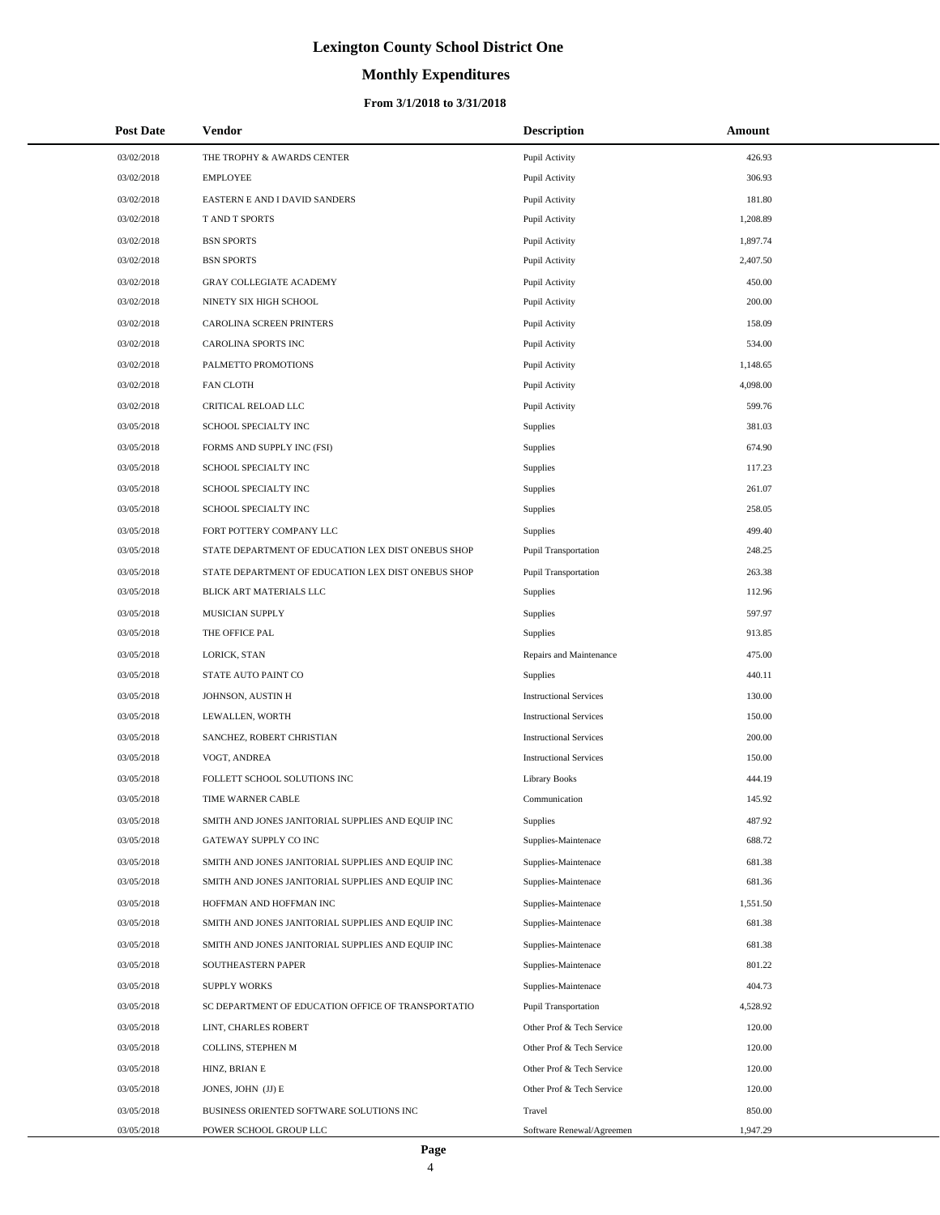# Lexington County School District One

## Monthly Expenditures

### From 3/1/2018 to 3/31/2018

| Post Date | Vendor | Description | Amount |
|---|---|---|---|
| 03/02/2018 | THE TROPHY & AWARDS CENTER | Pupil Activity | 426.93 |
| 03/02/2018 | EMPLOYEE | Pupil Activity | 306.93 |
| 03/02/2018 | EASTERN E AND I DAVID SANDERS | Pupil Activity | 181.80 |
| 03/02/2018 | T AND T SPORTS | Pupil Activity | 1,208.89 |
| 03/02/2018 | BSN SPORTS | Pupil Activity | 1,897.74 |
| 03/02/2018 | BSN SPORTS | Pupil Activity | 2,407.50 |
| 03/02/2018 | GRAY COLLEGIATE ACADEMY | Pupil Activity | 450.00 |
| 03/02/2018 | NINETY SIX HIGH SCHOOL | Pupil Activity | 200.00 |
| 03/02/2018 | CAROLINA SCREEN PRINTERS | Pupil Activity | 158.09 |
| 03/02/2018 | CAROLINA SPORTS INC | Pupil Activity | 534.00 |
| 03/02/2018 | PALMETTO PROMOTIONS | Pupil Activity | 1,148.65 |
| 03/02/2018 | FAN CLOTH | Pupil Activity | 4,098.00 |
| 03/02/2018 | CRITICAL RELOAD LLC | Pupil Activity | 599.76 |
| 03/05/2018 | SCHOOL SPECIALTY INC | Supplies | 381.03 |
| 03/05/2018 | FORMS AND SUPPLY INC (FSI) | Supplies | 674.90 |
| 03/05/2018 | SCHOOL SPECIALTY INC | Supplies | 117.23 |
| 03/05/2018 | SCHOOL SPECIALTY INC | Supplies | 261.07 |
| 03/05/2018 | SCHOOL SPECIALTY INC | Supplies | 258.05 |
| 03/05/2018 | FORT POTTERY COMPANY LLC | Supplies | 499.40 |
| 03/05/2018 | STATE DEPARTMENT OF EDUCATION LEX DIST ONEBUS SHOP | Pupil Transportation | 248.25 |
| 03/05/2018 | STATE DEPARTMENT OF EDUCATION LEX DIST ONEBUS SHOP | Pupil Transportation | 263.38 |
| 03/05/2018 | BLICK ART MATERIALS LLC | Supplies | 112.96 |
| 03/05/2018 | MUSICIAN SUPPLY | Supplies | 597.97 |
| 03/05/2018 | THE OFFICE PAL | Supplies | 913.85 |
| 03/05/2018 | LORICK, STAN | Repairs and Maintenance | 475.00 |
| 03/05/2018 | STATE AUTO PAINT CO | Supplies | 440.11 |
| 03/05/2018 | JOHNSON, AUSTIN H | Instructional Services | 130.00 |
| 03/05/2018 | LEWALLEN, WORTH | Instructional Services | 150.00 |
| 03/05/2018 | SANCHEZ, ROBERT CHRISTIAN | Instructional Services | 200.00 |
| 03/05/2018 | VOGT, ANDREA | Instructional Services | 150.00 |
| 03/05/2018 | FOLLETT SCHOOL SOLUTIONS INC | Library Books | 444.19 |
| 03/05/2018 | TIME WARNER CABLE | Communication | 145.92 |
| 03/05/2018 | SMITH AND JONES JANITORIAL SUPPLIES AND EQUIP INC | Supplies | 487.92 |
| 03/05/2018 | GATEWAY SUPPLY CO INC | Supplies-Maintenace | 688.72 |
| 03/05/2018 | SMITH AND JONES JANITORIAL SUPPLIES AND EQUIP INC | Supplies-Maintenace | 681.38 |
| 03/05/2018 | SMITH AND JONES JANITORIAL SUPPLIES AND EQUIP INC | Supplies-Maintenace | 681.36 |
| 03/05/2018 | HOFFMAN AND HOFFMAN INC | Supplies-Maintenace | 1,551.50 |
| 03/05/2018 | SMITH AND JONES JANITORIAL SUPPLIES AND EQUIP INC | Supplies-Maintenace | 681.38 |
| 03/05/2018 | SMITH AND JONES JANITORIAL SUPPLIES AND EQUIP INC | Supplies-Maintenace | 681.38 |
| 03/05/2018 | SOUTHEASTERN PAPER | Supplies-Maintenace | 801.22 |
| 03/05/2018 | SUPPLY WORKS | Supplies-Maintenace | 404.73 |
| 03/05/2018 | SC DEPARTMENT OF EDUCATION OFFICE OF TRANSPORTATIO | Pupil Transportation | 4,528.92 |
| 03/05/2018 | LINT, CHARLES ROBERT | Other Prof & Tech Service | 120.00 |
| 03/05/2018 | COLLINS, STEPHEN M | Other Prof & Tech Service | 120.00 |
| 03/05/2018 | HINZ, BRIAN E | Other Prof & Tech Service | 120.00 |
| 03/05/2018 | JONES, JOHN (JJ) E | Other Prof & Tech Service | 120.00 |
| 03/05/2018 | BUSINESS ORIENTED SOFTWARE SOLUTIONS INC | Travel | 850.00 |
| 03/05/2018 | POWER SCHOOL GROUP LLC | Software Renewal/Agreemen | 1,947.29 |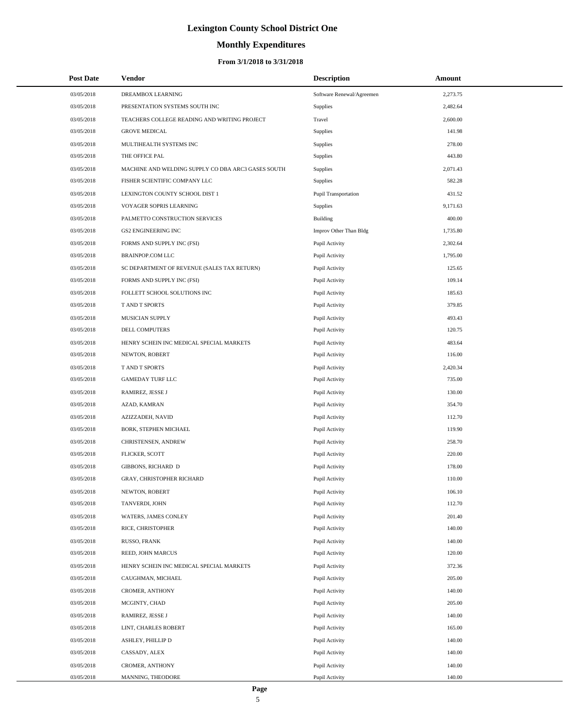# Lexington County School District One

## Monthly Expenditures

### From 3/1/2018 to 3/31/2018

| Post Date | Vendor | Description | Amount |
|---|---|---|---|
| 03/05/2018 | DREAMBOX LEARNING | Software Renewal/Agreemen | 2,273.75 |
| 03/05/2018 | PRESENTATION SYSTEMS SOUTH INC | Supplies | 2,482.64 |
| 03/05/2018 | TEACHERS COLLEGE READING AND WRITING PROJECT | Travel | 2,600.00 |
| 03/05/2018 | GROVE MEDICAL | Supplies | 141.98 |
| 03/05/2018 | MULTIHEALTH SYSTEMS INC | Supplies | 278.00 |
| 03/05/2018 | THE OFFICE PAL | Supplies | 443.80 |
| 03/05/2018 | MACHINE AND WELDING SUPPLY CO DBA ARC3 GASES SOUTH | Supplies | 2,071.43 |
| 03/05/2018 | FISHER SCIENTIFIC COMPANY LLC | Supplies | 582.28 |
| 03/05/2018 | LEXINGTON COUNTY SCHOOL DIST 1 | Pupil Transportation | 431.52 |
| 03/05/2018 | VOYAGER SOPRIS LEARNING | Supplies | 9,171.63 |
| 03/05/2018 | PALMETTO CONSTRUCTION SERVICES | Building | 400.00 |
| 03/05/2018 | GS2 ENGINEERING INC | Improv Other Than Bldg | 1,735.80 |
| 03/05/2018 | FORMS AND SUPPLY INC (FSI) | Pupil Activity | 2,302.64 |
| 03/05/2018 | BRAINPOP.COM LLC | Pupil Activity | 1,795.00 |
| 03/05/2018 | SC DEPARTMENT OF REVENUE (SALES TAX RETURN) | Pupil Activity | 125.65 |
| 03/05/2018 | FORMS AND SUPPLY INC (FSI) | Pupil Activity | 109.14 |
| 03/05/2018 | FOLLETT SCHOOL SOLUTIONS INC | Pupil Activity | 185.63 |
| 03/05/2018 | T AND T SPORTS | Pupil Activity | 379.85 |
| 03/05/2018 | MUSICIAN SUPPLY | Pupil Activity | 493.43 |
| 03/05/2018 | DELL COMPUTERS | Pupil Activity | 120.75 |
| 03/05/2018 | HENRY SCHEIN INC MEDICAL SPECIAL MARKETS | Pupil Activity | 483.64 |
| 03/05/2018 | NEWTON, ROBERT | Pupil Activity | 116.00 |
| 03/05/2018 | T AND T SPORTS | Pupil Activity | 2,420.34 |
| 03/05/2018 | GAMEDAY TURF LLC | Pupil Activity | 735.00 |
| 03/05/2018 | RAMIREZ, JESSE J | Pupil Activity | 130.00 |
| 03/05/2018 | AZAD, KAMRAN | Pupil Activity | 354.70 |
| 03/05/2018 | AZIZZADEH, NAVID | Pupil Activity | 112.70 |
| 03/05/2018 | BORK, STEPHEN MICHAEL | Pupil Activity | 119.90 |
| 03/05/2018 | CHRISTENSEN, ANDREW | Pupil Activity | 258.70 |
| 03/05/2018 | FLICKER, SCOTT | Pupil Activity | 220.00 |
| 03/05/2018 | GIBBONS, RICHARD D | Pupil Activity | 178.00 |
| 03/05/2018 | GRAY, CHRISTOPHER RICHARD | Pupil Activity | 110.00 |
| 03/05/2018 | NEWTON, ROBERT | Pupil Activity | 106.10 |
| 03/05/2018 | TANVERDI, JOHN | Pupil Activity | 112.70 |
| 03/05/2018 | WATERS, JAMES CONLEY | Pupil Activity | 201.40 |
| 03/05/2018 | RICE, CHRISTOPHER | Pupil Activity | 140.00 |
| 03/05/2018 | RUSSO, FRANK | Pupil Activity | 140.00 |
| 03/05/2018 | REED, JOHN MARCUS | Pupil Activity | 120.00 |
| 03/05/2018 | HENRY SCHEIN INC MEDICAL SPECIAL MARKETS | Pupil Activity | 372.36 |
| 03/05/2018 | CAUGHMAN, MICHAEL | Pupil Activity | 205.00 |
| 03/05/2018 | CROMER, ANTHONY | Pupil Activity | 140.00 |
| 03/05/2018 | MCGINTY, CHAD | Pupil Activity | 205.00 |
| 03/05/2018 | RAMIREZ, JESSE J | Pupil Activity | 140.00 |
| 03/05/2018 | LINT, CHARLES ROBERT | Pupil Activity | 165.00 |
| 03/05/2018 | ASHLEY, PHILLIP D | Pupil Activity | 140.00 |
| 03/05/2018 | CASSADY, ALEX | Pupil Activity | 140.00 |
| 03/05/2018 | CROMER, ANTHONY | Pupil Activity | 140.00 |
| 03/05/2018 | MANNING, THEODORE | Pupil Activity | 140.00 |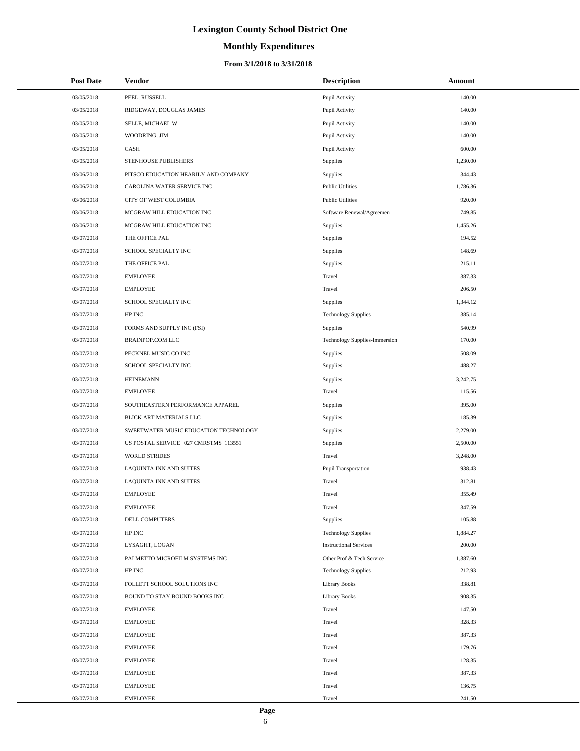# Lexington County School District One

## Monthly Expenditures

### From 3/1/2018 to 3/31/2018

| Post Date | Vendor | Description | Amount |
|---|---|---|---|
| 03/05/2018 | PEEL, RUSSELL | Pupil Activity | 140.00 |
| 03/05/2018 | RIDGEWAY, DOUGLAS JAMES | Pupil Activity | 140.00 |
| 03/05/2018 | SELLE, MICHAEL W | Pupil Activity | 140.00 |
| 03/05/2018 | WOODRING, JIM | Pupil Activity | 140.00 |
| 03/05/2018 | CASH | Pupil Activity | 600.00 |
| 03/05/2018 | STENHOUSE PUBLISHERS | Supplies | 1,230.00 |
| 03/06/2018 | PITSCO EDUCATION HEARILY AND COMPANY | Supplies | 344.43 |
| 03/06/2018 | CAROLINA WATER SERVICE INC | Public Utilities | 1,786.36 |
| 03/06/2018 | CITY OF WEST COLUMBIA | Public Utilities | 920.00 |
| 03/06/2018 | MCGRAW HILL EDUCATION INC | Software Renewal/Agreemen | 749.85 |
| 03/06/2018 | MCGRAW HILL EDUCATION INC | Supplies | 1,455.26 |
| 03/07/2018 | THE OFFICE PAL | Supplies | 194.52 |
| 03/07/2018 | SCHOOL SPECIALTY INC | Supplies | 148.69 |
| 03/07/2018 | THE OFFICE PAL | Supplies | 215.11 |
| 03/07/2018 | EMPLOYEE | Travel | 387.33 |
| 03/07/2018 | EMPLOYEE | Travel | 206.50 |
| 03/07/2018 | SCHOOL SPECIALTY INC | Supplies | 1,344.12 |
| 03/07/2018 | HP INC | Technology Supplies | 385.14 |
| 03/07/2018 | FORMS AND SUPPLY INC (FSI) | Supplies | 540.99 |
| 03/07/2018 | BRAINPOP.COM LLC | Technology Supplies-Immersion | 170.00 |
| 03/07/2018 | PECKNEL MUSIC CO INC | Supplies | 508.09 |
| 03/07/2018 | SCHOOL SPECIALTY INC | Supplies | 488.27 |
| 03/07/2018 | HEINEMANN | Supplies | 3,242.75 |
| 03/07/2018 | EMPLOYEE | Travel | 115.56 |
| 03/07/2018 | SOUTHEASTERN PERFORMANCE APPAREL | Supplies | 395.00 |
| 03/07/2018 | BLICK ART MATERIALS LLC | Supplies | 185.39 |
| 03/07/2018 | SWEETWATER MUSIC EDUCATION TECHNOLOGY | Supplies | 2,279.00 |
| 03/07/2018 | US POSTAL SERVICE 027 CMRSTMS 113551 | Supplies | 2,500.00 |
| 03/07/2018 | WORLD STRIDES | Travel | 3,248.00 |
| 03/07/2018 | LAQUINTA INN AND SUITES | Pupil Transportation | 938.43 |
| 03/07/2018 | LAQUINTA INN AND SUITES | Travel | 312.81 |
| 03/07/2018 | EMPLOYEE | Travel | 355.49 |
| 03/07/2018 | EMPLOYEE | Travel | 347.59 |
| 03/07/2018 | DELL COMPUTERS | Supplies | 105.88 |
| 03/07/2018 | HP INC | Technology Supplies | 1,884.27 |
| 03/07/2018 | LYSAGHT, LOGAN | Instructional Services | 200.00 |
| 03/07/2018 | PALMETTO MICROFILM SYSTEMS INC | Other Prof & Tech Service | 1,387.60 |
| 03/07/2018 | HP INC | Technology Supplies | 212.93 |
| 03/07/2018 | FOLLETT SCHOOL SOLUTIONS INC | Library Books | 338.81 |
| 03/07/2018 | BOUND TO STAY BOUND BOOKS INC | Library Books | 908.35 |
| 03/07/2018 | EMPLOYEE | Travel | 147.50 |
| 03/07/2018 | EMPLOYEE | Travel | 328.33 |
| 03/07/2018 | EMPLOYEE | Travel | 387.33 |
| 03/07/2018 | EMPLOYEE | Travel | 179.76 |
| 03/07/2018 | EMPLOYEE | Travel | 128.35 |
| 03/07/2018 | EMPLOYEE | Travel | 387.33 |
| 03/07/2018 | EMPLOYEE | Travel | 136.75 |
| 03/07/2018 | EMPLOYEE | Travel | 241.50 |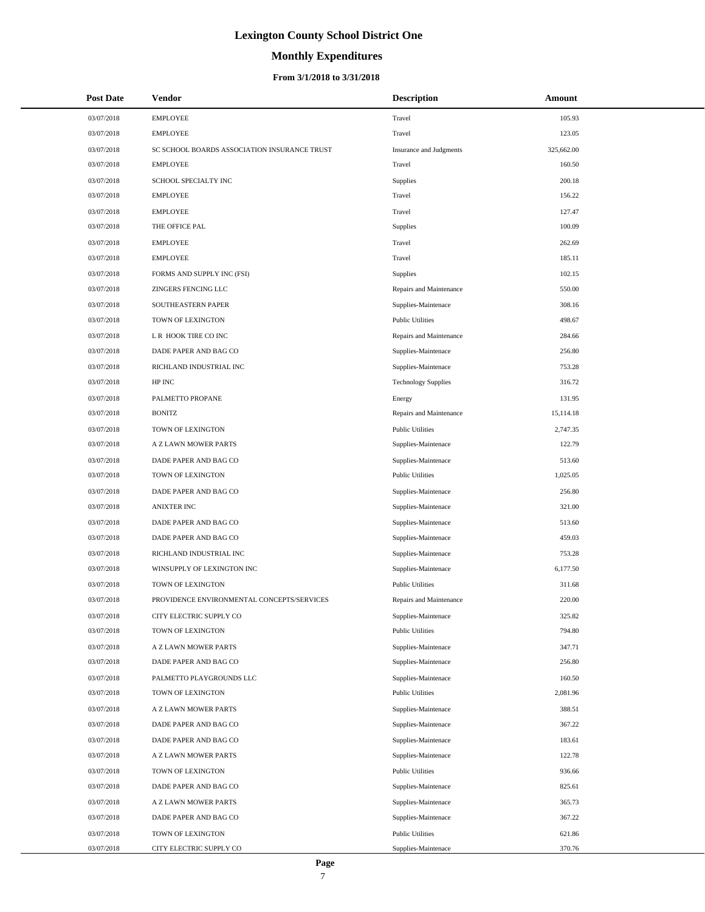# Lexington County School District One

## Monthly Expenditures

### From 3/1/2018 to 3/31/2018

| Post Date | Vendor | Description | Amount |
|---|---|---|---|
| 03/07/2018 | EMPLOYEE | Travel | 105.93 |
| 03/07/2018 | EMPLOYEE | Travel | 123.05 |
| 03/07/2018 | SC SCHOOL BOARDS ASSOCIATION INSURANCE TRUST | Insurance and Judgments | 325,662.00 |
| 03/07/2018 | EMPLOYEE | Travel | 160.50 |
| 03/07/2018 | SCHOOL SPECIALTY INC | Supplies | 200.18 |
| 03/07/2018 | EMPLOYEE | Travel | 156.22 |
| 03/07/2018 | EMPLOYEE | Travel | 127.47 |
| 03/07/2018 | THE OFFICE PAL | Supplies | 100.09 |
| 03/07/2018 | EMPLOYEE | Travel | 262.69 |
| 03/07/2018 | EMPLOYEE | Travel | 185.11 |
| 03/07/2018 | FORMS AND SUPPLY INC (FSI) | Supplies | 102.15 |
| 03/07/2018 | ZINGERS FENCING LLC | Repairs and Maintenance | 550.00 |
| 03/07/2018 | SOUTHEASTERN PAPER | Supplies-Maintenace | 308.16 |
| 03/07/2018 | TOWN OF LEXINGTON | Public Utilities | 498.67 |
| 03/07/2018 | L R HOOK TIRE CO INC | Repairs and Maintenance | 284.66 |
| 03/07/2018 | DADE PAPER AND BAG CO | Supplies-Maintenace | 256.80 |
| 03/07/2018 | RICHLAND INDUSTRIAL INC | Supplies-Maintenace | 753.28 |
| 03/07/2018 | HP INC | Technology Supplies | 316.72 |
| 03/07/2018 | PALMETTO PROPANE | Energy | 131.95 |
| 03/07/2018 | BONITZ | Repairs and Maintenance | 15,114.18 |
| 03/07/2018 | TOWN OF LEXINGTON | Public Utilities | 2,747.35 |
| 03/07/2018 | A Z LAWN MOWER PARTS | Supplies-Maintenace | 122.79 |
| 03/07/2018 | DADE PAPER AND BAG CO | Supplies-Maintenace | 513.60 |
| 03/07/2018 | TOWN OF LEXINGTON | Public Utilities | 1,025.05 |
| 03/07/2018 | DADE PAPER AND BAG CO | Supplies-Maintenace | 256.80 |
| 03/07/2018 | ANIXTER INC | Supplies-Maintenace | 321.00 |
| 03/07/2018 | DADE PAPER AND BAG CO | Supplies-Maintenace | 513.60 |
| 03/07/2018 | DADE PAPER AND BAG CO | Supplies-Maintenace | 459.03 |
| 03/07/2018 | RICHLAND INDUSTRIAL INC | Supplies-Maintenace | 753.28 |
| 03/07/2018 | WINSUPPLY OF LEXINGTON INC | Supplies-Maintenace | 6,177.50 |
| 03/07/2018 | TOWN OF LEXINGTON | Public Utilities | 311.68 |
| 03/07/2018 | PROVIDENCE ENVIRONMENTAL CONCEPTS/SERVICES | Repairs and Maintenance | 220.00 |
| 03/07/2018 | CITY ELECTRIC SUPPLY CO | Supplies-Maintenace | 325.82 |
| 03/07/2018 | TOWN OF LEXINGTON | Public Utilities | 794.80 |
| 03/07/2018 | A Z LAWN MOWER PARTS | Supplies-Maintenace | 347.71 |
| 03/07/2018 | DADE PAPER AND BAG CO | Supplies-Maintenace | 256.80 |
| 03/07/2018 | PALMETTO PLAYGROUNDS LLC | Supplies-Maintenace | 160.50 |
| 03/07/2018 | TOWN OF LEXINGTON | Public Utilities | 2,081.96 |
| 03/07/2018 | A Z LAWN MOWER PARTS | Supplies-Maintenace | 388.51 |
| 03/07/2018 | DADE PAPER AND BAG CO | Supplies-Maintenace | 367.22 |
| 03/07/2018 | DADE PAPER AND BAG CO | Supplies-Maintenace | 183.61 |
| 03/07/2018 | A Z LAWN MOWER PARTS | Supplies-Maintenace | 122.78 |
| 03/07/2018 | TOWN OF LEXINGTON | Public Utilities | 936.66 |
| 03/07/2018 | DADE PAPER AND BAG CO | Supplies-Maintenace | 825.61 |
| 03/07/2018 | A Z LAWN MOWER PARTS | Supplies-Maintenace | 365.73 |
| 03/07/2018 | DADE PAPER AND BAG CO | Supplies-Maintenace | 367.22 |
| 03/07/2018 | TOWN OF LEXINGTON | Public Utilities | 621.86 |
| 03/07/2018 | CITY ELECTRIC SUPPLY CO | Supplies-Maintenace | 370.76 |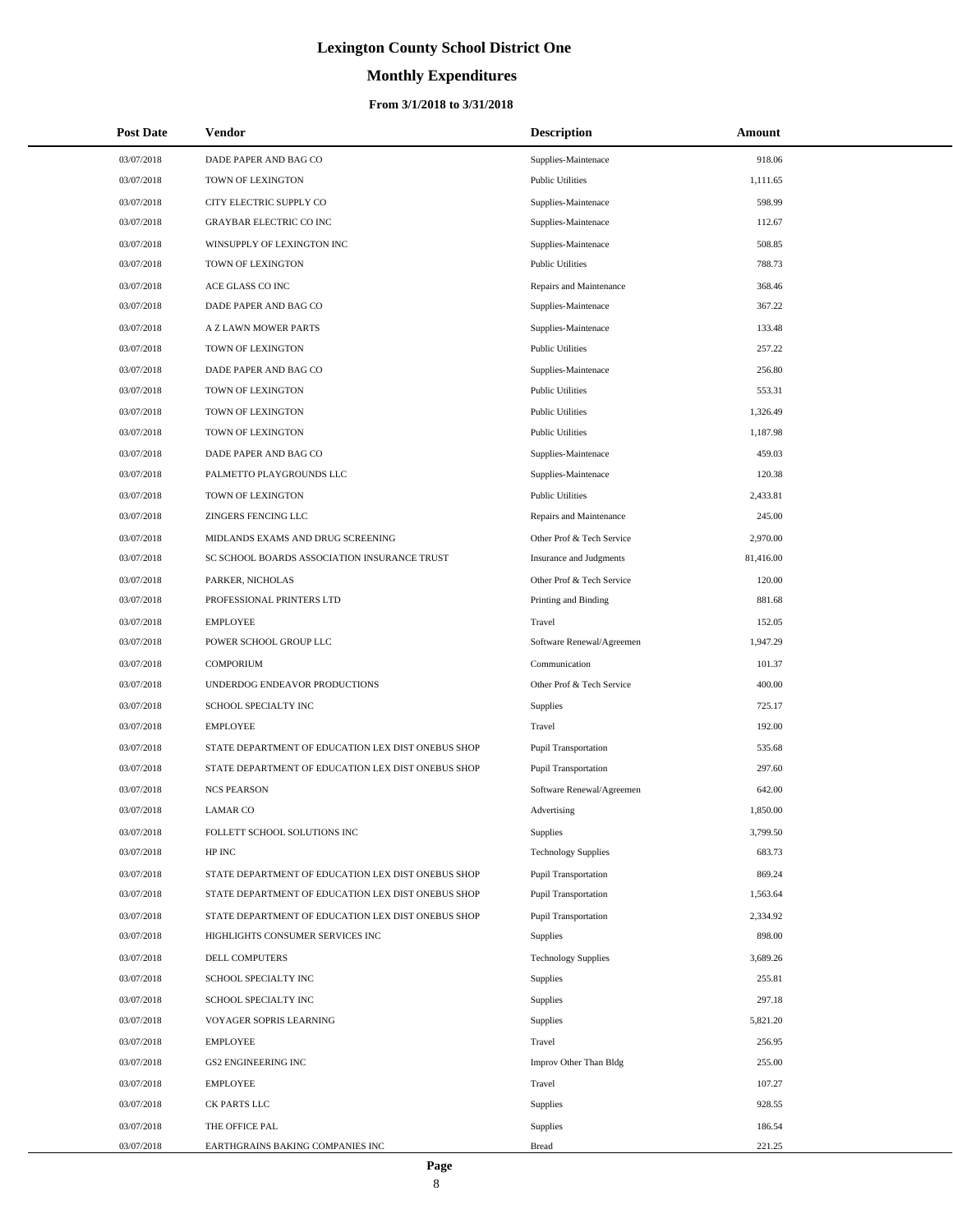# Lexington County School District One

## Monthly Expenditures

### From 3/1/2018 to 3/31/2018

| Post Date | Vendor | Description | Amount |
|---|---|---|---|
| 03/07/2018 | DADE PAPER AND BAG CO | Supplies-Maintenace | 918.06 |
| 03/07/2018 | TOWN OF LEXINGTON | Public Utilities | 1,111.65 |
| 03/07/2018 | CITY ELECTRIC SUPPLY CO | Supplies-Maintenace | 598.99 |
| 03/07/2018 | GRAYBAR ELECTRIC CO INC | Supplies-Maintenace | 112.67 |
| 03/07/2018 | WINSUPPLY OF LEXINGTON INC | Supplies-Maintenace | 508.85 |
| 03/07/2018 | TOWN OF LEXINGTON | Public Utilities | 788.73 |
| 03/07/2018 | ACE GLASS CO INC | Repairs and Maintenance | 368.46 |
| 03/07/2018 | DADE PAPER AND BAG CO | Supplies-Maintenace | 367.22 |
| 03/07/2018 | A Z LAWN MOWER PARTS | Supplies-Maintenace | 133.48 |
| 03/07/2018 | TOWN OF LEXINGTON | Public Utilities | 257.22 |
| 03/07/2018 | DADE PAPER AND BAG CO | Supplies-Maintenace | 256.80 |
| 03/07/2018 | TOWN OF LEXINGTON | Public Utilities | 553.31 |
| 03/07/2018 | TOWN OF LEXINGTON | Public Utilities | 1,326.49 |
| 03/07/2018 | TOWN OF LEXINGTON | Public Utilities | 1,187.98 |
| 03/07/2018 | DADE PAPER AND BAG CO | Supplies-Maintenace | 459.03 |
| 03/07/2018 | PALMETTO PLAYGROUNDS LLC | Supplies-Maintenace | 120.38 |
| 03/07/2018 | TOWN OF LEXINGTON | Public Utilities | 2,433.81 |
| 03/07/2018 | ZINGERS FENCING LLC | Repairs and Maintenance | 245.00 |
| 03/07/2018 | MIDLANDS EXAMS AND DRUG SCREENING | Other Prof & Tech Service | 2,970.00 |
| 03/07/2018 | SC SCHOOL BOARDS ASSOCIATION INSURANCE TRUST | Insurance and Judgments | 81,416.00 |
| 03/07/2018 | PARKER, NICHOLAS | Other Prof & Tech Service | 120.00 |
| 03/07/2018 | PROFESSIONAL PRINTERS LTD | Printing and Binding | 881.68 |
| 03/07/2018 | EMPLOYEE | Travel | 152.05 |
| 03/07/2018 | POWER SCHOOL GROUP LLC | Software Renewal/Agreemen | 1,947.29 |
| 03/07/2018 | COMPORIUM | Communication | 101.37 |
| 03/07/2018 | UNDERDOG ENDEAVOR PRODUCTIONS | Other Prof & Tech Service | 400.00 |
| 03/07/2018 | SCHOOL SPECIALTY INC | Supplies | 725.17 |
| 03/07/2018 | EMPLOYEE | Travel | 192.00 |
| 03/07/2018 | STATE DEPARTMENT OF EDUCATION LEX DIST ONEBUS SHOP | Pupil Transportation | 535.68 |
| 03/07/2018 | STATE DEPARTMENT OF EDUCATION LEX DIST ONEBUS SHOP | Pupil Transportation | 297.60 |
| 03/07/2018 | NCS PEARSON | Software Renewal/Agreemen | 642.00 |
| 03/07/2018 | LAMAR CO | Advertising | 1,850.00 |
| 03/07/2018 | FOLLETT SCHOOL SOLUTIONS INC | Supplies | 3,799.50 |
| 03/07/2018 | HP INC | Technology Supplies | 683.73 |
| 03/07/2018 | STATE DEPARTMENT OF EDUCATION LEX DIST ONEBUS SHOP | Pupil Transportation | 869.24 |
| 03/07/2018 | STATE DEPARTMENT OF EDUCATION LEX DIST ONEBUS SHOP | Pupil Transportation | 1,563.64 |
| 03/07/2018 | STATE DEPARTMENT OF EDUCATION LEX DIST ONEBUS SHOP | Pupil Transportation | 2,334.92 |
| 03/07/2018 | HIGHLIGHTS CONSUMER SERVICES INC | Supplies | 898.00 |
| 03/07/2018 | DELL COMPUTERS | Technology Supplies | 3,689.26 |
| 03/07/2018 | SCHOOL SPECIALTY INC | Supplies | 255.81 |
| 03/07/2018 | SCHOOL SPECIALTY INC | Supplies | 297.18 |
| 03/07/2018 | VOYAGER SOPRIS LEARNING | Supplies | 5,821.20 |
| 03/07/2018 | EMPLOYEE | Travel | 256.95 |
| 03/07/2018 | GS2 ENGINEERING INC | Improv Other Than Bldg | 255.00 |
| 03/07/2018 | EMPLOYEE | Travel | 107.27 |
| 03/07/2018 | CK PARTS LLC | Supplies | 928.55 |
| 03/07/2018 | THE OFFICE PAL | Supplies | 186.54 |
| 03/07/2018 | EARTHGRAINS BAKING COMPANIES INC | Bread | 221.25 |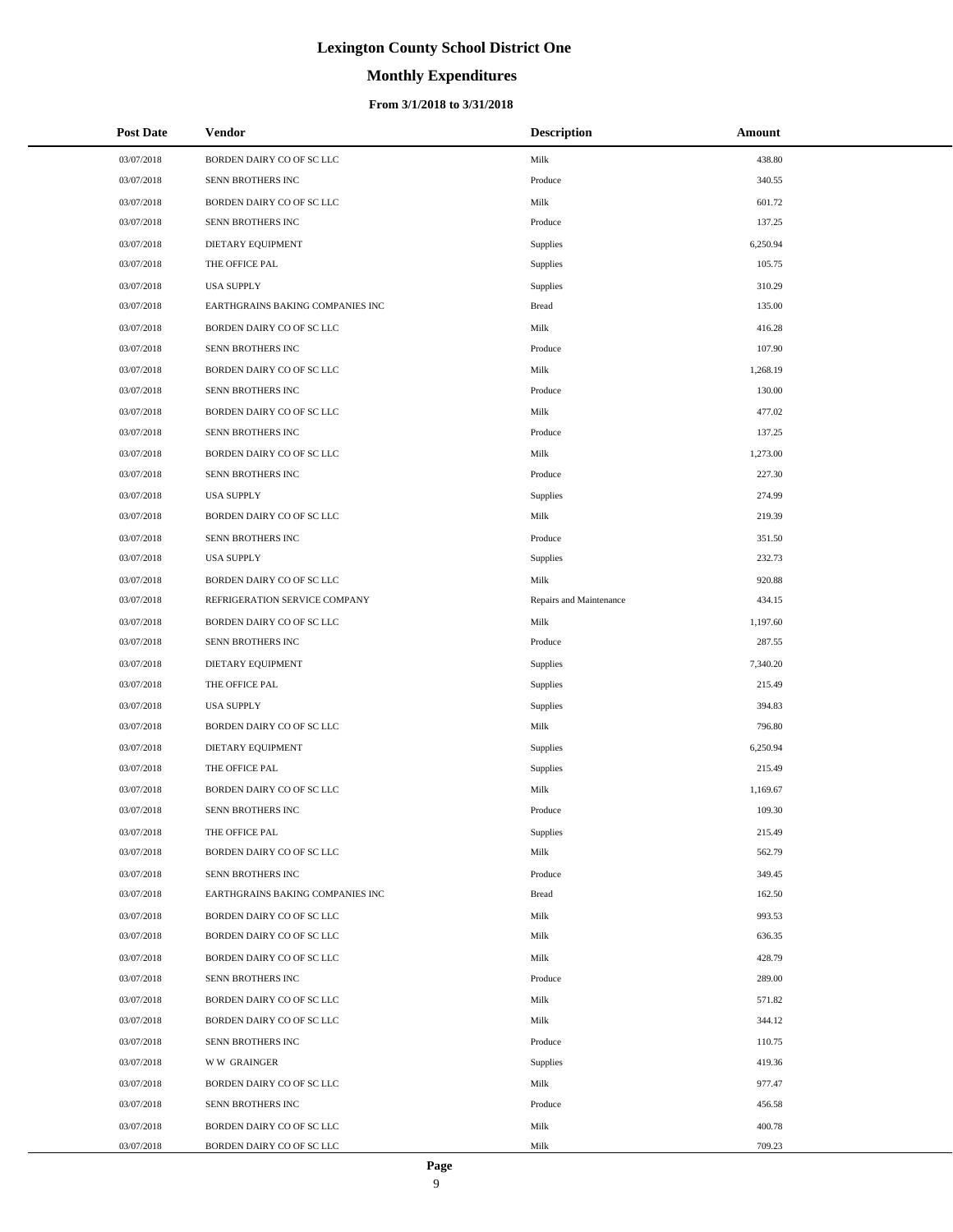# Lexington County School District One

## Monthly Expenditures

### From 3/1/2018 to 3/31/2018

| Post Date | Vendor | Description | Amount |
|---|---|---|---|
| 03/07/2018 | BORDEN DAIRY CO OF SC LLC | Milk | 438.80 |
| 03/07/2018 | SENN BROTHERS INC | Produce | 340.55 |
| 03/07/2018 | BORDEN DAIRY CO OF SC LLC | Milk | 601.72 |
| 03/07/2018 | SENN BROTHERS INC | Produce | 137.25 |
| 03/07/2018 | DIETARY EQUIPMENT | Supplies | 6,250.94 |
| 03/07/2018 | THE OFFICE PAL | Supplies | 105.75 |
| 03/07/2018 | USA SUPPLY | Supplies | 310.29 |
| 03/07/2018 | EARTHGRAINS BAKING COMPANIES INC | Bread | 135.00 |
| 03/07/2018 | BORDEN DAIRY CO OF SC LLC | Milk | 416.28 |
| 03/07/2018 | SENN BROTHERS INC | Produce | 107.90 |
| 03/07/2018 | BORDEN DAIRY CO OF SC LLC | Milk | 1,268.19 |
| 03/07/2018 | SENN BROTHERS INC | Produce | 130.00 |
| 03/07/2018 | BORDEN DAIRY CO OF SC LLC | Milk | 477.02 |
| 03/07/2018 | SENN BROTHERS INC | Produce | 137.25 |
| 03/07/2018 | BORDEN DAIRY CO OF SC LLC | Milk | 1,273.00 |
| 03/07/2018 | SENN BROTHERS INC | Produce | 227.30 |
| 03/07/2018 | USA SUPPLY | Supplies | 274.99 |
| 03/07/2018 | BORDEN DAIRY CO OF SC LLC | Milk | 219.39 |
| 03/07/2018 | SENN BROTHERS INC | Produce | 351.50 |
| 03/07/2018 | USA SUPPLY | Supplies | 232.73 |
| 03/07/2018 | BORDEN DAIRY CO OF SC LLC | Milk | 920.88 |
| 03/07/2018 | REFRIGERATION SERVICE COMPANY | Repairs and Maintenance | 434.15 |
| 03/07/2018 | BORDEN DAIRY CO OF SC LLC | Milk | 1,197.60 |
| 03/07/2018 | SENN BROTHERS INC | Produce | 287.55 |
| 03/07/2018 | DIETARY EQUIPMENT | Supplies | 7,340.20 |
| 03/07/2018 | THE OFFICE PAL | Supplies | 215.49 |
| 03/07/2018 | USA SUPPLY | Supplies | 394.83 |
| 03/07/2018 | BORDEN DAIRY CO OF SC LLC | Milk | 796.80 |
| 03/07/2018 | DIETARY EQUIPMENT | Supplies | 6,250.94 |
| 03/07/2018 | THE OFFICE PAL | Supplies | 215.49 |
| 03/07/2018 | BORDEN DAIRY CO OF SC LLC | Milk | 1,169.67 |
| 03/07/2018 | SENN BROTHERS INC | Produce | 109.30 |
| 03/07/2018 | THE OFFICE PAL | Supplies | 215.49 |
| 03/07/2018 | BORDEN DAIRY CO OF SC LLC | Milk | 562.79 |
| 03/07/2018 | SENN BROTHERS INC | Produce | 349.45 |
| 03/07/2018 | EARTHGRAINS BAKING COMPANIES INC | Bread | 162.50 |
| 03/07/2018 | BORDEN DAIRY CO OF SC LLC | Milk | 993.53 |
| 03/07/2018 | BORDEN DAIRY CO OF SC LLC | Milk | 636.35 |
| 03/07/2018 | BORDEN DAIRY CO OF SC LLC | Milk | 428.79 |
| 03/07/2018 | SENN BROTHERS INC | Produce | 289.00 |
| 03/07/2018 | BORDEN DAIRY CO OF SC LLC | Milk | 571.82 |
| 03/07/2018 | BORDEN DAIRY CO OF SC LLC | Milk | 344.12 |
| 03/07/2018 | SENN BROTHERS INC | Produce | 110.75 |
| 03/07/2018 | W W GRAINGER | Supplies | 419.36 |
| 03/07/2018 | BORDEN DAIRY CO OF SC LLC | Milk | 977.47 |
| 03/07/2018 | SENN BROTHERS INC | Produce | 456.58 |
| 03/07/2018 | BORDEN DAIRY CO OF SC LLC | Milk | 400.78 |
| 03/07/2018 | BORDEN DAIRY CO OF SC LLC | Milk | 709.23 |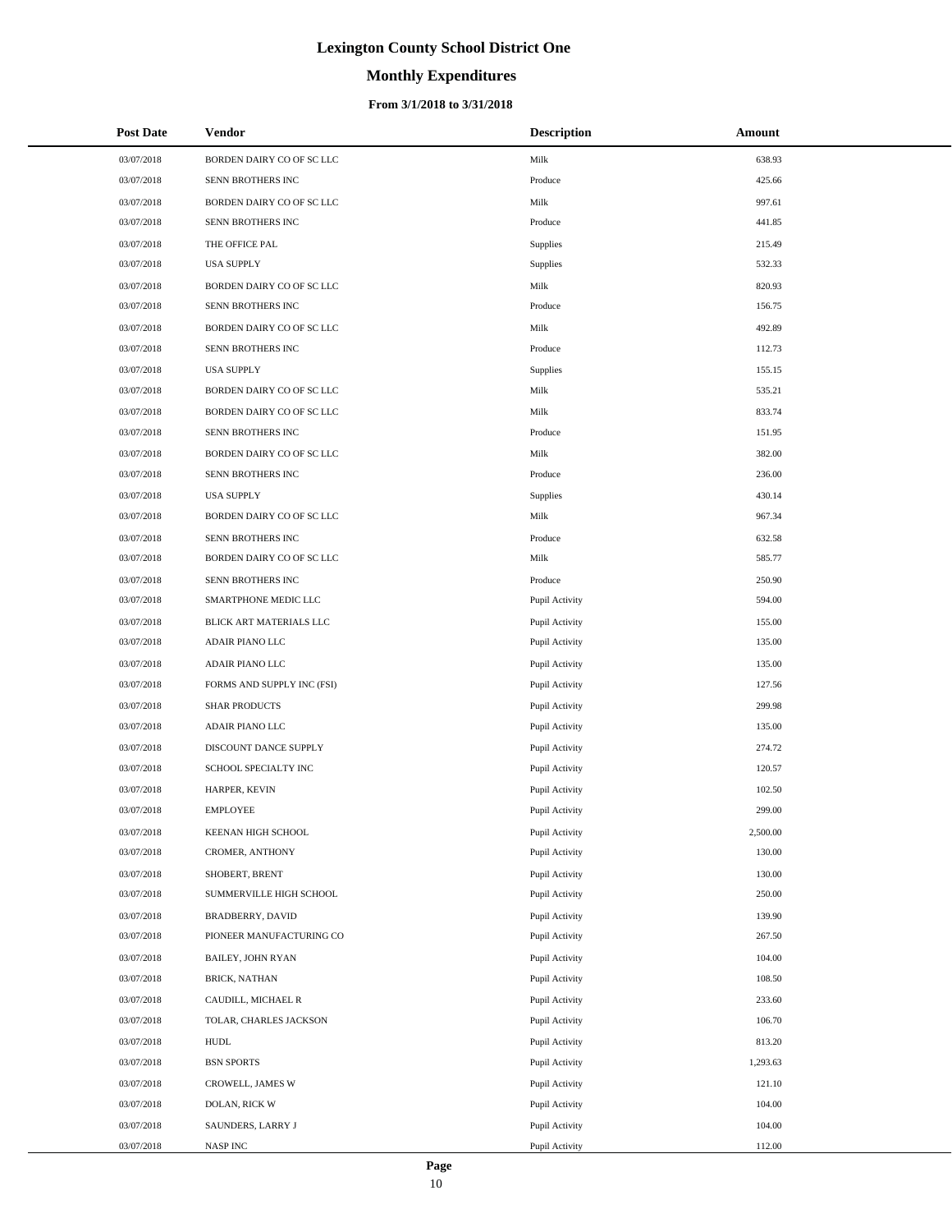# Lexington County School District One

## Monthly Expenditures

### From 3/1/2018 to 3/31/2018

| Post Date | Vendor | Description | Amount |
|---|---|---|---|
| 03/07/2018 | BORDEN DAIRY CO OF SC LLC | Milk | 638.93 |
| 03/07/2018 | SENN BROTHERS INC | Produce | 425.66 |
| 03/07/2018 | BORDEN DAIRY CO OF SC LLC | Milk | 997.61 |
| 03/07/2018 | SENN BROTHERS INC | Produce | 441.85 |
| 03/07/2018 | THE OFFICE PAL | Supplies | 215.49 |
| 03/07/2018 | USA SUPPLY | Supplies | 532.33 |
| 03/07/2018 | BORDEN DAIRY CO OF SC LLC | Milk | 820.93 |
| 03/07/2018 | SENN BROTHERS INC | Produce | 156.75 |
| 03/07/2018 | BORDEN DAIRY CO OF SC LLC | Milk | 492.89 |
| 03/07/2018 | SENN BROTHERS INC | Produce | 112.73 |
| 03/07/2018 | USA SUPPLY | Supplies | 155.15 |
| 03/07/2018 | BORDEN DAIRY CO OF SC LLC | Milk | 535.21 |
| 03/07/2018 | BORDEN DAIRY CO OF SC LLC | Milk | 833.74 |
| 03/07/2018 | SENN BROTHERS INC | Produce | 151.95 |
| 03/07/2018 | BORDEN DAIRY CO OF SC LLC | Milk | 382.00 |
| 03/07/2018 | SENN BROTHERS INC | Produce | 236.00 |
| 03/07/2018 | USA SUPPLY | Supplies | 430.14 |
| 03/07/2018 | BORDEN DAIRY CO OF SC LLC | Milk | 967.34 |
| 03/07/2018 | SENN BROTHERS INC | Produce | 632.58 |
| 03/07/2018 | BORDEN DAIRY CO OF SC LLC | Milk | 585.77 |
| 03/07/2018 | SENN BROTHERS INC | Produce | 250.90 |
| 03/07/2018 | SMARTPHONE MEDIC LLC | Pupil Activity | 594.00 |
| 03/07/2018 | BLICK ART MATERIALS LLC | Pupil Activity | 155.00 |
| 03/07/2018 | ADAIR PIANO LLC | Pupil Activity | 135.00 |
| 03/07/2018 | ADAIR PIANO LLC | Pupil Activity | 135.00 |
| 03/07/2018 | FORMS AND SUPPLY INC (FSI) | Pupil Activity | 127.56 |
| 03/07/2018 | SHAR PRODUCTS | Pupil Activity | 299.98 |
| 03/07/2018 | ADAIR PIANO LLC | Pupil Activity | 135.00 |
| 03/07/2018 | DISCOUNT DANCE SUPPLY | Pupil Activity | 274.72 |
| 03/07/2018 | SCHOOL SPECIALTY INC | Pupil Activity | 120.57 |
| 03/07/2018 | HARPER, KEVIN | Pupil Activity | 102.50 |
| 03/07/2018 | EMPLOYEE | Pupil Activity | 299.00 |
| 03/07/2018 | KEENAN HIGH SCHOOL | Pupil Activity | 2,500.00 |
| 03/07/2018 | CROMER, ANTHONY | Pupil Activity | 130.00 |
| 03/07/2018 | SHOBERT, BRENT | Pupil Activity | 130.00 |
| 03/07/2018 | SUMMERVILLE HIGH SCHOOL | Pupil Activity | 250.00 |
| 03/07/2018 | BRADBERRY, DAVID | Pupil Activity | 139.90 |
| 03/07/2018 | PIONEER MANUFACTURING CO | Pupil Activity | 267.50 |
| 03/07/2018 | BAILEY, JOHN RYAN | Pupil Activity | 104.00 |
| 03/07/2018 | BRICK, NATHAN | Pupil Activity | 108.50 |
| 03/07/2018 | CAUDILL, MICHAEL R | Pupil Activity | 233.60 |
| 03/07/2018 | TOLAR, CHARLES JACKSON | Pupil Activity | 106.70 |
| 03/07/2018 | HUDL | Pupil Activity | 813.20 |
| 03/07/2018 | BSN SPORTS | Pupil Activity | 1,293.63 |
| 03/07/2018 | CROWELL, JAMES W | Pupil Activity | 121.10 |
| 03/07/2018 | DOLAN, RICK W | Pupil Activity | 104.00 |
| 03/07/2018 | SAUNDERS, LARRY J | Pupil Activity | 104.00 |
| 03/07/2018 | NASP INC | Pupil Activity | 112.00 |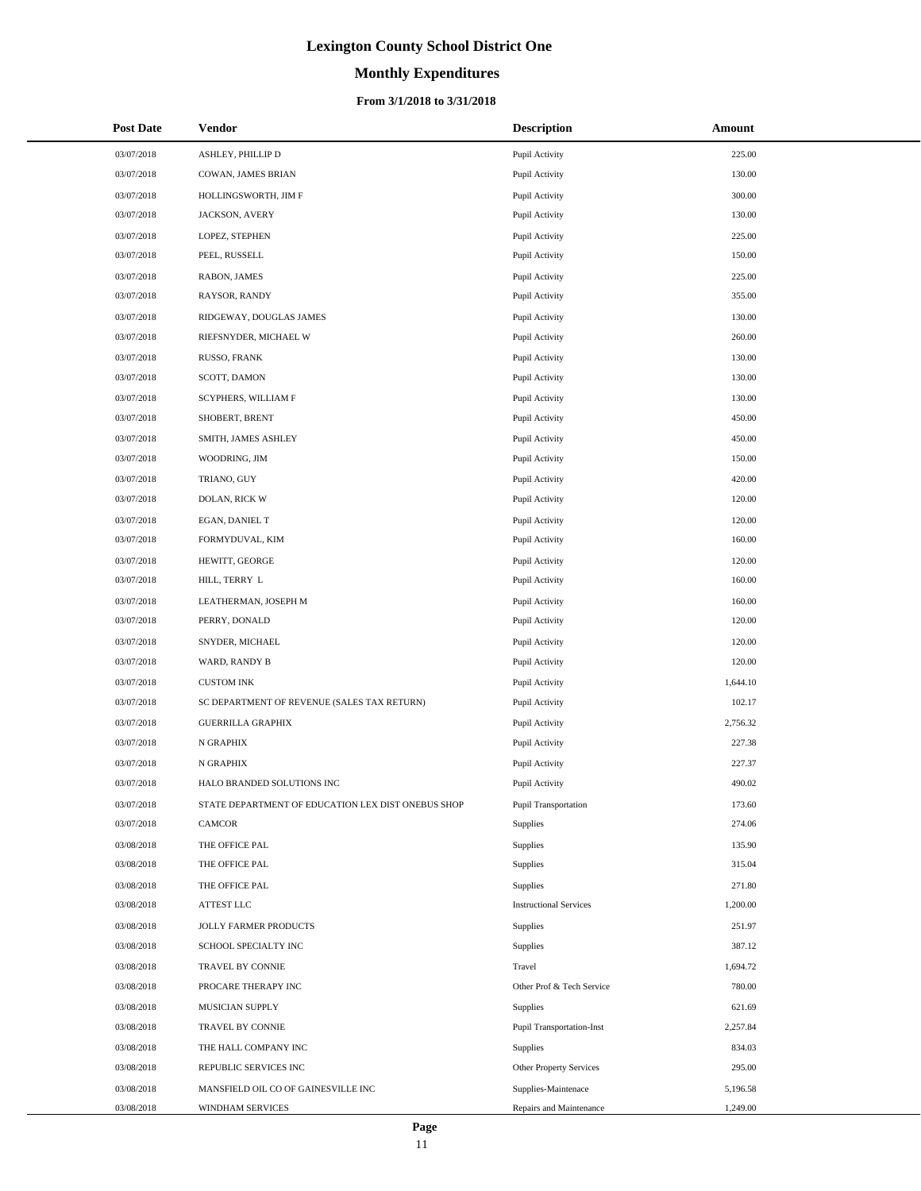# Lexington County School District One

## Monthly Expenditures

### From 3/1/2018 to 3/31/2018

| Post Date | Vendor | Description | Amount |
|---|---|---|---|
| 03/07/2018 | ASHLEY, PHILLIP D | Pupil Activity | 225.00 |
| 03/07/2018 | COWAN, JAMES BRIAN | Pupil Activity | 130.00 |
| 03/07/2018 | HOLLINGSWORTH, JIM F | Pupil Activity | 300.00 |
| 03/07/2018 | JACKSON, AVERY | Pupil Activity | 130.00 |
| 03/07/2018 | LOPEZ, STEPHEN | Pupil Activity | 225.00 |
| 03/07/2018 | PEEL, RUSSELL | Pupil Activity | 150.00 |
| 03/07/2018 | RABON, JAMES | Pupil Activity | 225.00 |
| 03/07/2018 | RAYSOR, RANDY | Pupil Activity | 355.00 |
| 03/07/2018 | RIDGEWAY, DOUGLAS JAMES | Pupil Activity | 130.00 |
| 03/07/2018 | RIEFSNYDER, MICHAEL W | Pupil Activity | 260.00 |
| 03/07/2018 | RUSSO, FRANK | Pupil Activity | 130.00 |
| 03/07/2018 | SCOTT, DAMON | Pupil Activity | 130.00 |
| 03/07/2018 | SCYPHERS, WILLIAM F | Pupil Activity | 130.00 |
| 03/07/2018 | SHOBERT, BRENT | Pupil Activity | 450.00 |
| 03/07/2018 | SMITH, JAMES ASHLEY | Pupil Activity | 450.00 |
| 03/07/2018 | WOODRING, JIM | Pupil Activity | 150.00 |
| 03/07/2018 | TRIANO, GUY | Pupil Activity | 420.00 |
| 03/07/2018 | DOLAN, RICK W | Pupil Activity | 120.00 |
| 03/07/2018 | EGAN, DANIEL T | Pupil Activity | 120.00 |
| 03/07/2018 | FORMYDUVAL, KIM | Pupil Activity | 160.00 |
| 03/07/2018 | HEWITT, GEORGE | Pupil Activity | 120.00 |
| 03/07/2018 | HILL, TERRY L | Pupil Activity | 160.00 |
| 03/07/2018 | LEATHERMAN, JOSEPH M | Pupil Activity | 160.00 |
| 03/07/2018 | PERRY, DONALD | Pupil Activity | 120.00 |
| 03/07/2018 | SNYDER, MICHAEL | Pupil Activity | 120.00 |
| 03/07/2018 | WARD, RANDY B | Pupil Activity | 120.00 |
| 03/07/2018 | CUSTOM INK | Pupil Activity | 1,644.10 |
| 03/07/2018 | SC DEPARTMENT OF REVENUE (SALES TAX RETURN) | Pupil Activity | 102.17 |
| 03/07/2018 | GUERRILLA GRAPHIX | Pupil Activity | 2,756.32 |
| 03/07/2018 | N GRAPHIX | Pupil Activity | 227.38 |
| 03/07/2018 | N GRAPHIX | Pupil Activity | 227.37 |
| 03/07/2018 | HALO BRANDED SOLUTIONS INC | Pupil Activity | 490.02 |
| 03/07/2018 | STATE DEPARTMENT OF EDUCATION LEX DIST ONEBUS SHOP | Pupil Transportation | 173.60 |
| 03/07/2018 | CAMCOR | Supplies | 274.06 |
| 03/08/2018 | THE OFFICE PAL | Supplies | 135.90 |
| 03/08/2018 | THE OFFICE PAL | Supplies | 315.04 |
| 03/08/2018 | THE OFFICE PAL | Supplies | 271.80 |
| 03/08/2018 | ATTEST LLC | Instructional Services | 1,200.00 |
| 03/08/2018 | JOLLY FARMER PRODUCTS | Supplies | 251.97 |
| 03/08/2018 | SCHOOL SPECIALTY INC | Supplies | 387.12 |
| 03/08/2018 | TRAVEL BY CONNIE | Travel | 1,694.72 |
| 03/08/2018 | PROCARE THERAPY INC | Other Prof & Tech Service | 780.00 |
| 03/08/2018 | MUSICIAN SUPPLY | Supplies | 621.69 |
| 03/08/2018 | TRAVEL BY CONNIE | Pupil Transportation-Inst | 2,257.84 |
| 03/08/2018 | THE HALL COMPANY INC | Supplies | 834.03 |
| 03/08/2018 | REPUBLIC SERVICES INC | Other Property Services | 295.00 |
| 03/08/2018 | MANSFIELD OIL CO OF GAINESVILLE INC | Supplies-Maintenace | 5,196.58 |
| 03/08/2018 | WINDHAM SERVICES | Repairs and Maintenance | 1,249.00 |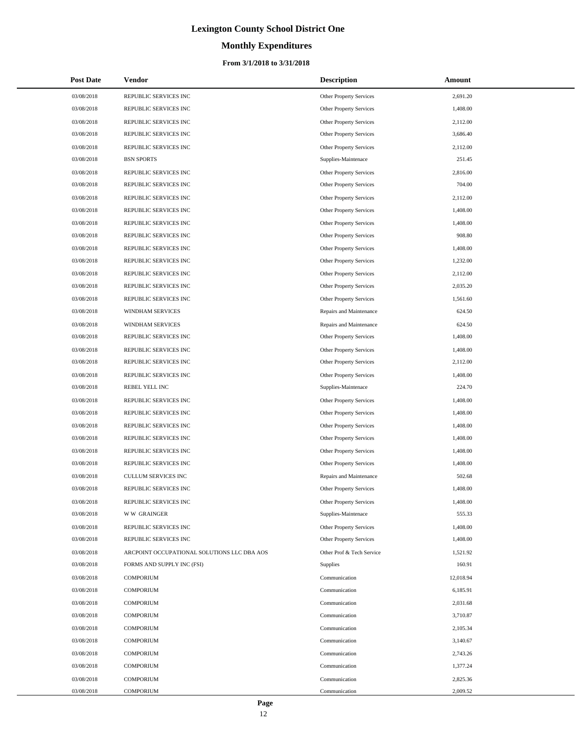# Lexington County School District One

## Monthly Expenditures

### From 3/1/2018 to 3/31/2018

| Post Date | Vendor | Description | Amount |
|---|---|---|---|
| 03/08/2018 | REPUBLIC SERVICES INC | Other Property Services | 2,691.20 |
| 03/08/2018 | REPUBLIC SERVICES INC | Other Property Services | 1,408.00 |
| 03/08/2018 | REPUBLIC SERVICES INC | Other Property Services | 2,112.00 |
| 03/08/2018 | REPUBLIC SERVICES INC | Other Property Services | 3,686.40 |
| 03/08/2018 | REPUBLIC SERVICES INC | Other Property Services | 2,112.00 |
| 03/08/2018 | BSN SPORTS | Supplies-Maintenace | 251.45 |
| 03/08/2018 | REPUBLIC SERVICES INC | Other Property Services | 2,816.00 |
| 03/08/2018 | REPUBLIC SERVICES INC | Other Property Services | 704.00 |
| 03/08/2018 | REPUBLIC SERVICES INC | Other Property Services | 2,112.00 |
| 03/08/2018 | REPUBLIC SERVICES INC | Other Property Services | 1,408.00 |
| 03/08/2018 | REPUBLIC SERVICES INC | Other Property Services | 1,408.00 |
| 03/08/2018 | REPUBLIC SERVICES INC | Other Property Services | 908.80 |
| 03/08/2018 | REPUBLIC SERVICES INC | Other Property Services | 1,408.00 |
| 03/08/2018 | REPUBLIC SERVICES INC | Other Property Services | 1,232.00 |
| 03/08/2018 | REPUBLIC SERVICES INC | Other Property Services | 2,112.00 |
| 03/08/2018 | REPUBLIC SERVICES INC | Other Property Services | 2,035.20 |
| 03/08/2018 | REPUBLIC SERVICES INC | Other Property Services | 1,561.60 |
| 03/08/2018 | WINDHAM SERVICES | Repairs and Maintenance | 624.50 |
| 03/08/2018 | WINDHAM SERVICES | Repairs and Maintenance | 624.50 |
| 03/08/2018 | REPUBLIC SERVICES INC | Other Property Services | 1,408.00 |
| 03/08/2018 | REPUBLIC SERVICES INC | Other Property Services | 1,408.00 |
| 03/08/2018 | REPUBLIC SERVICES INC | Other Property Services | 2,112.00 |
| 03/08/2018 | REPUBLIC SERVICES INC | Other Property Services | 1,408.00 |
| 03/08/2018 | REBEL YELL INC | Supplies-Maintenace | 224.70 |
| 03/08/2018 | REPUBLIC SERVICES INC | Other Property Services | 1,408.00 |
| 03/08/2018 | REPUBLIC SERVICES INC | Other Property Services | 1,408.00 |
| 03/08/2018 | REPUBLIC SERVICES INC | Other Property Services | 1,408.00 |
| 03/08/2018 | REPUBLIC SERVICES INC | Other Property Services | 1,408.00 |
| 03/08/2018 | REPUBLIC SERVICES INC | Other Property Services | 1,408.00 |
| 03/08/2018 | REPUBLIC SERVICES INC | Other Property Services | 1,408.00 |
| 03/08/2018 | CULLUM SERVICES INC | Repairs and Maintenance | 502.68 |
| 03/08/2018 | REPUBLIC SERVICES INC | Other Property Services | 1,408.00 |
| 03/08/2018 | REPUBLIC SERVICES INC | Other Property Services | 1,408.00 |
| 03/08/2018 | W W GRAINGER | Supplies-Maintenace | 555.33 |
| 03/08/2018 | REPUBLIC SERVICES INC | Other Property Services | 1,408.00 |
| 03/08/2018 | REPUBLIC SERVICES INC | Other Property Services | 1,408.00 |
| 03/08/2018 | ARCPOINT OCCUPATIONAL SOLUTIONS LLC DBA AOS | Other Prof & Tech Service | 1,521.92 |
| 03/08/2018 | FORMS AND SUPPLY INC (FSI) | Supplies | 160.91 |
| 03/08/2018 | COMPORIUM | Communication | 12,018.94 |
| 03/08/2018 | COMPORIUM | Communication | 6,185.91 |
| 03/08/2018 | COMPORIUM | Communication | 2,031.68 |
| 03/08/2018 | COMPORIUM | Communication | 3,710.87 |
| 03/08/2018 | COMPORIUM | Communication | 2,105.34 |
| 03/08/2018 | COMPORIUM | Communication | 3,140.67 |
| 03/08/2018 | COMPORIUM | Communication | 2,743.26 |
| 03/08/2018 | COMPORIUM | Communication | 1,377.24 |
| 03/08/2018 | COMPORIUM | Communication | 2,825.36 |
| 03/08/2018 | COMPORIUM | Communication | 2,009.52 |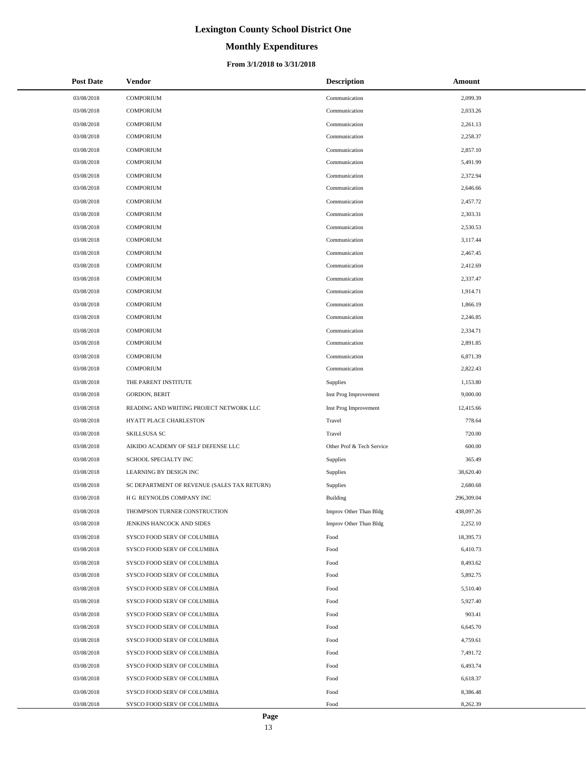# Lexington County School District One

## Monthly Expenditures

### From 3/1/2018 to 3/31/2018

| Post Date | Vendor | Description | Amount |
|---|---|---|---|
| 03/08/2018 | COMPORIUM | Communication | 2,099.39 |
| 03/08/2018 | COMPORIUM | Communication | 2,033.26 |
| 03/08/2018 | COMPORIUM | Communication | 2,261.13 |
| 03/08/2018 | COMPORIUM | Communication | 2,258.37 |
| 03/08/2018 | COMPORIUM | Communication | 2,857.10 |
| 03/08/2018 | COMPORIUM | Communication | 5,491.99 |
| 03/08/2018 | COMPORIUM | Communication | 2,372.94 |
| 03/08/2018 | COMPORIUM | Communication | 2,646.66 |
| 03/08/2018 | COMPORIUM | Communication | 2,457.72 |
| 03/08/2018 | COMPORIUM | Communication | 2,303.31 |
| 03/08/2018 | COMPORIUM | Communication | 2,530.53 |
| 03/08/2018 | COMPORIUM | Communication | 3,117.44 |
| 03/08/2018 | COMPORIUM | Communication | 2,467.45 |
| 03/08/2018 | COMPORIUM | Communication | 2,412.69 |
| 03/08/2018 | COMPORIUM | Communication | 2,337.47 |
| 03/08/2018 | COMPORIUM | Communication | 1,914.71 |
| 03/08/2018 | COMPORIUM | Communication | 1,866.19 |
| 03/08/2018 | COMPORIUM | Communication | 2,246.85 |
| 03/08/2018 | COMPORIUM | Communication | 2,334.71 |
| 03/08/2018 | COMPORIUM | Communication | 2,891.85 |
| 03/08/2018 | COMPORIUM | Communication | 6,871.39 |
| 03/08/2018 | COMPORIUM | Communication | 2,822.43 |
| 03/08/2018 | THE PARENT INSTITUTE | Supplies | 1,153.80 |
| 03/08/2018 | GORDON, BERIT | Inst Prog Improvement | 9,000.00 |
| 03/08/2018 | READING AND WRITING PROJECT NETWORK LLC | Inst Prog Improvement | 12,415.66 |
| 03/08/2018 | HYATT PLACE CHARLESTON | Travel | 778.64 |
| 03/08/2018 | SKILLSUSA SC | Travel | 720.00 |
| 03/08/2018 | AIKIDO ACADEMY OF SELF DEFENSE LLC | Other Prof & Tech Service | 600.00 |
| 03/08/2018 | SCHOOL SPECIALTY INC | Supplies | 365.49 |
| 03/08/2018 | LEARNING BY DESIGN INC | Supplies | 38,620.40 |
| 03/08/2018 | SC DEPARTMENT OF REVENUE (SALES TAX RETURN) | Supplies | 2,680.68 |
| 03/08/2018 | H G REYNOLDS COMPANY INC | Building | 296,309.04 |
| 03/08/2018 | THOMPSON TURNER CONSTRUCTION | Improv Other Than Bldg | 438,097.26 |
| 03/08/2018 | JENKINS HANCOCK AND SIDES | Improv Other Than Bldg | 2,252.10 |
| 03/08/2018 | SYSCO FOOD SERV OF COLUMBIA | Food | 18,395.73 |
| 03/08/2018 | SYSCO FOOD SERV OF COLUMBIA | Food | 6,410.73 |
| 03/08/2018 | SYSCO FOOD SERV OF COLUMBIA | Food | 8,493.62 |
| 03/08/2018 | SYSCO FOOD SERV OF COLUMBIA | Food | 5,892.75 |
| 03/08/2018 | SYSCO FOOD SERV OF COLUMBIA | Food | 5,510.40 |
| 03/08/2018 | SYSCO FOOD SERV OF COLUMBIA | Food | 5,927.40 |
| 03/08/2018 | SYSCO FOOD SERV OF COLUMBIA | Food | 903.41 |
| 03/08/2018 | SYSCO FOOD SERV OF COLUMBIA | Food | 6,645.70 |
| 03/08/2018 | SYSCO FOOD SERV OF COLUMBIA | Food | 4,759.61 |
| 03/08/2018 | SYSCO FOOD SERV OF COLUMBIA | Food | 7,491.72 |
| 03/08/2018 | SYSCO FOOD SERV OF COLUMBIA | Food | 6,493.74 |
| 03/08/2018 | SYSCO FOOD SERV OF COLUMBIA | Food | 6,618.37 |
| 03/08/2018 | SYSCO FOOD SERV OF COLUMBIA | Food | 8,386.48 |
| 03/08/2018 | SYSCO FOOD SERV OF COLUMBIA | Food | 8,262.39 |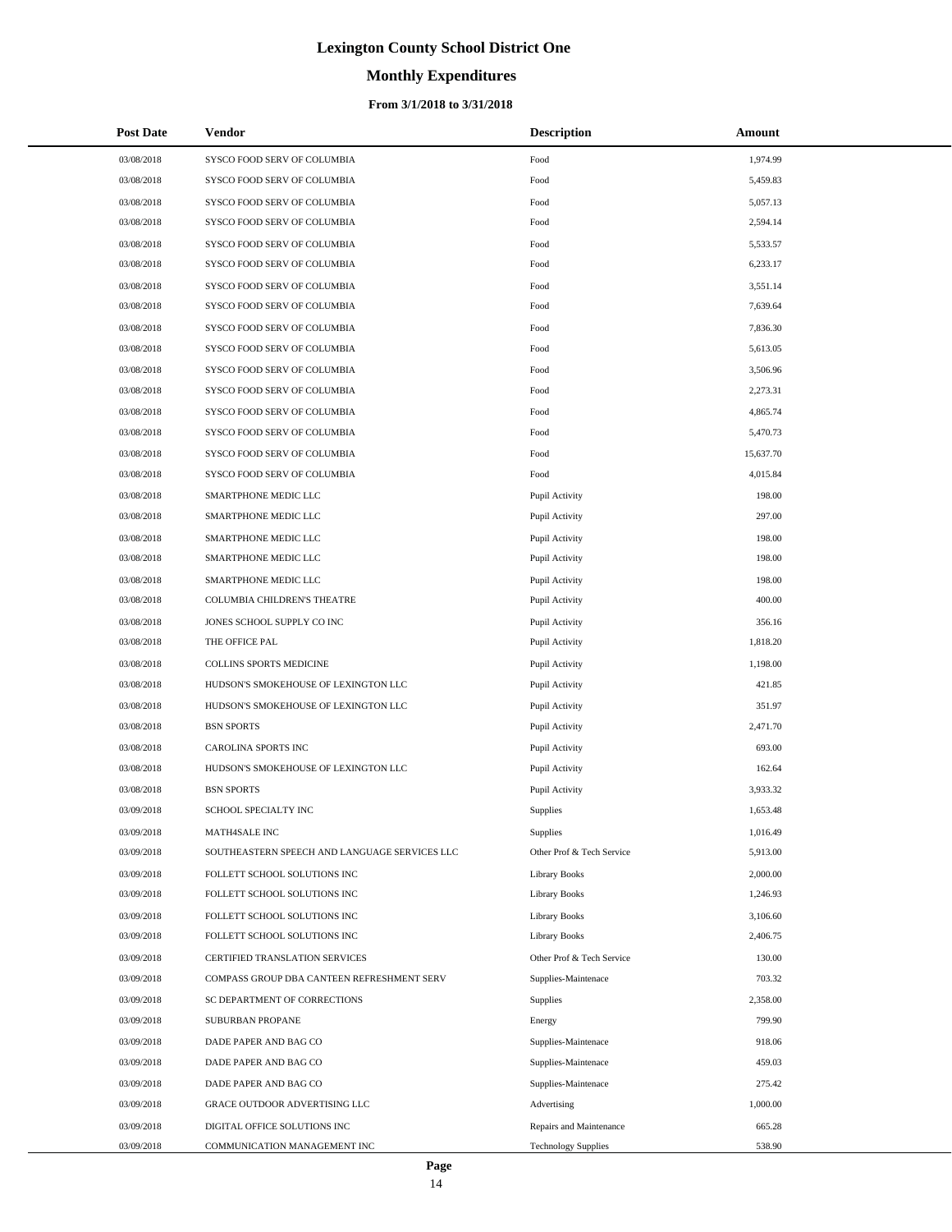# Lexington County School District One

## Monthly Expenditures

### From 3/1/2018 to 3/31/2018

| Post Date | Vendor | Description | Amount |
|---|---|---|---|
| 03/08/2018 | SYSCO FOOD SERV OF COLUMBIA | Food | 1,974.99 |
| 03/08/2018 | SYSCO FOOD SERV OF COLUMBIA | Food | 5,459.83 |
| 03/08/2018 | SYSCO FOOD SERV OF COLUMBIA | Food | 5,057.13 |
| 03/08/2018 | SYSCO FOOD SERV OF COLUMBIA | Food | 2,594.14 |
| 03/08/2018 | SYSCO FOOD SERV OF COLUMBIA | Food | 5,533.57 |
| 03/08/2018 | SYSCO FOOD SERV OF COLUMBIA | Food | 6,233.17 |
| 03/08/2018 | SYSCO FOOD SERV OF COLUMBIA | Food | 3,551.14 |
| 03/08/2018 | SYSCO FOOD SERV OF COLUMBIA | Food | 7,639.64 |
| 03/08/2018 | SYSCO FOOD SERV OF COLUMBIA | Food | 7,836.30 |
| 03/08/2018 | SYSCO FOOD SERV OF COLUMBIA | Food | 5,613.05 |
| 03/08/2018 | SYSCO FOOD SERV OF COLUMBIA | Food | 3,506.96 |
| 03/08/2018 | SYSCO FOOD SERV OF COLUMBIA | Food | 2,273.31 |
| 03/08/2018 | SYSCO FOOD SERV OF COLUMBIA | Food | 4,865.74 |
| 03/08/2018 | SYSCO FOOD SERV OF COLUMBIA | Food | 5,470.73 |
| 03/08/2018 | SYSCO FOOD SERV OF COLUMBIA | Food | 15,637.70 |
| 03/08/2018 | SYSCO FOOD SERV OF COLUMBIA | Food | 4,015.84 |
| 03/08/2018 | SMARTPHONE MEDIC LLC | Pupil Activity | 198.00 |
| 03/08/2018 | SMARTPHONE MEDIC LLC | Pupil Activity | 297.00 |
| 03/08/2018 | SMARTPHONE MEDIC LLC | Pupil Activity | 198.00 |
| 03/08/2018 | SMARTPHONE MEDIC LLC | Pupil Activity | 198.00 |
| 03/08/2018 | SMARTPHONE MEDIC LLC | Pupil Activity | 198.00 |
| 03/08/2018 | COLUMBIA CHILDREN'S THEATRE | Pupil Activity | 400.00 |
| 03/08/2018 | JONES SCHOOL SUPPLY CO INC | Pupil Activity | 356.16 |
| 03/08/2018 | THE OFFICE PAL | Pupil Activity | 1,818.20 |
| 03/08/2018 | COLLINS SPORTS MEDICINE | Pupil Activity | 1,198.00 |
| 03/08/2018 | HUDSON'S SMOKEHOUSE OF LEXINGTON LLC | Pupil Activity | 421.85 |
| 03/08/2018 | HUDSON'S SMOKEHOUSE OF LEXINGTON LLC | Pupil Activity | 351.97 |
| 03/08/2018 | BSN SPORTS | Pupil Activity | 2,471.70 |
| 03/08/2018 | CAROLINA SPORTS INC | Pupil Activity | 693.00 |
| 03/08/2018 | HUDSON'S SMOKEHOUSE OF LEXINGTON LLC | Pupil Activity | 162.64 |
| 03/08/2018 | BSN SPORTS | Pupil Activity | 3,933.32 |
| 03/09/2018 | SCHOOL SPECIALTY INC | Supplies | 1,653.48 |
| 03/09/2018 | MATH4SALE INC | Supplies | 1,016.49 |
| 03/09/2018 | SOUTHEASTERN SPEECH AND LANGUAGE SERVICES LLC | Other Prof & Tech Service | 5,913.00 |
| 03/09/2018 | FOLLETT SCHOOL SOLUTIONS INC | Library Books | 2,000.00 |
| 03/09/2018 | FOLLETT SCHOOL SOLUTIONS INC | Library Books | 1,246.93 |
| 03/09/2018 | FOLLETT SCHOOL SOLUTIONS INC | Library Books | 3,106.60 |
| 03/09/2018 | FOLLETT SCHOOL SOLUTIONS INC | Library Books | 2,406.75 |
| 03/09/2018 | CERTIFIED TRANSLATION SERVICES | Other Prof & Tech Service | 130.00 |
| 03/09/2018 | COMPASS GROUP DBA CANTEEN REFRESHMENT SERV | Supplies-Maintenace | 703.32 |
| 03/09/2018 | SC DEPARTMENT OF CORRECTIONS | Supplies | 2,358.00 |
| 03/09/2018 | SUBURBAN PROPANE | Energy | 799.90 |
| 03/09/2018 | DADE PAPER AND BAG CO | Supplies-Maintenace | 918.06 |
| 03/09/2018 | DADE PAPER AND BAG CO | Supplies-Maintenace | 459.03 |
| 03/09/2018 | DADE PAPER AND BAG CO | Supplies-Maintenace | 275.42 |
| 03/09/2018 | GRACE OUTDOOR ADVERTISING LLC | Advertising | 1,000.00 |
| 03/09/2018 | DIGITAL OFFICE SOLUTIONS INC | Repairs and Maintenance | 665.28 |
| 03/09/2018 | COMMUNICATION MANAGEMENT INC | Technology Supplies | 538.90 |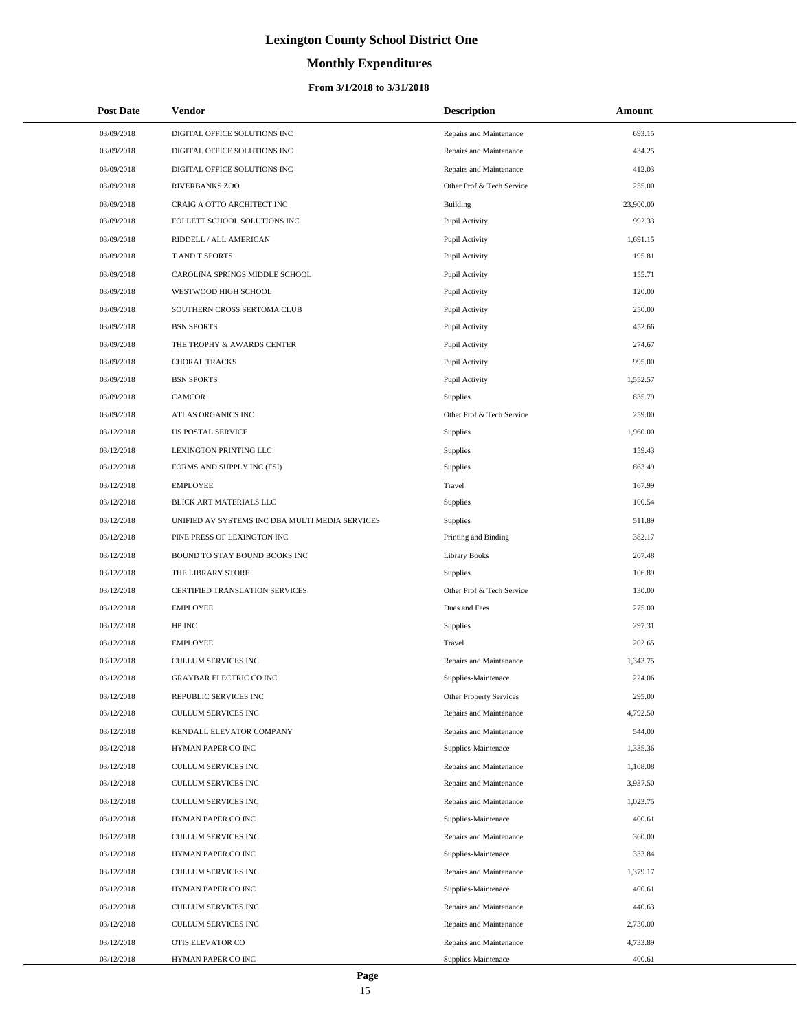# Lexington County School District One

## Monthly Expenditures

### From 3/1/2018 to 3/31/2018

| Post Date | Vendor | Description | Amount |
|---|---|---|---|
| 03/09/2018 | DIGITAL OFFICE SOLUTIONS INC | Repairs and Maintenance | 693.15 |
| 03/09/2018 | DIGITAL OFFICE SOLUTIONS INC | Repairs and Maintenance | 434.25 |
| 03/09/2018 | DIGITAL OFFICE SOLUTIONS INC | Repairs and Maintenance | 412.03 |
| 03/09/2018 | RIVERBANKS ZOO | Other Prof & Tech Service | 255.00 |
| 03/09/2018 | CRAIG A OTTO ARCHITECT INC | Building | 23,900.00 |
| 03/09/2018 | FOLLETT SCHOOL SOLUTIONS INC | Pupil Activity | 992.33 |
| 03/09/2018 | RIDDELL / ALL AMERICAN | Pupil Activity | 1,691.15 |
| 03/09/2018 | T AND T SPORTS | Pupil Activity | 195.81 |
| 03/09/2018 | CAROLINA SPRINGS MIDDLE SCHOOL | Pupil Activity | 155.71 |
| 03/09/2018 | WESTWOOD HIGH SCHOOL | Pupil Activity | 120.00 |
| 03/09/2018 | SOUTHERN CROSS SERTOMA CLUB | Pupil Activity | 250.00 |
| 03/09/2018 | BSN SPORTS | Pupil Activity | 452.66 |
| 03/09/2018 | THE TROPHY & AWARDS CENTER | Pupil Activity | 274.67 |
| 03/09/2018 | CHORAL TRACKS | Pupil Activity | 995.00 |
| 03/09/2018 | BSN SPORTS | Pupil Activity | 1,552.57 |
| 03/09/2018 | CAMCOR | Supplies | 835.79 |
| 03/09/2018 | ATLAS ORGANICS INC | Other Prof & Tech Service | 259.00 |
| 03/12/2018 | US POSTAL SERVICE | Supplies | 1,960.00 |
| 03/12/2018 | LEXINGTON PRINTING LLC | Supplies | 159.43 |
| 03/12/2018 | FORMS AND SUPPLY INC (FSI) | Supplies | 863.49 |
| 03/12/2018 | EMPLOYEE | Travel | 167.99 |
| 03/12/2018 | BLICK ART MATERIALS LLC | Supplies | 100.54 |
| 03/12/2018 | UNIFIED AV SYSTEMS INC DBA MULTI MEDIA SERVICES | Supplies | 511.89 |
| 03/12/2018 | PINE PRESS OF LEXINGTON INC | Printing and Binding | 382.17 |
| 03/12/2018 | BOUND TO STAY BOUND BOOKS INC | Library Books | 207.48 |
| 03/12/2018 | THE LIBRARY STORE | Supplies | 106.89 |
| 03/12/2018 | CERTIFIED TRANSLATION SERVICES | Other Prof & Tech Service | 130.00 |
| 03/12/2018 | EMPLOYEE | Dues and Fees | 275.00 |
| 03/12/2018 | HP INC | Supplies | 297.31 |
| 03/12/2018 | EMPLOYEE | Travel | 202.65 |
| 03/12/2018 | CULLUM SERVICES INC | Repairs and Maintenance | 1,343.75 |
| 03/12/2018 | GRAYBAR ELECTRIC CO INC | Supplies-Maintenace | 224.06 |
| 03/12/2018 | REPUBLIC SERVICES INC | Other Property Services | 295.00 |
| 03/12/2018 | CULLUM SERVICES INC | Repairs and Maintenance | 4,792.50 |
| 03/12/2018 | KENDALL ELEVATOR COMPANY | Repairs and Maintenance | 544.00 |
| 03/12/2018 | HYMAN PAPER CO INC | Supplies-Maintenace | 1,335.36 |
| 03/12/2018 | CULLUM SERVICES INC | Repairs and Maintenance | 1,108.08 |
| 03/12/2018 | CULLUM SERVICES INC | Repairs and Maintenance | 3,937.50 |
| 03/12/2018 | CULLUM SERVICES INC | Repairs and Maintenance | 1,023.75 |
| 03/12/2018 | HYMAN PAPER CO INC | Supplies-Maintenace | 400.61 |
| 03/12/2018 | CULLUM SERVICES INC | Repairs and Maintenance | 360.00 |
| 03/12/2018 | HYMAN PAPER CO INC | Supplies-Maintenace | 333.84 |
| 03/12/2018 | CULLUM SERVICES INC | Repairs and Maintenance | 1,379.17 |
| 03/12/2018 | HYMAN PAPER CO INC | Supplies-Maintenace | 400.61 |
| 03/12/2018 | CULLUM SERVICES INC | Repairs and Maintenance | 440.63 |
| 03/12/2018 | CULLUM SERVICES INC | Repairs and Maintenance | 2,730.00 |
| 03/12/2018 | OTIS ELEVATOR CO | Repairs and Maintenance | 4,733.89 |
| 03/12/2018 | HYMAN PAPER CO INC | Supplies-Maintenace | 400.61 |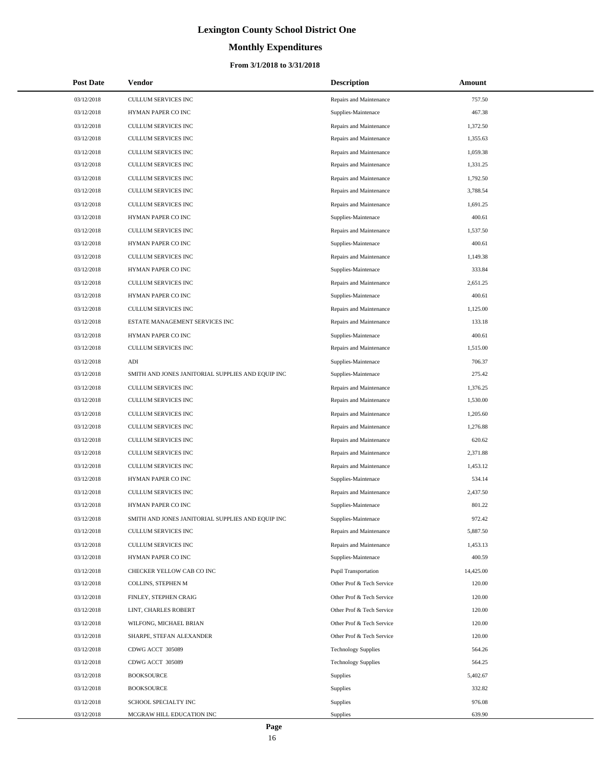# Lexington County School District One

## Monthly Expenditures

### From 3/1/2018 to 3/31/2018

| Post Date | Vendor | Description | Amount |
|---|---|---|---|
| 03/12/2018 | CULLUM SERVICES INC | Repairs and Maintenance | 757.50 |
| 03/12/2018 | HYMAN PAPER CO INC | Supplies-Maintenace | 467.38 |
| 03/12/2018 | CULLUM SERVICES INC | Repairs and Maintenance | 1,372.50 |
| 03/12/2018 | CULLUM SERVICES INC | Repairs and Maintenance | 1,355.63 |
| 03/12/2018 | CULLUM SERVICES INC | Repairs and Maintenance | 1,059.38 |
| 03/12/2018 | CULLUM SERVICES INC | Repairs and Maintenance | 1,331.25 |
| 03/12/2018 | CULLUM SERVICES INC | Repairs and Maintenance | 1,792.50 |
| 03/12/2018 | CULLUM SERVICES INC | Repairs and Maintenance | 3,788.54 |
| 03/12/2018 | CULLUM SERVICES INC | Repairs and Maintenance | 1,691.25 |
| 03/12/2018 | HYMAN PAPER CO INC | Supplies-Maintenace | 400.61 |
| 03/12/2018 | CULLUM SERVICES INC | Repairs and Maintenance | 1,537.50 |
| 03/12/2018 | HYMAN PAPER CO INC | Supplies-Maintenace | 400.61 |
| 03/12/2018 | CULLUM SERVICES INC | Repairs and Maintenance | 1,149.38 |
| 03/12/2018 | HYMAN PAPER CO INC | Supplies-Maintenace | 333.84 |
| 03/12/2018 | CULLUM SERVICES INC | Repairs and Maintenance | 2,651.25 |
| 03/12/2018 | HYMAN PAPER CO INC | Supplies-Maintenace | 400.61 |
| 03/12/2018 | CULLUM SERVICES INC | Repairs and Maintenance | 1,125.00 |
| 03/12/2018 | ESTATE MANAGEMENT SERVICES INC | Repairs and Maintenance | 133.18 |
| 03/12/2018 | HYMAN PAPER CO INC | Supplies-Maintenace | 400.61 |
| 03/12/2018 | CULLUM SERVICES INC | Repairs and Maintenance | 1,515.00 |
| 03/12/2018 | ADI | Supplies-Maintenace | 706.37 |
| 03/12/2018 | SMITH AND JONES JANITORIAL SUPPLIES AND EQUIP INC | Supplies-Maintenace | 275.42 |
| 03/12/2018 | CULLUM SERVICES INC | Repairs and Maintenance | 1,376.25 |
| 03/12/2018 | CULLUM SERVICES INC | Repairs and Maintenance | 1,530.00 |
| 03/12/2018 | CULLUM SERVICES INC | Repairs and Maintenance | 1,205.60 |
| 03/12/2018 | CULLUM SERVICES INC | Repairs and Maintenance | 1,276.88 |
| 03/12/2018 | CULLUM SERVICES INC | Repairs and Maintenance | 620.62 |
| 03/12/2018 | CULLUM SERVICES INC | Repairs and Maintenance | 2,371.88 |
| 03/12/2018 | CULLUM SERVICES INC | Repairs and Maintenance | 1,453.12 |
| 03/12/2018 | HYMAN PAPER CO INC | Supplies-Maintenace | 534.14 |
| 03/12/2018 | CULLUM SERVICES INC | Repairs and Maintenance | 2,437.50 |
| 03/12/2018 | HYMAN PAPER CO INC | Supplies-Maintenace | 801.22 |
| 03/12/2018 | SMITH AND JONES JANITORIAL SUPPLIES AND EQUIP INC | Supplies-Maintenace | 972.42 |
| 03/12/2018 | CULLUM SERVICES INC | Repairs and Maintenance | 5,887.50 |
| 03/12/2018 | CULLUM SERVICES INC | Repairs and Maintenance | 1,453.13 |
| 03/12/2018 | HYMAN PAPER CO INC | Supplies-Maintenace | 400.59 |
| 03/12/2018 | CHECKER YELLOW CAB CO INC | Pupil Transportation | 14,425.00 |
| 03/12/2018 | COLLINS, STEPHEN M | Other Prof & Tech Service | 120.00 |
| 03/12/2018 | FINLEY, STEPHEN CRAIG | Other Prof & Tech Service | 120.00 |
| 03/12/2018 | LINT, CHARLES ROBERT | Other Prof & Tech Service | 120.00 |
| 03/12/2018 | WILFONG, MICHAEL BRIAN | Other Prof & Tech Service | 120.00 |
| 03/12/2018 | SHARPE, STEFAN ALEXANDER | Other Prof & Tech Service | 120.00 |
| 03/12/2018 | CDWG ACCT 305089 | Technology Supplies | 564.26 |
| 03/12/2018 | CDWG ACCT 305089 | Technology Supplies | 564.25 |
| 03/12/2018 | BOOKSOURCE | Supplies | 5,402.67 |
| 03/12/2018 | BOOKSOURCE | Supplies | 332.82 |
| 03/12/2018 | SCHOOL SPECIALTY INC | Supplies | 976.08 |
| 03/12/2018 | MCGRAW HILL EDUCATION INC | Supplies | 639.90 |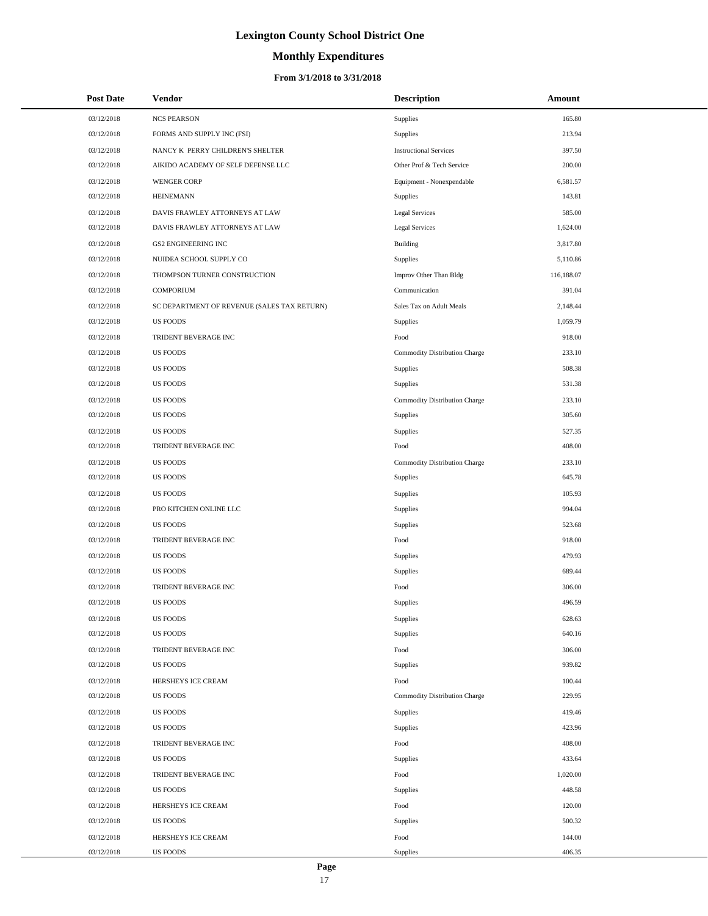# Lexington County School District One

## Monthly Expenditures

### From 3/1/2018 to 3/31/2018

| Post Date | Vendor | Description | Amount |
|---|---|---|---|
| 03/12/2018 | NCS PEARSON | Supplies | 165.80 |
| 03/12/2018 | FORMS AND SUPPLY INC (FSI) | Supplies | 213.94 |
| 03/12/2018 | NANCY K PERRY CHILDREN'S SHELTER | Instructional Services | 397.50 |
| 03/12/2018 | AIKIDO ACADEMY OF SELF DEFENSE LLC | Other Prof & Tech Service | 200.00 |
| 03/12/2018 | WENGER CORP | Equipment - Nonexpendable | 6,581.57 |
| 03/12/2018 | HEINEMANN | Supplies | 143.81 |
| 03/12/2018 | DAVIS FRAWLEY ATTORNEYS AT LAW | Legal Services | 585.00 |
| 03/12/2018 | DAVIS FRAWLEY ATTORNEYS AT LAW | Legal Services | 1,624.00 |
| 03/12/2018 | GS2 ENGINEERING INC | Building | 3,817.80 |
| 03/12/2018 | NUIDEA SCHOOL SUPPLY CO | Supplies | 5,110.86 |
| 03/12/2018 | THOMPSON TURNER CONSTRUCTION | Improv Other Than Bldg | 116,188.07 |
| 03/12/2018 | COMPORIUM | Communication | 391.04 |
| 03/12/2018 | SC DEPARTMENT OF REVENUE (SALES TAX RETURN) | Sales Tax on Adult Meals | 2,148.44 |
| 03/12/2018 | US FOODS | Supplies | 1,059.79 |
| 03/12/2018 | TRIDENT BEVERAGE INC | Food | 918.00 |
| 03/12/2018 | US FOODS | Commodity Distribution Charge | 233.10 |
| 03/12/2018 | US FOODS | Supplies | 508.38 |
| 03/12/2018 | US FOODS | Supplies | 531.38 |
| 03/12/2018 | US FOODS | Commodity Distribution Charge | 233.10 |
| 03/12/2018 | US FOODS | Supplies | 305.60 |
| 03/12/2018 | US FOODS | Supplies | 527.35 |
| 03/12/2018 | TRIDENT BEVERAGE INC | Food | 408.00 |
| 03/12/2018 | US FOODS | Commodity Distribution Charge | 233.10 |
| 03/12/2018 | US FOODS | Supplies | 645.78 |
| 03/12/2018 | US FOODS | Supplies | 105.93 |
| 03/12/2018 | PRO KITCHEN ONLINE LLC | Supplies | 994.04 |
| 03/12/2018 | US FOODS | Supplies | 523.68 |
| 03/12/2018 | TRIDENT BEVERAGE INC | Food | 918.00 |
| 03/12/2018 | US FOODS | Supplies | 479.93 |
| 03/12/2018 | US FOODS | Supplies | 689.44 |
| 03/12/2018 | TRIDENT BEVERAGE INC | Food | 306.00 |
| 03/12/2018 | US FOODS | Supplies | 496.59 |
| 03/12/2018 | US FOODS | Supplies | 628.63 |
| 03/12/2018 | US FOODS | Supplies | 640.16 |
| 03/12/2018 | TRIDENT BEVERAGE INC | Food | 306.00 |
| 03/12/2018 | US FOODS | Supplies | 939.82 |
| 03/12/2018 | HERSHEYS ICE CREAM | Food | 100.44 |
| 03/12/2018 | US FOODS | Commodity Distribution Charge | 229.95 |
| 03/12/2018 | US FOODS | Supplies | 419.46 |
| 03/12/2018 | US FOODS | Supplies | 423.96 |
| 03/12/2018 | TRIDENT BEVERAGE INC | Food | 408.00 |
| 03/12/2018 | US FOODS | Supplies | 433.64 |
| 03/12/2018 | TRIDENT BEVERAGE INC | Food | 1,020.00 |
| 03/12/2018 | US FOODS | Supplies | 448.58 |
| 03/12/2018 | HERSHEYS ICE CREAM | Food | 120.00 |
| 03/12/2018 | US FOODS | Supplies | 500.32 |
| 03/12/2018 | HERSHEYS ICE CREAM | Food | 144.00 |
| 03/12/2018 | US FOODS | Supplies | 406.35 |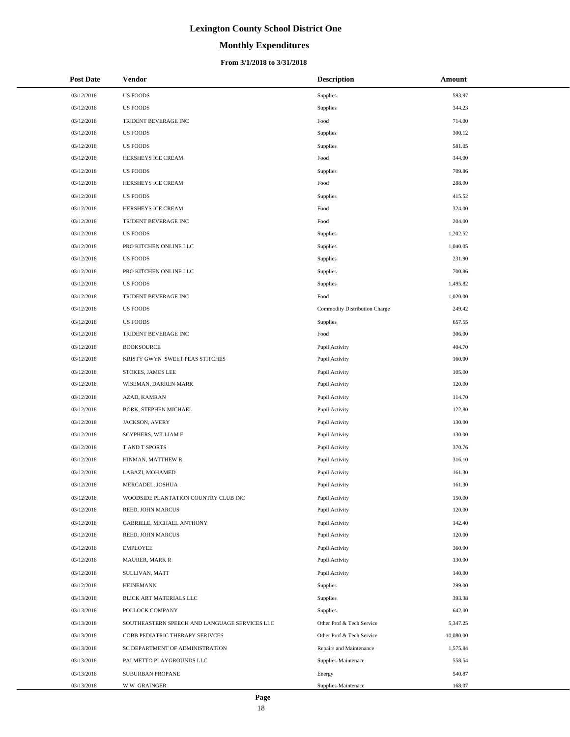# Lexington County School District One

## Monthly Expenditures

### From 3/1/2018 to 3/31/2018

| Post Date | Vendor | Description | Amount |
|---|---|---|---|
| 03/12/2018 | US FOODS | Supplies | 593.97 |
| 03/12/2018 | US FOODS | Supplies | 344.23 |
| 03/12/2018 | TRIDENT BEVERAGE INC | Food | 714.00 |
| 03/12/2018 | US FOODS | Supplies | 300.12 |
| 03/12/2018 | US FOODS | Supplies | 581.05 |
| 03/12/2018 | HERSHEYS ICE CREAM | Food | 144.00 |
| 03/12/2018 | US FOODS | Supplies | 709.86 |
| 03/12/2018 | HERSHEYS ICE CREAM | Food | 288.00 |
| 03/12/2018 | US FOODS | Supplies | 415.52 |
| 03/12/2018 | HERSHEYS ICE CREAM | Food | 324.00 |
| 03/12/2018 | TRIDENT BEVERAGE INC | Food | 204.00 |
| 03/12/2018 | US FOODS | Supplies | 1,202.52 |
| 03/12/2018 | PRO KITCHEN ONLINE LLC | Supplies | 1,040.05 |
| 03/12/2018 | US FOODS | Supplies | 231.90 |
| 03/12/2018 | PRO KITCHEN ONLINE LLC | Supplies | 700.86 |
| 03/12/2018 | US FOODS | Supplies | 1,495.82 |
| 03/12/2018 | TRIDENT BEVERAGE INC | Food | 1,020.00 |
| 03/12/2018 | US FOODS | Commodity Distribution Charge | 249.42 |
| 03/12/2018 | US FOODS | Supplies | 657.55 |
| 03/12/2018 | TRIDENT BEVERAGE INC | Food | 306.00 |
| 03/12/2018 | BOOKSOURCE | Pupil Activity | 404.70 |
| 03/12/2018 | KRISTY GWYN SWEET PEAS STITCHES | Pupil Activity | 160.00 |
| 03/12/2018 | STOKES, JAMES LEE | Pupil Activity | 105.00 |
| 03/12/2018 | WISEMAN, DARREN MARK | Pupil Activity | 120.00 |
| 03/12/2018 | AZAD, KAMRAN | Pupil Activity | 114.70 |
| 03/12/2018 | BORK, STEPHEN MICHAEL | Pupil Activity | 122.80 |
| 03/12/2018 | JACKSON, AVERY | Pupil Activity | 130.00 |
| 03/12/2018 | SCYPHERS, WILLIAM F | Pupil Activity | 130.00 |
| 03/12/2018 | T AND T SPORTS | Pupil Activity | 370.76 |
| 03/12/2018 | HINMAN, MATTHEW R | Pupil Activity | 316.10 |
| 03/12/2018 | LABAZI, MOHAMED | Pupil Activity | 161.30 |
| 03/12/2018 | MERCADEL, JOSHUA | Pupil Activity | 161.30 |
| 03/12/2018 | WOODSIDE PLANTATION COUNTRY CLUB INC | Pupil Activity | 150.00 |
| 03/12/2018 | REED, JOHN MARCUS | Pupil Activity | 120.00 |
| 03/12/2018 | GABRIELE, MICHAEL ANTHONY | Pupil Activity | 142.40 |
| 03/12/2018 | REED, JOHN MARCUS | Pupil Activity | 120.00 |
| 03/12/2018 | EMPLOYEE | Pupil Activity | 360.00 |
| 03/12/2018 | MAURER, MARK R | Pupil Activity | 130.00 |
| 03/12/2018 | SULLIVAN, MATT | Pupil Activity | 140.00 |
| 03/12/2018 | HEINEMANN | Supplies | 299.00 |
| 03/13/2018 | BLICK ART MATERIALS LLC | Supplies | 393.38 |
| 03/13/2018 | POLLOCK COMPANY | Supplies | 642.00 |
| 03/13/2018 | SOUTHEASTERN SPEECH AND LANGUAGE SERVICES LLC | Other Prof & Tech Service | 5,347.25 |
| 03/13/2018 | COBB PEDIATRIC THERAPY SERIVCES | Other Prof & Tech Service | 10,080.00 |
| 03/13/2018 | SC DEPARTMENT OF ADMINISTRATION | Repairs and Maintenance | 1,575.84 |
| 03/13/2018 | PALMETTO PLAYGROUNDS LLC | Supplies-Maintenace | 558.54 |
| 03/13/2018 | SUBURBAN PROPANE | Energy | 540.87 |
| 03/13/2018 | W W GRAINGER | Supplies-Maintenace | 168.07 |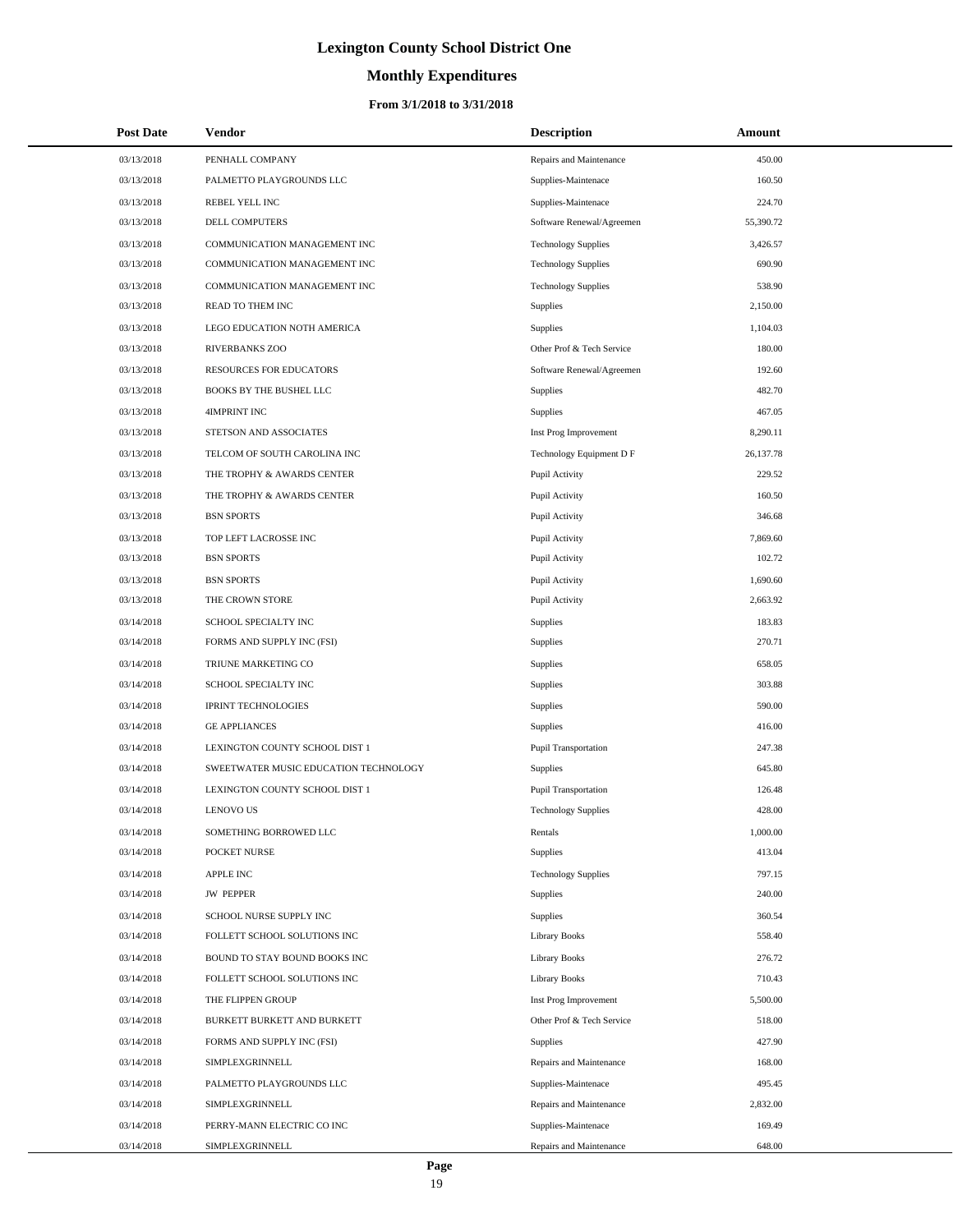# Lexington County School District One

## Monthly Expenditures

### From 3/1/2018 to 3/31/2018

| Post Date | Vendor | Description | Amount |
|---|---|---|---|
| 03/13/2018 | PENHALL COMPANY | Repairs and Maintenance | 450.00 |
| 03/13/2018 | PALMETTO PLAYGROUNDS LLC | Supplies-Maintenace | 160.50 |
| 03/13/2018 | REBEL YELL INC | Supplies-Maintenace | 224.70 |
| 03/13/2018 | DELL COMPUTERS | Software Renewal/Agreemen | 55,390.72 |
| 03/13/2018 | COMMUNICATION MANAGEMENT INC | Technology Supplies | 3,426.57 |
| 03/13/2018 | COMMUNICATION MANAGEMENT INC | Technology Supplies | 690.90 |
| 03/13/2018 | COMMUNICATION MANAGEMENT INC | Technology Supplies | 538.90 |
| 03/13/2018 | READ TO THEM INC | Supplies | 2,150.00 |
| 03/13/2018 | LEGO EDUCATION NOTH AMERICA | Supplies | 1,104.03 |
| 03/13/2018 | RIVERBANKS ZOO | Other Prof & Tech Service | 180.00 |
| 03/13/2018 | RESOURCES FOR EDUCATORS | Software Renewal/Agreemen | 192.60 |
| 03/13/2018 | BOOKS BY THE BUSHEL LLC | Supplies | 482.70 |
| 03/13/2018 | 4IMPRINT INC | Supplies | 467.05 |
| 03/13/2018 | STETSON AND ASSOCIATES | Inst Prog Improvement | 8,290.11 |
| 03/13/2018 | TELCOM OF SOUTH CAROLINA INC | Technology Equipment D F | 26,137.78 |
| 03/13/2018 | THE TROPHY & AWARDS CENTER | Pupil Activity | 229.52 |
| 03/13/2018 | THE TROPHY & AWARDS CENTER | Pupil Activity | 160.50 |
| 03/13/2018 | BSN SPORTS | Pupil Activity | 346.68 |
| 03/13/2018 | TOP LEFT LACROSSE INC | Pupil Activity | 7,869.60 |
| 03/13/2018 | BSN SPORTS | Pupil Activity | 102.72 |
| 03/13/2018 | BSN SPORTS | Pupil Activity | 1,690.60 |
| 03/13/2018 | THE CROWN STORE | Pupil Activity | 2,663.92 |
| 03/14/2018 | SCHOOL SPECIALTY INC | Supplies | 183.83 |
| 03/14/2018 | FORMS AND SUPPLY INC (FSI) | Supplies | 270.71 |
| 03/14/2018 | TRIUNE MARKETING CO | Supplies | 658.05 |
| 03/14/2018 | SCHOOL SPECIALTY INC | Supplies | 303.88 |
| 03/14/2018 | IPRINT TECHNOLOGIES | Supplies | 590.00 |
| 03/14/2018 | GE APPLIANCES | Supplies | 416.00 |
| 03/14/2018 | LEXINGTON COUNTY SCHOOL DIST 1 | Pupil Transportation | 247.38 |
| 03/14/2018 | SWEETWATER MUSIC EDUCATION TECHNOLOGY | Supplies | 645.80 |
| 03/14/2018 | LEXINGTON COUNTY SCHOOL DIST 1 | Pupil Transportation | 126.48 |
| 03/14/2018 | LENOVO US | Technology Supplies | 428.00 |
| 03/14/2018 | SOMETHING BORROWED LLC | Rentals | 1,000.00 |
| 03/14/2018 | POCKET NURSE | Supplies | 413.04 |
| 03/14/2018 | APPLE INC | Technology Supplies | 797.15 |
| 03/14/2018 | JW PEPPER | Supplies | 240.00 |
| 03/14/2018 | SCHOOL NURSE SUPPLY INC | Supplies | 360.54 |
| 03/14/2018 | FOLLETT SCHOOL SOLUTIONS INC | Library Books | 558.40 |
| 03/14/2018 | BOUND TO STAY BOUND BOOKS INC | Library Books | 276.72 |
| 03/14/2018 | FOLLETT SCHOOL SOLUTIONS INC | Library Books | 710.43 |
| 03/14/2018 | THE FLIPPEN GROUP | Inst Prog Improvement | 5,500.00 |
| 03/14/2018 | BURKETT BURKETT AND BURKETT | Other Prof & Tech Service | 518.00 |
| 03/14/2018 | FORMS AND SUPPLY INC (FSI) | Supplies | 427.90 |
| 03/14/2018 | SIMPLEXGRINNELL | Repairs and Maintenance | 168.00 |
| 03/14/2018 | PALMETTO PLAYGROUNDS LLC | Supplies-Maintenace | 495.45 |
| 03/14/2018 | SIMPLEXGRINNELL | Repairs and Maintenance | 2,832.00 |
| 03/14/2018 | PERRY-MANN ELECTRIC CO INC | Supplies-Maintenace | 169.49 |
| 03/14/2018 | SIMPLEXGRINNELL | Repairs and Maintenance | 648.00 |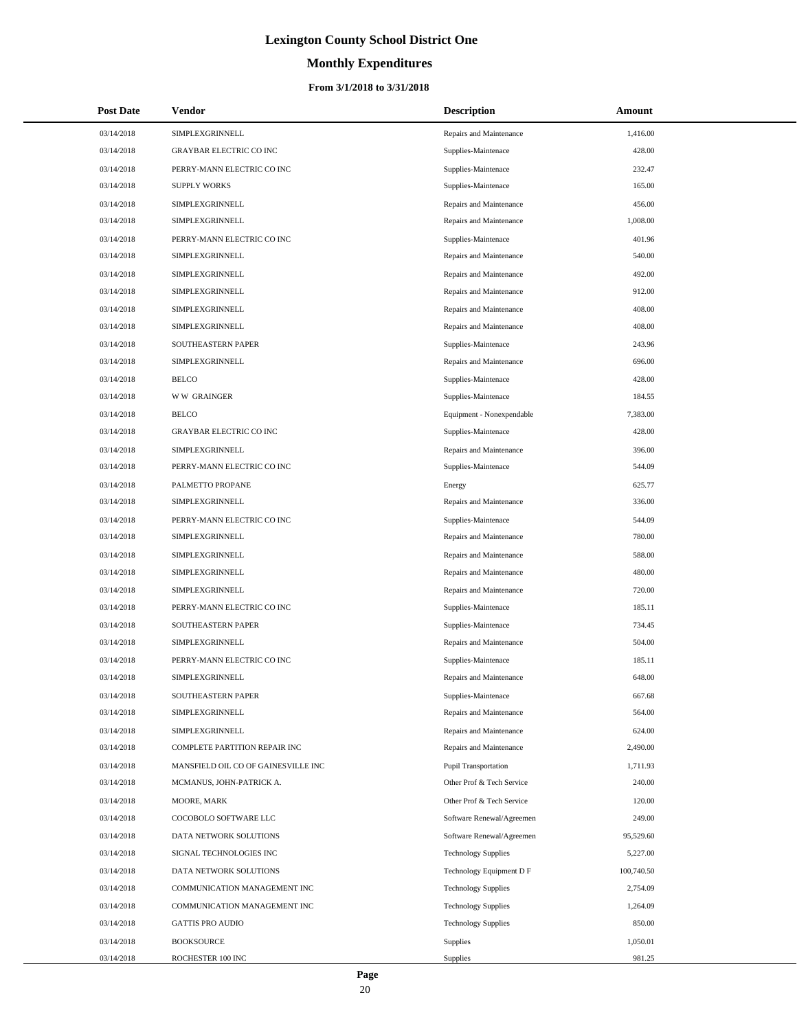# Lexington County School District One

## Monthly Expenditures

### From 3/1/2018 to 3/31/2018

| Post Date | Vendor | Description | Amount |
| --- | --- | --- | --- |
| 03/14/2018 | SIMPLEXGRINNELL | Repairs and Maintenance | 1,416.00 |
| 03/14/2018 | GRAYBAR ELECTRIC CO INC | Supplies-Maintenace | 428.00 |
| 03/14/2018 | PERRY-MANN ELECTRIC CO INC | Supplies-Maintenace | 232.47 |
| 03/14/2018 | SUPPLY WORKS | Supplies-Maintenace | 165.00 |
| 03/14/2018 | SIMPLEXGRINNELL | Repairs and Maintenance | 456.00 |
| 03/14/2018 | SIMPLEXGRINNELL | Repairs and Maintenance | 1,008.00 |
| 03/14/2018 | PERRY-MANN ELECTRIC CO INC | Supplies-Maintenace | 401.96 |
| 03/14/2018 | SIMPLEXGRINNELL | Repairs and Maintenance | 540.00 |
| 03/14/2018 | SIMPLEXGRINNELL | Repairs and Maintenance | 492.00 |
| 03/14/2018 | SIMPLEXGRINNELL | Repairs and Maintenance | 912.00 |
| 03/14/2018 | SIMPLEXGRINNELL | Repairs and Maintenance | 408.00 |
| 03/14/2018 | SIMPLEXGRINNELL | Repairs and Maintenance | 408.00 |
| 03/14/2018 | SOUTHEASTERN PAPER | Supplies-Maintenace | 243.96 |
| 03/14/2018 | SIMPLEXGRINNELL | Repairs and Maintenance | 696.00 |
| 03/14/2018 | BELCO | Supplies-Maintenace | 428.00 |
| 03/14/2018 | W W GRAINGER | Supplies-Maintenace | 184.55 |
| 03/14/2018 | BELCO | Equipment - Nonexpendable | 7,383.00 |
| 03/14/2018 | GRAYBAR ELECTRIC CO INC | Supplies-Maintenace | 428.00 |
| 03/14/2018 | SIMPLEXGRINNELL | Repairs and Maintenance | 396.00 |
| 03/14/2018 | PERRY-MANN ELECTRIC CO INC | Supplies-Maintenace | 544.09 |
| 03/14/2018 | PALMETTO PROPANE | Energy | 625.77 |
| 03/14/2018 | SIMPLEXGRINNELL | Repairs and Maintenance | 336.00 |
| 03/14/2018 | PERRY-MANN ELECTRIC CO INC | Supplies-Maintenace | 544.09 |
| 03/14/2018 | SIMPLEXGRINNELL | Repairs and Maintenance | 780.00 |
| 03/14/2018 | SIMPLEXGRINNELL | Repairs and Maintenance | 588.00 |
| 03/14/2018 | SIMPLEXGRINNELL | Repairs and Maintenance | 480.00 |
| 03/14/2018 | SIMPLEXGRINNELL | Repairs and Maintenance | 720.00 |
| 03/14/2018 | PERRY-MANN ELECTRIC CO INC | Supplies-Maintenace | 185.11 |
| 03/14/2018 | SOUTHEASTERN PAPER | Supplies-Maintenace | 734.45 |
| 03/14/2018 | SIMPLEXGRINNELL | Repairs and Maintenance | 504.00 |
| 03/14/2018 | PERRY-MANN ELECTRIC CO INC | Supplies-Maintenace | 185.11 |
| 03/14/2018 | SIMPLEXGRINNELL | Repairs and Maintenance | 648.00 |
| 03/14/2018 | SOUTHEASTERN PAPER | Supplies-Maintenace | 667.68 |
| 03/14/2018 | SIMPLEXGRINNELL | Repairs and Maintenance | 564.00 |
| 03/14/2018 | SIMPLEXGRINNELL | Repairs and Maintenance | 624.00 |
| 03/14/2018 | COMPLETE PARTITION REPAIR INC | Repairs and Maintenance | 2,490.00 |
| 03/14/2018 | MANSFIELD OIL CO OF GAINESVILLE INC | Pupil Transportation | 1,711.93 |
| 03/14/2018 | MCMANUS, JOHN-PATRICK A. | Other Prof & Tech Service | 240.00 |
| 03/14/2018 | MOORE, MARK | Other Prof & Tech Service | 120.00 |
| 03/14/2018 | COCOBOLO SOFTWARE LLC | Software Renewal/Agreemen | 249.00 |
| 03/14/2018 | DATA NETWORK SOLUTIONS | Software Renewal/Agreemen | 95,529.60 |
| 03/14/2018 | SIGNAL TECHNOLOGIES INC | Technology Supplies | 5,227.00 |
| 03/14/2018 | DATA NETWORK SOLUTIONS | Technology Equipment D F | 100,740.50 |
| 03/14/2018 | COMMUNICATION MANAGEMENT INC | Technology Supplies | 2,754.09 |
| 03/14/2018 | COMMUNICATION MANAGEMENT INC | Technology Supplies | 1,264.09 |
| 03/14/2018 | GATTIS PRO AUDIO | Technology Supplies | 850.00 |
| 03/14/2018 | BOOKSOURCE | Supplies | 1,050.01 |
| 03/14/2018 | ROCHESTER 100 INC | Supplies | 981.25 |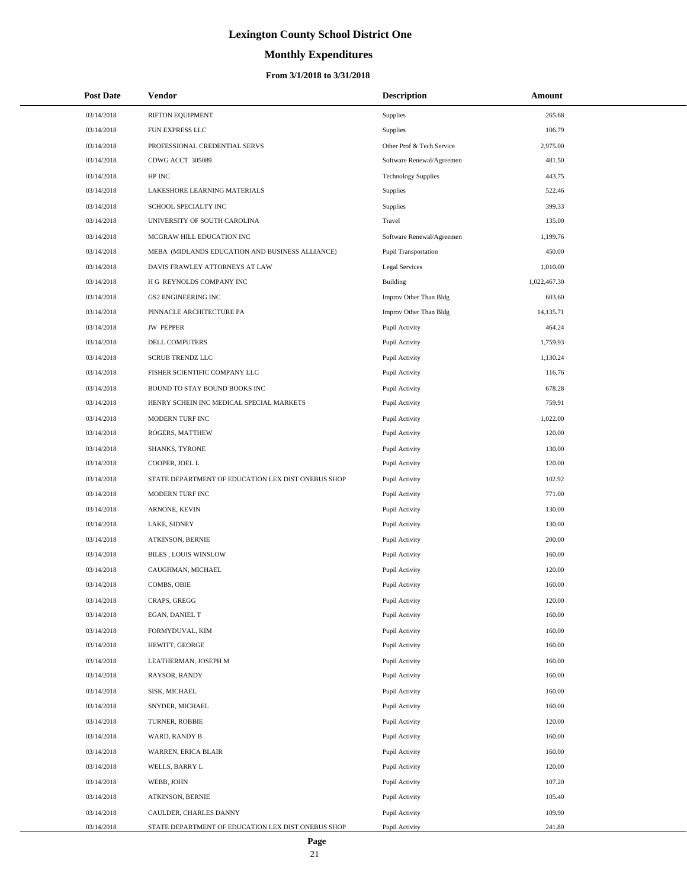# Lexington County School District One

## Monthly Expenditures

### From 3/1/2018 to 3/31/2018

| Post Date | Vendor | Description | Amount |
|---|---|---|---|
| 03/14/2018 | RIFTON EQUIPMENT | Supplies | 265.68 |
| 03/14/2018 | FUN EXPRESS LLC | Supplies | 106.79 |
| 03/14/2018 | PROFESSIONAL CREDENTIAL SERVS | Other Prof & Tech Service | 2,975.00 |
| 03/14/2018 | CDWG ACCT 305089 | Software Renewal/Agreemen | 481.50 |
| 03/14/2018 | HP INC | Technology Supplies | 443.75 |
| 03/14/2018 | LAKESHORE LEARNING MATERIALS | Supplies | 522.46 |
| 03/14/2018 | SCHOOL SPECIALTY INC | Supplies | 399.33 |
| 03/14/2018 | UNIVERSITY OF SOUTH CAROLINA | Travel | 135.00 |
| 03/14/2018 | MCGRAW HILL EDUCATION INC | Software Renewal/Agreemen | 1,199.76 |
| 03/14/2018 | MEBA (MIDLANDS EDUCATION AND BUSINESS ALLIANCE) | Pupil Transportation | 450.00 |
| 03/14/2018 | DAVIS FRAWLEY ATTORNEYS AT LAW | Legal Services | 1,010.00 |
| 03/14/2018 | H G REYNOLDS COMPANY INC | Building | 1,022,467.30 |
| 03/14/2018 | GS2 ENGINEERING INC | Improv Other Than Bldg | 603.60 |
| 03/14/2018 | PINNACLE ARCHITECTURE PA | Improv Other Than Bldg | 14,135.71 |
| 03/14/2018 | JW PEPPER | Pupil Activity | 464.24 |
| 03/14/2018 | DELL COMPUTERS | Pupil Activity | 1,759.93 |
| 03/14/2018 | SCRUB TRENDZ LLC | Pupil Activity | 1,130.24 |
| 03/14/2018 | FISHER SCIENTIFIC COMPANY LLC | Pupil Activity | 116.76 |
| 03/14/2018 | BOUND TO STAY BOUND BOOKS INC | Pupil Activity | 678.28 |
| 03/14/2018 | HENRY SCHEIN INC MEDICAL SPECIAL MARKETS | Pupil Activity | 759.91 |
| 03/14/2018 | MODERN TURF INC | Pupil Activity | 1,022.00 |
| 03/14/2018 | ROGERS, MATTHEW | Pupil Activity | 120.00 |
| 03/14/2018 | SHANKS, TYRONE | Pupil Activity | 130.00 |
| 03/14/2018 | COOPER, JOEL L | Pupil Activity | 120.00 |
| 03/14/2018 | STATE DEPARTMENT OF EDUCATION LEX DIST ONEBUS SHOP | Pupil Activity | 102.92 |
| 03/14/2018 | MODERN TURF INC | Pupil Activity | 771.00 |
| 03/14/2018 | ARNONE, KEVIN | Pupil Activity | 130.00 |
| 03/14/2018 | LAKE, SIDNEY | Pupil Activity | 130.00 |
| 03/14/2018 | ATKINSON, BERNIE | Pupil Activity | 200.00 |
| 03/14/2018 | BILES , LOUIS WINSLOW | Pupil Activity | 160.00 |
| 03/14/2018 | CAUGHMAN, MICHAEL | Pupil Activity | 120.00 |
| 03/14/2018 | COMBS, OBIE | Pupil Activity | 160.00 |
| 03/14/2018 | CRAPS, GREGG | Pupil Activity | 120.00 |
| 03/14/2018 | EGAN, DANIEL T | Pupil Activity | 160.00 |
| 03/14/2018 | FORMYDUVAL, KIM | Pupil Activity | 160.00 |
| 03/14/2018 | HEWITT, GEORGE | Pupil Activity | 160.00 |
| 03/14/2018 | LEATHERMAN, JOSEPH M | Pupil Activity | 160.00 |
| 03/14/2018 | RAYSOR, RANDY | Pupil Activity | 160.00 |
| 03/14/2018 | SISK, MICHAEL | Pupil Activity | 160.00 |
| 03/14/2018 | SNYDER, MICHAEL | Pupil Activity | 160.00 |
| 03/14/2018 | TURNER, ROBBIE | Pupil Activity | 120.00 |
| 03/14/2018 | WARD, RANDY B | Pupil Activity | 160.00 |
| 03/14/2018 | WARREN, ERICA BLAIR | Pupil Activity | 160.00 |
| 03/14/2018 | WELLS, BARRY L | Pupil Activity | 120.00 |
| 03/14/2018 | WEBB, JOHN | Pupil Activity | 107.20 |
| 03/14/2018 | ATKINSON, BERNIE | Pupil Activity | 105.40 |
| 03/14/2018 | CAULDER, CHARLES DANNY | Pupil Activity | 109.90 |
| 03/14/2018 | STATE DEPARTMENT OF EDUCATION LEX DIST ONEBUS SHOP | Pupil Activity | 241.80 |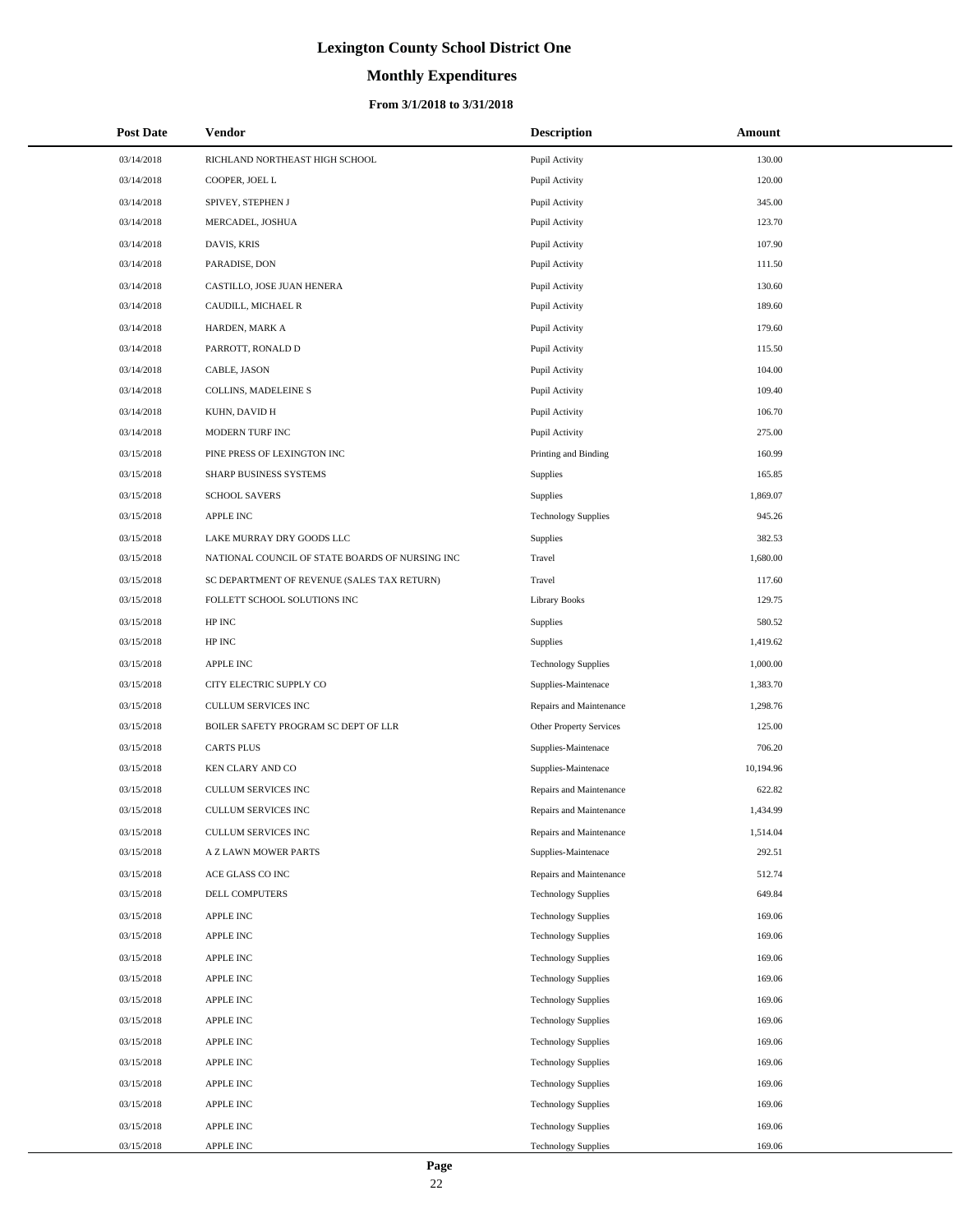# Lexington County School District One

## Monthly Expenditures

### From 3/1/2018 to 3/31/2018

| Post Date | Vendor | Description | Amount |
|---|---|---|---|
| 03/14/2018 | RICHLAND NORTHEAST HIGH SCHOOL | Pupil Activity | 130.00 |
| 03/14/2018 | COOPER, JOEL L | Pupil Activity | 120.00 |
| 03/14/2018 | SPIVEY, STEPHEN J | Pupil Activity | 345.00 |
| 03/14/2018 | MERCADEL, JOSHUA | Pupil Activity | 123.70 |
| 03/14/2018 | DAVIS, KRIS | Pupil Activity | 107.90 |
| 03/14/2018 | PARADISE, DON | Pupil Activity | 111.50 |
| 03/14/2018 | CASTILLO, JOSE JUAN HENERA | Pupil Activity | 130.60 |
| 03/14/2018 | CAUDILL, MICHAEL R | Pupil Activity | 189.60 |
| 03/14/2018 | HARDEN, MARK A | Pupil Activity | 179.60 |
| 03/14/2018 | PARROTT, RONALD D | Pupil Activity | 115.50 |
| 03/14/2018 | CABLE, JASON | Pupil Activity | 104.00 |
| 03/14/2018 | COLLINS, MADELEINE S | Pupil Activity | 109.40 |
| 03/14/2018 | KUHN, DAVID H | Pupil Activity | 106.70 |
| 03/14/2018 | MODERN TURF INC | Pupil Activity | 275.00 |
| 03/15/2018 | PINE PRESS OF LEXINGTON INC | Printing and Binding | 160.99 |
| 03/15/2018 | SHARP BUSINESS SYSTEMS | Supplies | 165.85 |
| 03/15/2018 | SCHOOL SAVERS | Supplies | 1,869.07 |
| 03/15/2018 | APPLE INC | Technology Supplies | 945.26 |
| 03/15/2018 | LAKE MURRAY DRY GOODS LLC | Supplies | 382.53 |
| 03/15/2018 | NATIONAL COUNCIL OF STATE BOARDS OF NURSING INC | Travel | 1,680.00 |
| 03/15/2018 | SC DEPARTMENT OF REVENUE (SALES TAX RETURN) | Travel | 117.60 |
| 03/15/2018 | FOLLETT SCHOOL SOLUTIONS INC | Library Books | 129.75 |
| 03/15/2018 | HP INC | Supplies | 580.52 |
| 03/15/2018 | HP INC | Supplies | 1,419.62 |
| 03/15/2018 | APPLE INC | Technology Supplies | 1,000.00 |
| 03/15/2018 | CITY ELECTRIC SUPPLY CO | Supplies-Maintenace | 1,383.70 |
| 03/15/2018 | CULLUM SERVICES INC | Repairs and Maintenance | 1,298.76 |
| 03/15/2018 | BOILER SAFETY PROGRAM SC DEPT OF LLR | Other Property Services | 125.00 |
| 03/15/2018 | CARTS PLUS | Supplies-Maintenace | 706.20 |
| 03/15/2018 | KEN CLARY AND CO | Supplies-Maintenace | 10,194.96 |
| 03/15/2018 | CULLUM SERVICES INC | Repairs and Maintenance | 622.82 |
| 03/15/2018 | CULLUM SERVICES INC | Repairs and Maintenance | 1,434.99 |
| 03/15/2018 | CULLUM SERVICES INC | Repairs and Maintenance | 1,514.04 |
| 03/15/2018 | A Z LAWN MOWER PARTS | Supplies-Maintenace | 292.51 |
| 03/15/2018 | ACE GLASS CO INC | Repairs and Maintenance | 512.74 |
| 03/15/2018 | DELL COMPUTERS | Technology Supplies | 649.84 |
| 03/15/2018 | APPLE INC | Technology Supplies | 169.06 |
| 03/15/2018 | APPLE INC | Technology Supplies | 169.06 |
| 03/15/2018 | APPLE INC | Technology Supplies | 169.06 |
| 03/15/2018 | APPLE INC | Technology Supplies | 169.06 |
| 03/15/2018 | APPLE INC | Technology Supplies | 169.06 |
| 03/15/2018 | APPLE INC | Technology Supplies | 169.06 |
| 03/15/2018 | APPLE INC | Technology Supplies | 169.06 |
| 03/15/2018 | APPLE INC | Technology Supplies | 169.06 |
| 03/15/2018 | APPLE INC | Technology Supplies | 169.06 |
| 03/15/2018 | APPLE INC | Technology Supplies | 169.06 |
| 03/15/2018 | APPLE INC | Technology Supplies | 169.06 |
| 03/15/2018 | APPLE INC | Technology Supplies | 169.06 |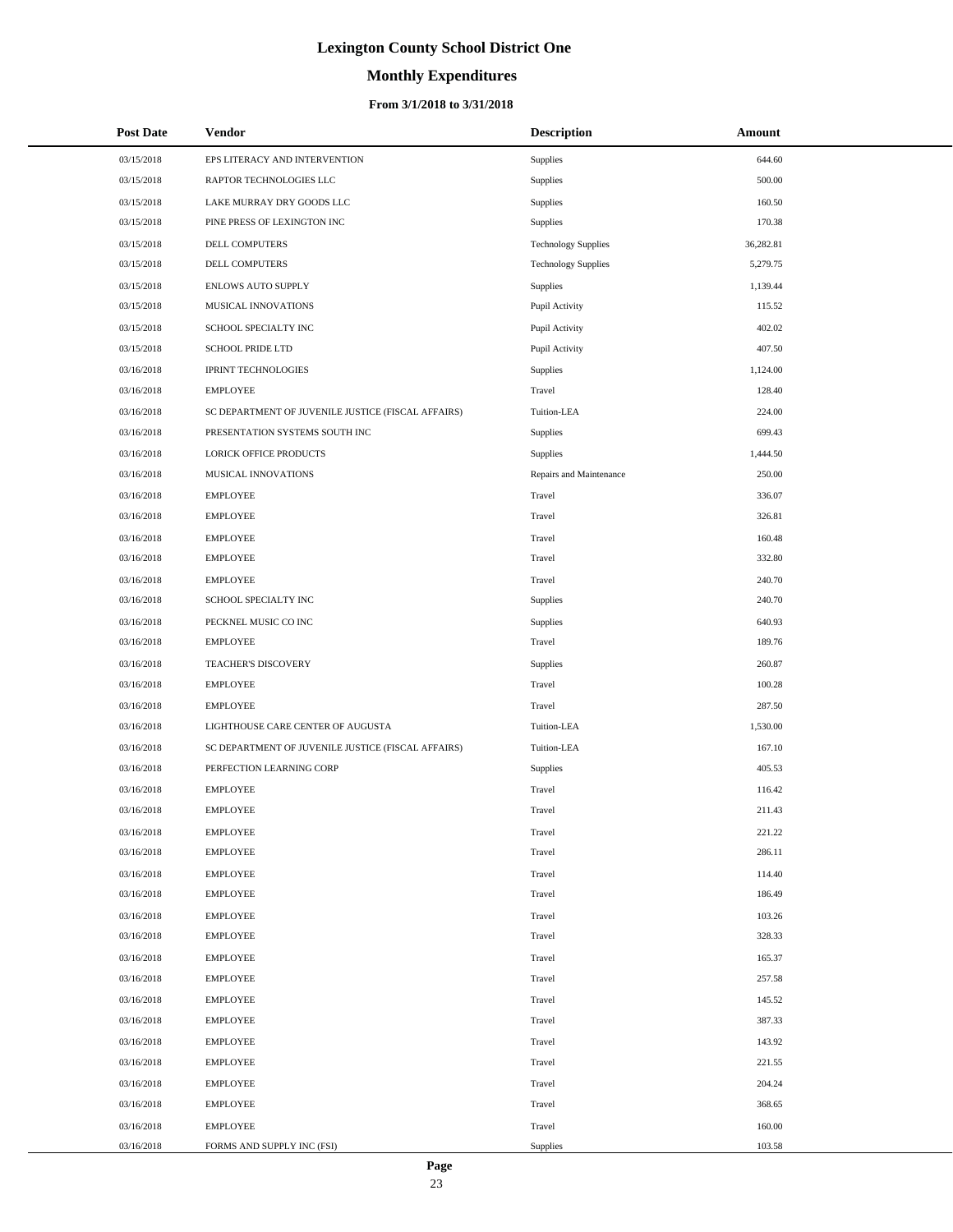# Lexington County School District One

## Monthly Expenditures

### From 3/1/2018 to 3/31/2018

| Post Date | Vendor | Description | Amount |
|---|---|---|---|
| 03/15/2018 | EPS LITERACY AND INTERVENTION | Supplies | 644.60 |
| 03/15/2018 | RAPTOR TECHNOLOGIES LLC | Supplies | 500.00 |
| 03/15/2018 | LAKE MURRAY DRY GOODS LLC | Supplies | 160.50 |
| 03/15/2018 | PINE PRESS OF LEXINGTON INC | Supplies | 170.38 |
| 03/15/2018 | DELL COMPUTERS | Technology Supplies | 36,282.81 |
| 03/15/2018 | DELL COMPUTERS | Technology Supplies | 5,279.75 |
| 03/15/2018 | ENLOWS AUTO SUPPLY | Supplies | 1,139.44 |
| 03/15/2018 | MUSICAL INNOVATIONS | Pupil Activity | 115.52 |
| 03/15/2018 | SCHOOL SPECIALTY INC | Pupil Activity | 402.02 |
| 03/15/2018 | SCHOOL PRIDE LTD | Pupil Activity | 407.50 |
| 03/16/2018 | IPRINT TECHNOLOGIES | Supplies | 1,124.00 |
| 03/16/2018 | EMPLOYEE | Travel | 128.40 |
| 03/16/2018 | SC DEPARTMENT OF JUVENILE JUSTICE (FISCAL AFFAIRS) | Tuition-LEA | 224.00 |
| 03/16/2018 | PRESENTATION SYSTEMS SOUTH INC | Supplies | 699.43 |
| 03/16/2018 | LORICK OFFICE PRODUCTS | Supplies | 1,444.50 |
| 03/16/2018 | MUSICAL INNOVATIONS | Repairs and Maintenance | 250.00 |
| 03/16/2018 | EMPLOYEE | Travel | 336.07 |
| 03/16/2018 | EMPLOYEE | Travel | 326.81 |
| 03/16/2018 | EMPLOYEE | Travel | 160.48 |
| 03/16/2018 | EMPLOYEE | Travel | 332.80 |
| 03/16/2018 | EMPLOYEE | Travel | 240.70 |
| 03/16/2018 | SCHOOL SPECIALTY INC | Supplies | 240.70 |
| 03/16/2018 | PECKNEL MUSIC CO INC | Supplies | 640.93 |
| 03/16/2018 | EMPLOYEE | Travel | 189.76 |
| 03/16/2018 | TEACHER'S DISCOVERY | Supplies | 260.87 |
| 03/16/2018 | EMPLOYEE | Travel | 100.28 |
| 03/16/2018 | EMPLOYEE | Travel | 287.50 |
| 03/16/2018 | LIGHTHOUSE CARE CENTER OF AUGUSTA | Tuition-LEA | 1,530.00 |
| 03/16/2018 | SC DEPARTMENT OF JUVENILE JUSTICE (FISCAL AFFAIRS) | Tuition-LEA | 167.10 |
| 03/16/2018 | PERFECTION LEARNING CORP | Supplies | 405.53 |
| 03/16/2018 | EMPLOYEE | Travel | 116.42 |
| 03/16/2018 | EMPLOYEE | Travel | 211.43 |
| 03/16/2018 | EMPLOYEE | Travel | 221.22 |
| 03/16/2018 | EMPLOYEE | Travel | 286.11 |
| 03/16/2018 | EMPLOYEE | Travel | 114.40 |
| 03/16/2018 | EMPLOYEE | Travel | 186.49 |
| 03/16/2018 | EMPLOYEE | Travel | 103.26 |
| 03/16/2018 | EMPLOYEE | Travel | 328.33 |
| 03/16/2018 | EMPLOYEE | Travel | 165.37 |
| 03/16/2018 | EMPLOYEE | Travel | 257.58 |
| 03/16/2018 | EMPLOYEE | Travel | 145.52 |
| 03/16/2018 | EMPLOYEE | Travel | 387.33 |
| 03/16/2018 | EMPLOYEE | Travel | 143.92 |
| 03/16/2018 | EMPLOYEE | Travel | 221.55 |
| 03/16/2018 | EMPLOYEE | Travel | 204.24 |
| 03/16/2018 | EMPLOYEE | Travel | 368.65 |
| 03/16/2018 | EMPLOYEE | Travel | 160.00 |
| 03/16/2018 | FORMS AND SUPPLY INC (FSI) | Supplies | 103.58 |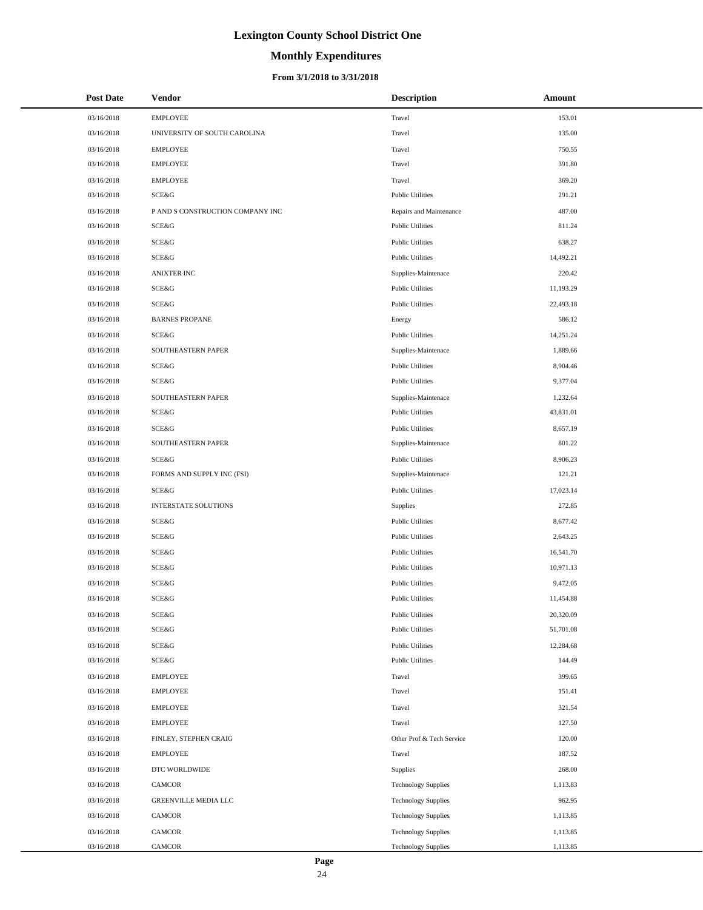# Lexington County School District One

## Monthly Expenditures

### From 3/1/2018 to 3/31/2018

| Post Date | Vendor | Description | Amount |
|---|---|---|---|
| 03/16/2018 | EMPLOYEE | Travel | 153.01 |
| 03/16/2018 | UNIVERSITY OF SOUTH CAROLINA | Travel | 135.00 |
| 03/16/2018 | EMPLOYEE | Travel | 750.55 |
| 03/16/2018 | EMPLOYEE | Travel | 391.80 |
| 03/16/2018 | EMPLOYEE | Travel | 369.20 |
| 03/16/2018 | SCE&G | Public Utilities | 291.21 |
| 03/16/2018 | P AND S CONSTRUCTION COMPANY INC | Repairs and Maintenance | 487.00 |
| 03/16/2018 | SCE&G | Public Utilities | 811.24 |
| 03/16/2018 | SCE&G | Public Utilities | 638.27 |
| 03/16/2018 | SCE&G | Public Utilities | 14,492.21 |
| 03/16/2018 | ANIXTER INC | Supplies-Maintenace | 220.42 |
| 03/16/2018 | SCE&G | Public Utilities | 11,193.29 |
| 03/16/2018 | SCE&G | Public Utilities | 22,493.18 |
| 03/16/2018 | BARNES PROPANE | Energy | 586.12 |
| 03/16/2018 | SCE&G | Public Utilities | 14,251.24 |
| 03/16/2018 | SOUTHEASTERN PAPER | Supplies-Maintenace | 1,889.66 |
| 03/16/2018 | SCE&G | Public Utilities | 8,904.46 |
| 03/16/2018 | SCE&G | Public Utilities | 9,377.04 |
| 03/16/2018 | SOUTHEASTERN PAPER | Supplies-Maintenace | 1,232.64 |
| 03/16/2018 | SCE&G | Public Utilities | 43,831.01 |
| 03/16/2018 | SCE&G | Public Utilities | 8,657.19 |
| 03/16/2018 | SOUTHEASTERN PAPER | Supplies-Maintenace | 801.22 |
| 03/16/2018 | SCE&G | Public Utilities | 8,906.23 |
| 03/16/2018 | FORMS AND SUPPLY INC (FSI) | Supplies-Maintenace | 121.21 |
| 03/16/2018 | SCE&G | Public Utilities | 17,023.14 |
| 03/16/2018 | INTERSTATE SOLUTIONS | Supplies | 272.85 |
| 03/16/2018 | SCE&G | Public Utilities | 8,677.42 |
| 03/16/2018 | SCE&G | Public Utilities | 2,643.25 |
| 03/16/2018 | SCE&G | Public Utilities | 16,541.70 |
| 03/16/2018 | SCE&G | Public Utilities | 10,971.13 |
| 03/16/2018 | SCE&G | Public Utilities | 9,472.05 |
| 03/16/2018 | SCE&G | Public Utilities | 11,454.88 |
| 03/16/2018 | SCE&G | Public Utilities | 20,320.09 |
| 03/16/2018 | SCE&G | Public Utilities | 51,701.08 |
| 03/16/2018 | SCE&G | Public Utilities | 12,284.68 |
| 03/16/2018 | SCE&G | Public Utilities | 144.49 |
| 03/16/2018 | EMPLOYEE | Travel | 399.65 |
| 03/16/2018 | EMPLOYEE | Travel | 151.41 |
| 03/16/2018 | EMPLOYEE | Travel | 321.54 |
| 03/16/2018 | EMPLOYEE | Travel | 127.50 |
| 03/16/2018 | FINLEY, STEPHEN CRAIG | Other Prof & Tech Service | 120.00 |
| 03/16/2018 | EMPLOYEE | Travel | 187.52 |
| 03/16/2018 | DTC WORLDWIDE | Supplies | 268.00 |
| 03/16/2018 | CAMCOR | Technology Supplies | 1,113.83 |
| 03/16/2018 | GREENVILLE MEDIA LLC | Technology Supplies | 962.95 |
| 03/16/2018 | CAMCOR | Technology Supplies | 1,113.85 |
| 03/16/2018 | CAMCOR | Technology Supplies | 1,113.85 |
| 03/16/2018 | CAMCOR | Technology Supplies | 1,113.85 |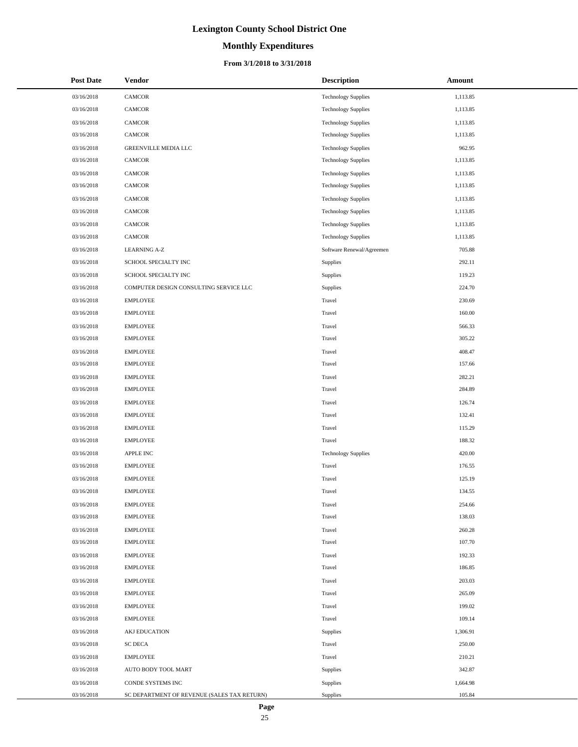# Lexington County School District One

## Monthly Expenditures

### From 3/1/2018 to 3/31/2018

| Post Date | Vendor | Description | Amount |
| --- | --- | --- | --- |
| 03/16/2018 | CAMCOR | Technology Supplies | 1,113.85 |
| 03/16/2018 | CAMCOR | Technology Supplies | 1,113.85 |
| 03/16/2018 | CAMCOR | Technology Supplies | 1,113.85 |
| 03/16/2018 | CAMCOR | Technology Supplies | 1,113.85 |
| 03/16/2018 | GREENVILLE MEDIA LLC | Technology Supplies | 962.95 |
| 03/16/2018 | CAMCOR | Technology Supplies | 1,113.85 |
| 03/16/2018 | CAMCOR | Technology Supplies | 1,113.85 |
| 03/16/2018 | CAMCOR | Technology Supplies | 1,113.85 |
| 03/16/2018 | CAMCOR | Technology Supplies | 1,113.85 |
| 03/16/2018 | CAMCOR | Technology Supplies | 1,113.85 |
| 03/16/2018 | CAMCOR | Technology Supplies | 1,113.85 |
| 03/16/2018 | CAMCOR | Technology Supplies | 1,113.85 |
| 03/16/2018 | LEARNING A-Z | Software Renewal/Agreemen | 705.88 |
| 03/16/2018 | SCHOOL SPECIALTY INC | Supplies | 292.11 |
| 03/16/2018 | SCHOOL SPECIALTY INC | Supplies | 119.23 |
| 03/16/2018 | COMPUTER DESIGN CONSULTING SERVICE LLC | Supplies | 224.70 |
| 03/16/2018 | EMPLOYEE | Travel | 230.69 |
| 03/16/2018 | EMPLOYEE | Travel | 160.00 |
| 03/16/2018 | EMPLOYEE | Travel | 566.33 |
| 03/16/2018 | EMPLOYEE | Travel | 305.22 |
| 03/16/2018 | EMPLOYEE | Travel | 408.47 |
| 03/16/2018 | EMPLOYEE | Travel | 157.66 |
| 03/16/2018 | EMPLOYEE | Travel | 282.21 |
| 03/16/2018 | EMPLOYEE | Travel | 284.89 |
| 03/16/2018 | EMPLOYEE | Travel | 126.74 |
| 03/16/2018 | EMPLOYEE | Travel | 132.41 |
| 03/16/2018 | EMPLOYEE | Travel | 115.29 |
| 03/16/2018 | EMPLOYEE | Travel | 188.32 |
| 03/16/2018 | APPLE INC | Technology Supplies | 420.00 |
| 03/16/2018 | EMPLOYEE | Travel | 176.55 |
| 03/16/2018 | EMPLOYEE | Travel | 125.19 |
| 03/16/2018 | EMPLOYEE | Travel | 134.55 |
| 03/16/2018 | EMPLOYEE | Travel | 254.66 |
| 03/16/2018 | EMPLOYEE | Travel | 138.03 |
| 03/16/2018 | EMPLOYEE | Travel | 260.28 |
| 03/16/2018 | EMPLOYEE | Travel | 107.70 |
| 03/16/2018 | EMPLOYEE | Travel | 192.33 |
| 03/16/2018 | EMPLOYEE | Travel | 186.85 |
| 03/16/2018 | EMPLOYEE | Travel | 203.03 |
| 03/16/2018 | EMPLOYEE | Travel | 265.09 |
| 03/16/2018 | EMPLOYEE | Travel | 199.02 |
| 03/16/2018 | EMPLOYEE | Travel | 109.14 |
| 03/16/2018 | AKJ EDUCATION | Supplies | 1,306.91 |
| 03/16/2018 | SC DECA | Travel | 250.00 |
| 03/16/2018 | EMPLOYEE | Travel | 210.21 |
| 03/16/2018 | AUTO BODY TOOL MART | Supplies | 342.87 |
| 03/16/2018 | CONDE SYSTEMS INC | Supplies | 1,664.98 |
| 03/16/2018 | SC DEPARTMENT OF REVENUE (SALES TAX RETURN) | Supplies | 105.84 |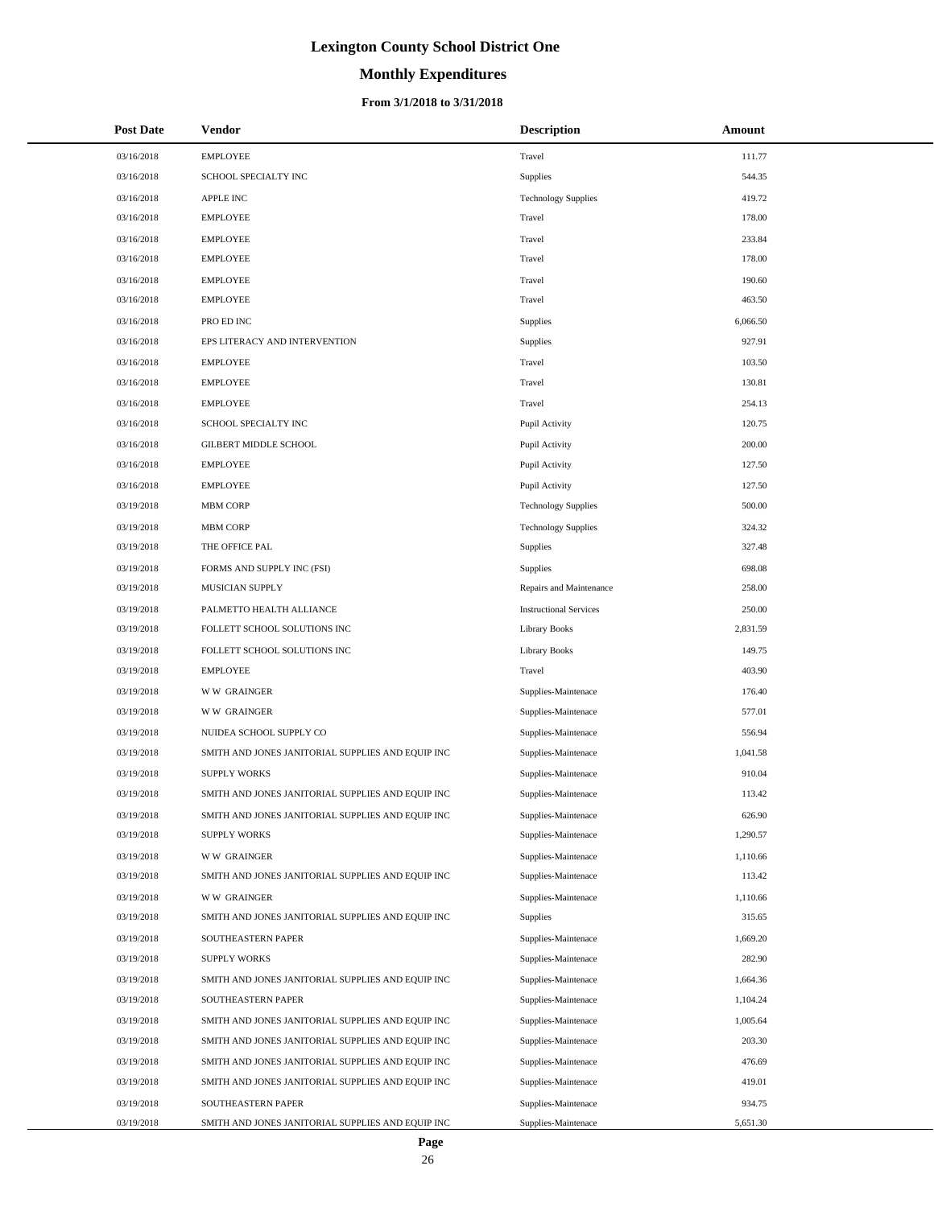# Lexington County School District One

## Monthly Expenditures

### From 3/1/2018 to 3/31/2018

| Post Date | Vendor | Description | Amount |
|---|---|---|---|
| 03/16/2018 | EMPLOYEE | Travel | 111.77 |
| 03/16/2018 | SCHOOL SPECIALTY INC | Supplies | 544.35 |
| 03/16/2018 | APPLE INC | Technology Supplies | 419.72 |
| 03/16/2018 | EMPLOYEE | Travel | 178.00 |
| 03/16/2018 | EMPLOYEE | Travel | 233.84 |
| 03/16/2018 | EMPLOYEE | Travel | 178.00 |
| 03/16/2018 | EMPLOYEE | Travel | 190.60 |
| 03/16/2018 | EMPLOYEE | Travel | 463.50 |
| 03/16/2018 | PRO ED INC | Supplies | 6,066.50 |
| 03/16/2018 | EPS LITERACY AND INTERVENTION | Supplies | 927.91 |
| 03/16/2018 | EMPLOYEE | Travel | 103.50 |
| 03/16/2018 | EMPLOYEE | Travel | 130.81 |
| 03/16/2018 | EMPLOYEE | Travel | 254.13 |
| 03/16/2018 | SCHOOL SPECIALTY INC | Pupil Activity | 120.75 |
| 03/16/2018 | GILBERT MIDDLE SCHOOL | Pupil Activity | 200.00 |
| 03/16/2018 | EMPLOYEE | Pupil Activity | 127.50 |
| 03/16/2018 | EMPLOYEE | Pupil Activity | 127.50 |
| 03/19/2018 | MBM CORP | Technology Supplies | 500.00 |
| 03/19/2018 | MBM CORP | Technology Supplies | 324.32 |
| 03/19/2018 | THE OFFICE PAL | Supplies | 327.48 |
| 03/19/2018 | FORMS AND SUPPLY INC (FSI) | Supplies | 698.08 |
| 03/19/2018 | MUSICIAN SUPPLY | Repairs and Maintenance | 258.00 |
| 03/19/2018 | PALMETTO HEALTH ALLIANCE | Instructional Services | 250.00 |
| 03/19/2018 | FOLLETT SCHOOL SOLUTIONS INC | Library Books | 2,831.59 |
| 03/19/2018 | FOLLETT SCHOOL SOLUTIONS INC | Library Books | 149.75 |
| 03/19/2018 | EMPLOYEE | Travel | 403.90 |
| 03/19/2018 | W W GRAINGER | Supplies-Maintenace | 176.40 |
| 03/19/2018 | W W GRAINGER | Supplies-Maintenace | 577.01 |
| 03/19/2018 | NUIDEA SCHOOL SUPPLY CO | Supplies-Maintenace | 556.94 |
| 03/19/2018 | SMITH AND JONES JANITORIAL SUPPLIES AND EQUIP INC | Supplies-Maintenace | 1,041.58 |
| 03/19/2018 | SUPPLY WORKS | Supplies-Maintenace | 910.04 |
| 03/19/2018 | SMITH AND JONES JANITORIAL SUPPLIES AND EQUIP INC | Supplies-Maintenace | 113.42 |
| 03/19/2018 | SMITH AND JONES JANITORIAL SUPPLIES AND EQUIP INC | Supplies-Maintenace | 626.90 |
| 03/19/2018 | SUPPLY WORKS | Supplies-Maintenace | 1,290.57 |
| 03/19/2018 | W W GRAINGER | Supplies-Maintenace | 1,110.66 |
| 03/19/2018 | SMITH AND JONES JANITORIAL SUPPLIES AND EQUIP INC | Supplies-Maintenace | 113.42 |
| 03/19/2018 | W W GRAINGER | Supplies-Maintenace | 1,110.66 |
| 03/19/2018 | SMITH AND JONES JANITORIAL SUPPLIES AND EQUIP INC | Supplies | 315.65 |
| 03/19/2018 | SOUTHEASTERN PAPER | Supplies-Maintenace | 1,669.20 |
| 03/19/2018 | SUPPLY WORKS | Supplies-Maintenace | 282.90 |
| 03/19/2018 | SMITH AND JONES JANITORIAL SUPPLIES AND EQUIP INC | Supplies-Maintenace | 1,664.36 |
| 03/19/2018 | SOUTHEASTERN PAPER | Supplies-Maintenace | 1,104.24 |
| 03/19/2018 | SMITH AND JONES JANITORIAL SUPPLIES AND EQUIP INC | Supplies-Maintenace | 1,005.64 |
| 03/19/2018 | SMITH AND JONES JANITORIAL SUPPLIES AND EQUIP INC | Supplies-Maintenace | 203.30 |
| 03/19/2018 | SMITH AND JONES JANITORIAL SUPPLIES AND EQUIP INC | Supplies-Maintenace | 476.69 |
| 03/19/2018 | SMITH AND JONES JANITORIAL SUPPLIES AND EQUIP INC | Supplies-Maintenace | 419.01 |
| 03/19/2018 | SOUTHEASTERN PAPER | Supplies-Maintenace | 934.75 |
| 03/19/2018 | SMITH AND JONES JANITORIAL SUPPLIES AND EQUIP INC | Supplies-Maintenace | 5,651.30 |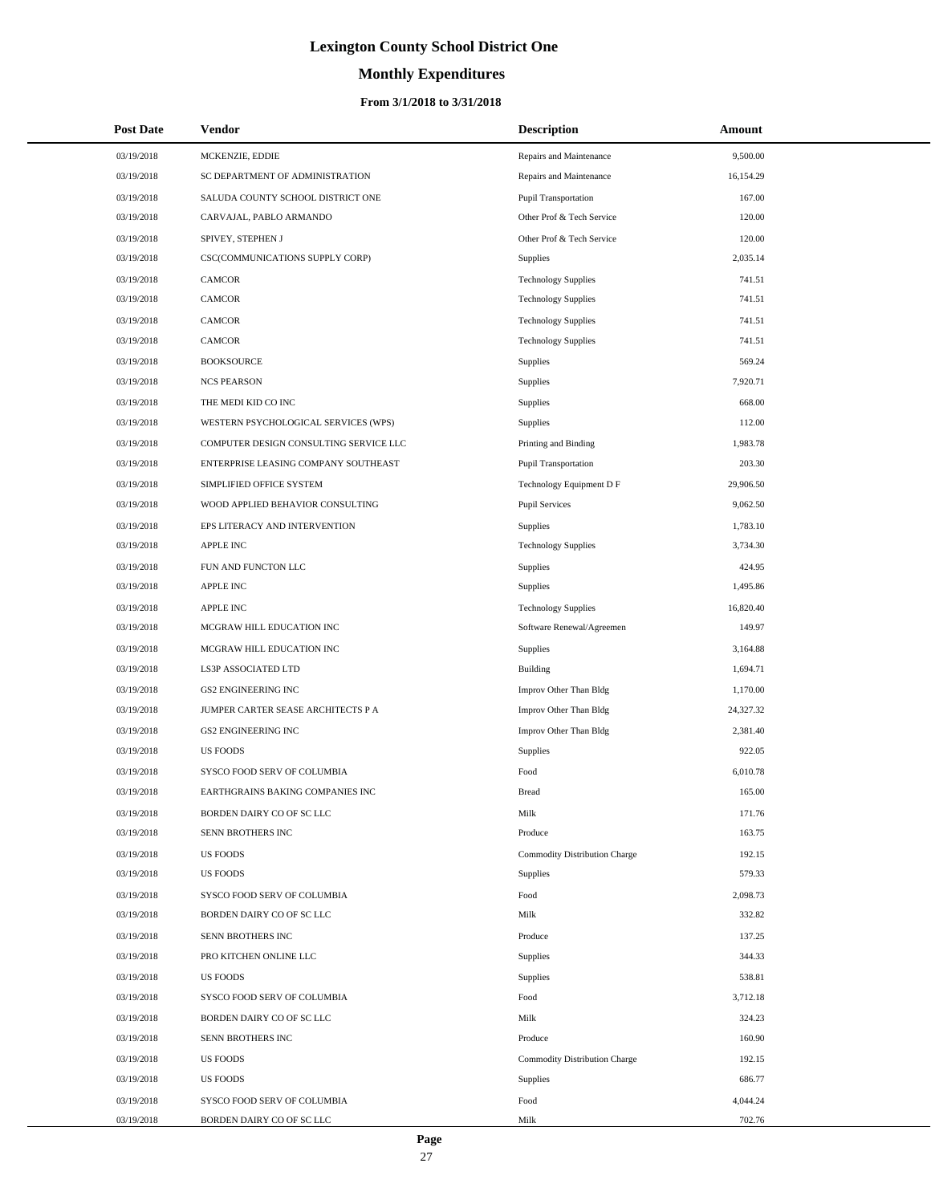# Lexington County School District One

## Monthly Expenditures

### From 3/1/2018 to 3/31/2018

| Post Date | Vendor | Description | Amount |
|---|---|---|---|
| 03/19/2018 | MCKENZIE, EDDIE | Repairs and Maintenance | 9,500.00 |
| 03/19/2018 | SC DEPARTMENT OF ADMINISTRATION | Repairs and Maintenance | 16,154.29 |
| 03/19/2018 | SALUDA COUNTY SCHOOL DISTRICT ONE | Pupil Transportation | 167.00 |
| 03/19/2018 | CARVAJAL, PABLO ARMANDO | Other Prof & Tech Service | 120.00 |
| 03/19/2018 | SPIVEY, STEPHEN J | Other Prof & Tech Service | 120.00 |
| 03/19/2018 | CSC(COMMUNICATIONS SUPPLY CORP) | Supplies | 2,035.14 |
| 03/19/2018 | CAMCOR | Technology Supplies | 741.51 |
| 03/19/2018 | CAMCOR | Technology Supplies | 741.51 |
| 03/19/2018 | CAMCOR | Technology Supplies | 741.51 |
| 03/19/2018 | CAMCOR | Technology Supplies | 741.51 |
| 03/19/2018 | BOOKSOURCE | Supplies | 569.24 |
| 03/19/2018 | NCS PEARSON | Supplies | 7,920.71 |
| 03/19/2018 | THE MEDI KID CO INC | Supplies | 668.00 |
| 03/19/2018 | WESTERN PSYCHOLOGICAL SERVICES (WPS) | Supplies | 112.00 |
| 03/19/2018 | COMPUTER DESIGN CONSULTING SERVICE LLC | Printing and Binding | 1,983.78 |
| 03/19/2018 | ENTERPRISE LEASING COMPANY SOUTHEAST | Pupil Transportation | 203.30 |
| 03/19/2018 | SIMPLIFIED OFFICE SYSTEM | Technology Equipment D F | 29,906.50 |
| 03/19/2018 | WOOD APPLIED BEHAVIOR CONSULTING | Pupil Services | 9,062.50 |
| 03/19/2018 | EPS LITERACY AND INTERVENTION | Supplies | 1,783.10 |
| 03/19/2018 | APPLE INC | Technology Supplies | 3,734.30 |
| 03/19/2018 | FUN AND FUNCTON LLC | Supplies | 424.95 |
| 03/19/2018 | APPLE INC | Supplies | 1,495.86 |
| 03/19/2018 | APPLE INC | Technology Supplies | 16,820.40 |
| 03/19/2018 | MCGRAW HILL EDUCATION INC | Software Renewal/Agreemen | 149.97 |
| 03/19/2018 | MCGRAW HILL EDUCATION INC | Supplies | 3,164.88 |
| 03/19/2018 | LS3P ASSOCIATED LTD | Building | 1,694.71 |
| 03/19/2018 | GS2 ENGINEERING INC | Improv Other Than Bldg | 1,170.00 |
| 03/19/2018 | JUMPER CARTER SEASE ARCHITECTS P A | Improv Other Than Bldg | 24,327.32 |
| 03/19/2018 | GS2 ENGINEERING INC | Improv Other Than Bldg | 2,381.40 |
| 03/19/2018 | US FOODS | Supplies | 922.05 |
| 03/19/2018 | SYSCO FOOD SERV OF COLUMBIA | Food | 6,010.78 |
| 03/19/2018 | EARTHGRAINS BAKING COMPANIES INC | Bread | 165.00 |
| 03/19/2018 | BORDEN DAIRY CO OF SC LLC | Milk | 171.76 |
| 03/19/2018 | SENN BROTHERS INC | Produce | 163.75 |
| 03/19/2018 | US FOODS | Commodity Distribution Charge | 192.15 |
| 03/19/2018 | US FOODS | Supplies | 579.33 |
| 03/19/2018 | SYSCO FOOD SERV OF COLUMBIA | Food | 2,098.73 |
| 03/19/2018 | BORDEN DAIRY CO OF SC LLC | Milk | 332.82 |
| 03/19/2018 | SENN BROTHERS INC | Produce | 137.25 |
| 03/19/2018 | PRO KITCHEN ONLINE LLC | Supplies | 344.33 |
| 03/19/2018 | US FOODS | Supplies | 538.81 |
| 03/19/2018 | SYSCO FOOD SERV OF COLUMBIA | Food | 3,712.18 |
| 03/19/2018 | BORDEN DAIRY CO OF SC LLC | Milk | 324.23 |
| 03/19/2018 | SENN BROTHERS INC | Produce | 160.90 |
| 03/19/2018 | US FOODS | Commodity Distribution Charge | 192.15 |
| 03/19/2018 | US FOODS | Supplies | 686.77 |
| 03/19/2018 | SYSCO FOOD SERV OF COLUMBIA | Food | 4,044.24 |
| 03/19/2018 | BORDEN DAIRY CO OF SC LLC | Milk | 702.76 |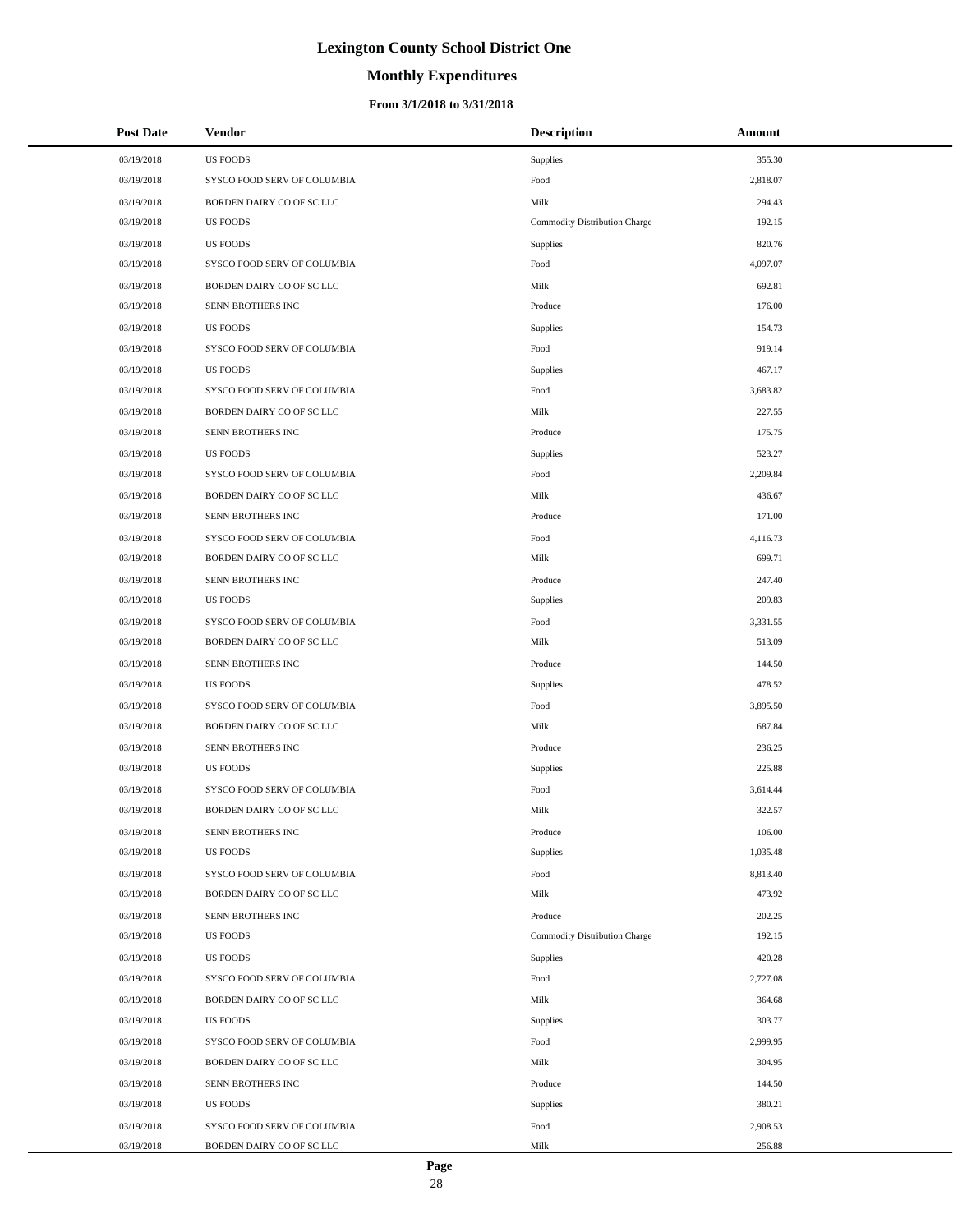# Lexington County School District One

## Monthly Expenditures

### From 3/1/2018 to 3/31/2018

| Post Date | Vendor | Description | Amount |
| --- | --- | --- | --- |
| 03/19/2018 | US FOODS | Supplies | 355.30 |
| 03/19/2018 | SYSCO FOOD SERV OF COLUMBIA | Food | 2,818.07 |
| 03/19/2018 | BORDEN DAIRY CO OF SC LLC | Milk | 294.43 |
| 03/19/2018 | US FOODS | Commodity Distribution Charge | 192.15 |
| 03/19/2018 | US FOODS | Supplies | 820.76 |
| 03/19/2018 | SYSCO FOOD SERV OF COLUMBIA | Food | 4,097.07 |
| 03/19/2018 | BORDEN DAIRY CO OF SC LLC | Milk | 692.81 |
| 03/19/2018 | SENN BROTHERS INC | Produce | 176.00 |
| 03/19/2018 | US FOODS | Supplies | 154.73 |
| 03/19/2018 | SYSCO FOOD SERV OF COLUMBIA | Food | 919.14 |
| 03/19/2018 | US FOODS | Supplies | 467.17 |
| 03/19/2018 | SYSCO FOOD SERV OF COLUMBIA | Food | 3,683.82 |
| 03/19/2018 | BORDEN DAIRY CO OF SC LLC | Milk | 227.55 |
| 03/19/2018 | SENN BROTHERS INC | Produce | 175.75 |
| 03/19/2018 | US FOODS | Supplies | 523.27 |
| 03/19/2018 | SYSCO FOOD SERV OF COLUMBIA | Food | 2,209.84 |
| 03/19/2018 | BORDEN DAIRY CO OF SC LLC | Milk | 436.67 |
| 03/19/2018 | SENN BROTHERS INC | Produce | 171.00 |
| 03/19/2018 | SYSCO FOOD SERV OF COLUMBIA | Food | 4,116.73 |
| 03/19/2018 | BORDEN DAIRY CO OF SC LLC | Milk | 699.71 |
| 03/19/2018 | SENN BROTHERS INC | Produce | 247.40 |
| 03/19/2018 | US FOODS | Supplies | 209.83 |
| 03/19/2018 | SYSCO FOOD SERV OF COLUMBIA | Food | 3,331.55 |
| 03/19/2018 | BORDEN DAIRY CO OF SC LLC | Milk | 513.09 |
| 03/19/2018 | SENN BROTHERS INC | Produce | 144.50 |
| 03/19/2018 | US FOODS | Supplies | 478.52 |
| 03/19/2018 | SYSCO FOOD SERV OF COLUMBIA | Food | 3,895.50 |
| 03/19/2018 | BORDEN DAIRY CO OF SC LLC | Milk | 687.84 |
| 03/19/2018 | SENN BROTHERS INC | Produce | 236.25 |
| 03/19/2018 | US FOODS | Supplies | 225.88 |
| 03/19/2018 | SYSCO FOOD SERV OF COLUMBIA | Food | 3,614.44 |
| 03/19/2018 | BORDEN DAIRY CO OF SC LLC | Milk | 322.57 |
| 03/19/2018 | SENN BROTHERS INC | Produce | 106.00 |
| 03/19/2018 | US FOODS | Supplies | 1,035.48 |
| 03/19/2018 | SYSCO FOOD SERV OF COLUMBIA | Food | 8,813.40 |
| 03/19/2018 | BORDEN DAIRY CO OF SC LLC | Milk | 473.92 |
| 03/19/2018 | SENN BROTHERS INC | Produce | 202.25 |
| 03/19/2018 | US FOODS | Commodity Distribution Charge | 192.15 |
| 03/19/2018 | US FOODS | Supplies | 420.28 |
| 03/19/2018 | SYSCO FOOD SERV OF COLUMBIA | Food | 2,727.08 |
| 03/19/2018 | BORDEN DAIRY CO OF SC LLC | Milk | 364.68 |
| 03/19/2018 | US FOODS | Supplies | 303.77 |
| 03/19/2018 | SYSCO FOOD SERV OF COLUMBIA | Food | 2,999.95 |
| 03/19/2018 | BORDEN DAIRY CO OF SC LLC | Milk | 304.95 |
| 03/19/2018 | SENN BROTHERS INC | Produce | 144.50 |
| 03/19/2018 | US FOODS | Supplies | 380.21 |
| 03/19/2018 | SYSCO FOOD SERV OF COLUMBIA | Food | 2,908.53 |
| 03/19/2018 | BORDEN DAIRY CO OF SC LLC | Milk | 256.88 |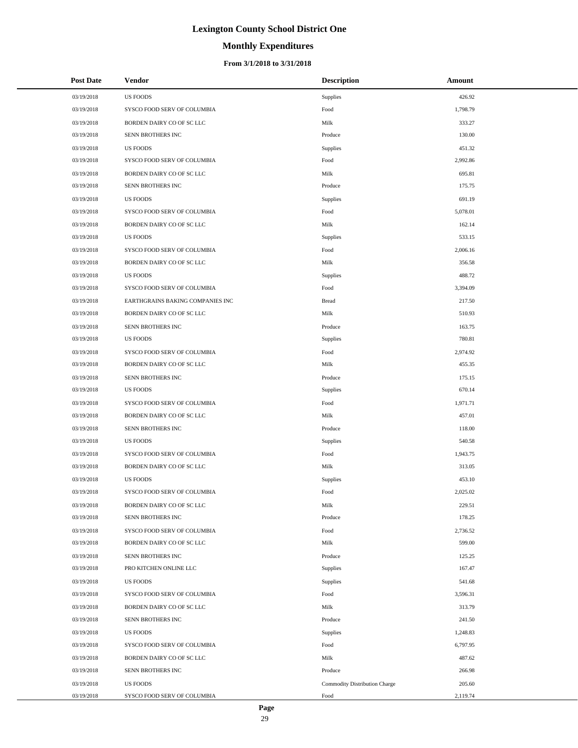# Lexington County School District One

## Monthly Expenditures

### From 3/1/2018 to 3/31/2018

| Post Date | Vendor | Description | Amount |
|---|---|---|---|
| 03/19/2018 | US FOODS | Supplies | 426.92 |
| 03/19/2018 | SYSCO FOOD SERV OF COLUMBIA | Food | 1,798.79 |
| 03/19/2018 | BORDEN DAIRY CO OF SC LLC | Milk | 333.27 |
| 03/19/2018 | SENN BROTHERS INC | Produce | 130.00 |
| 03/19/2018 | US FOODS | Supplies | 451.32 |
| 03/19/2018 | SYSCO FOOD SERV OF COLUMBIA | Food | 2,992.86 |
| 03/19/2018 | BORDEN DAIRY CO OF SC LLC | Milk | 695.81 |
| 03/19/2018 | SENN BROTHERS INC | Produce | 175.75 |
| 03/19/2018 | US FOODS | Supplies | 691.19 |
| 03/19/2018 | SYSCO FOOD SERV OF COLUMBIA | Food | 5,078.01 |
| 03/19/2018 | BORDEN DAIRY CO OF SC LLC | Milk | 162.14 |
| 03/19/2018 | US FOODS | Supplies | 533.15 |
| 03/19/2018 | SYSCO FOOD SERV OF COLUMBIA | Food | 2,006.16 |
| 03/19/2018 | BORDEN DAIRY CO OF SC LLC | Milk | 356.58 |
| 03/19/2018 | US FOODS | Supplies | 488.72 |
| 03/19/2018 | SYSCO FOOD SERV OF COLUMBIA | Food | 3,394.09 |
| 03/19/2018 | EARTHGRAINS BAKING COMPANIES INC | Bread | 217.50 |
| 03/19/2018 | BORDEN DAIRY CO OF SC LLC | Milk | 510.93 |
| 03/19/2018 | SENN BROTHERS INC | Produce | 163.75 |
| 03/19/2018 | US FOODS | Supplies | 780.81 |
| 03/19/2018 | SYSCO FOOD SERV OF COLUMBIA | Food | 2,974.92 |
| 03/19/2018 | BORDEN DAIRY CO OF SC LLC | Milk | 455.35 |
| 03/19/2018 | SENN BROTHERS INC | Produce | 175.15 |
| 03/19/2018 | US FOODS | Supplies | 670.14 |
| 03/19/2018 | SYSCO FOOD SERV OF COLUMBIA | Food | 1,971.71 |
| 03/19/2018 | BORDEN DAIRY CO OF SC LLC | Milk | 457.01 |
| 03/19/2018 | SENN BROTHERS INC | Produce | 118.00 |
| 03/19/2018 | US FOODS | Supplies | 540.58 |
| 03/19/2018 | SYSCO FOOD SERV OF COLUMBIA | Food | 1,943.75 |
| 03/19/2018 | BORDEN DAIRY CO OF SC LLC | Milk | 313.05 |
| 03/19/2018 | US FOODS | Supplies | 453.10 |
| 03/19/2018 | SYSCO FOOD SERV OF COLUMBIA | Food | 2,025.02 |
| 03/19/2018 | BORDEN DAIRY CO OF SC LLC | Milk | 229.51 |
| 03/19/2018 | SENN BROTHERS INC | Produce | 178.25 |
| 03/19/2018 | SYSCO FOOD SERV OF COLUMBIA | Food | 2,736.52 |
| 03/19/2018 | BORDEN DAIRY CO OF SC LLC | Milk | 599.00 |
| 03/19/2018 | SENN BROTHERS INC | Produce | 125.25 |
| 03/19/2018 | PRO KITCHEN ONLINE LLC | Supplies | 167.47 |
| 03/19/2018 | US FOODS | Supplies | 541.68 |
| 03/19/2018 | SYSCO FOOD SERV OF COLUMBIA | Food | 3,596.31 |
| 03/19/2018 | BORDEN DAIRY CO OF SC LLC | Milk | 313.79 |
| 03/19/2018 | SENN BROTHERS INC | Produce | 241.50 |
| 03/19/2018 | US FOODS | Supplies | 1,248.83 |
| 03/19/2018 | SYSCO FOOD SERV OF COLUMBIA | Food | 6,797.95 |
| 03/19/2018 | BORDEN DAIRY CO OF SC LLC | Milk | 487.62 |
| 03/19/2018 | SENN BROTHERS INC | Produce | 266.98 |
| 03/19/2018 | US FOODS | Commodity Distribution Charge | 205.60 |
| 03/19/2018 | SYSCO FOOD SERV OF COLUMBIA | Food | 2,119.74 |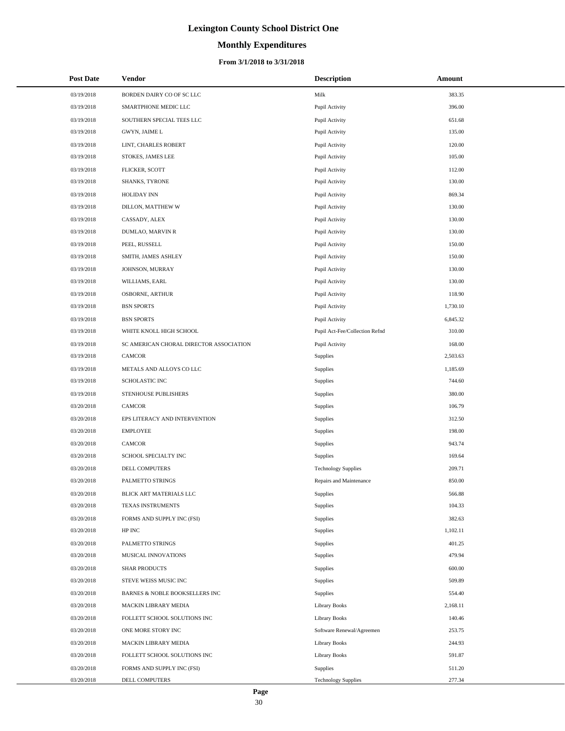# Lexington County School District One

## Monthly Expenditures

### From 3/1/2018 to 3/31/2018

| Post Date | Vendor | Description | Amount |
|---|---|---|---|
| 03/19/2018 | BORDEN DAIRY CO OF SC LLC | Milk | 383.35 |
| 03/19/2018 | SMARTPHONE MEDIC LLC | Pupil Activity | 396.00 |
| 03/19/2018 | SOUTHERN SPECIAL TEES LLC | Pupil Activity | 651.68 |
| 03/19/2018 | GWYN, JAIME L | Pupil Activity | 135.00 |
| 03/19/2018 | LINT, CHARLES ROBERT | Pupil Activity | 120.00 |
| 03/19/2018 | STOKES, JAMES LEE | Pupil Activity | 105.00 |
| 03/19/2018 | FLICKER, SCOTT | Pupil Activity | 112.00 |
| 03/19/2018 | SHANKS, TYRONE | Pupil Activity | 130.00 |
| 03/19/2018 | HOLIDAY INN | Pupil Activity | 869.34 |
| 03/19/2018 | DILLON, MATTHEW W | Pupil Activity | 130.00 |
| 03/19/2018 | CASSADY, ALEX | Pupil Activity | 130.00 |
| 03/19/2018 | DUMLAO, MARVIN R | Pupil Activity | 130.00 |
| 03/19/2018 | PEEL, RUSSELL | Pupil Activity | 150.00 |
| 03/19/2018 | SMITH, JAMES ASHLEY | Pupil Activity | 150.00 |
| 03/19/2018 | JOHNSON, MURRAY | Pupil Activity | 130.00 |
| 03/19/2018 | WILLIAMS, EARL | Pupil Activity | 130.00 |
| 03/19/2018 | OSBORNE, ARTHUR | Pupil Activity | 118.90 |
| 03/19/2018 | BSN SPORTS | Pupil Activity | 1,730.10 |
| 03/19/2018 | BSN SPORTS | Pupil Activity | 6,845.32 |
| 03/19/2018 | WHITE KNOLL HIGH SCHOOL | Pupil Act-Fee/Collection Refnd | 310.00 |
| 03/19/2018 | SC AMERICAN CHORAL DIRECTOR ASSOCIATION | Pupil Activity | 168.00 |
| 03/19/2018 | CAMCOR | Supplies | 2,503.63 |
| 03/19/2018 | METALS AND ALLOYS CO LLC | Supplies | 1,185.69 |
| 03/19/2018 | SCHOLASTIC INC | Supplies | 744.60 |
| 03/19/2018 | STENHOUSE PUBLISHERS | Supplies | 380.00 |
| 03/20/2018 | CAMCOR | Supplies | 106.79 |
| 03/20/2018 | EPS LITERACY AND INTERVENTION | Supplies | 312.50 |
| 03/20/2018 | EMPLOYEE | Supplies | 198.00 |
| 03/20/2018 | CAMCOR | Supplies | 943.74 |
| 03/20/2018 | SCHOOL SPECIALTY INC | Supplies | 169.64 |
| 03/20/2018 | DELL COMPUTERS | Technology Supplies | 209.71 |
| 03/20/2018 | PALMETTO STRINGS | Repairs and Maintenance | 850.00 |
| 03/20/2018 | BLICK ART MATERIALS LLC | Supplies | 566.88 |
| 03/20/2018 | TEXAS INSTRUMENTS | Supplies | 104.33 |
| 03/20/2018 | FORMS AND SUPPLY INC (FSI) | Supplies | 382.63 |
| 03/20/2018 | HP INC | Supplies | 1,102.11 |
| 03/20/2018 | PALMETTO STRINGS | Supplies | 401.25 |
| 03/20/2018 | MUSICAL INNOVATIONS | Supplies | 479.94 |
| 03/20/2018 | SHAR PRODUCTS | Supplies | 600.00 |
| 03/20/2018 | STEVE WEISS MUSIC INC | Supplies | 509.89 |
| 03/20/2018 | BARNES & NOBLE BOOKSELLERS INC | Supplies | 554.40 |
| 03/20/2018 | MACKIN LIBRARY MEDIA | Library Books | 2,168.11 |
| 03/20/2018 | FOLLETT SCHOOL SOLUTIONS INC | Library Books | 140.46 |
| 03/20/2018 | ONE MORE STORY INC | Software Renewal/Agreemen | 253.75 |
| 03/20/2018 | MACKIN LIBRARY MEDIA | Library Books | 244.93 |
| 03/20/2018 | FOLLETT SCHOOL SOLUTIONS INC | Library Books | 591.87 |
| 03/20/2018 | FORMS AND SUPPLY INC (FSI) | Supplies | 511.20 |
| 03/20/2018 | DELL COMPUTERS | Technology Supplies | 277.34 |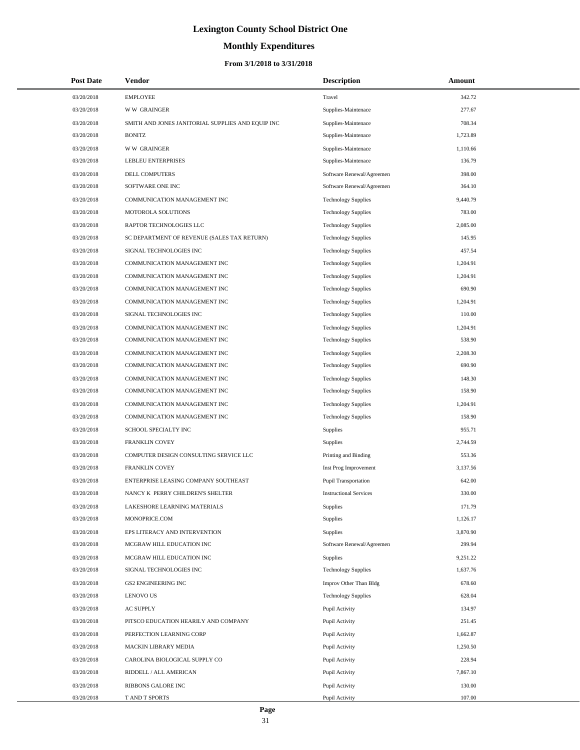# Lexington County School District One

## Monthly Expenditures

### From 3/1/2018 to 3/31/2018

| Post Date | Vendor | Description | Amount |
|---|---|---|---|
| 03/20/2018 | EMPLOYEE | Travel | 342.72 |
| 03/20/2018 | W W GRAINGER | Supplies-Maintenace | 277.67 |
| 03/20/2018 | SMITH AND JONES JANITORIAL SUPPLIES AND EQUIP INC | Supplies-Maintenace | 708.34 |
| 03/20/2018 | BONITZ | Supplies-Maintenace | 1,723.89 |
| 03/20/2018 | W W GRAINGER | Supplies-Maintenace | 1,110.66 |
| 03/20/2018 | LEBLEU ENTERPRISES | Supplies-Maintenace | 136.79 |
| 03/20/2018 | DELL COMPUTERS | Software Renewal/Agreemen | 398.00 |
| 03/20/2018 | SOFTWARE ONE INC | Software Renewal/Agreemen | 364.10 |
| 03/20/2018 | COMMUNICATION MANAGEMENT INC | Technology Supplies | 9,440.79 |
| 03/20/2018 | MOTOROLA SOLUTIONS | Technology Supplies | 783.00 |
| 03/20/2018 | RAPTOR TECHNOLOGIES LLC | Technology Supplies | 2,085.00 |
| 03/20/2018 | SC DEPARTMENT OF REVENUE (SALES TAX RETURN) | Technology Supplies | 145.95 |
| 03/20/2018 | SIGNAL TECHNOLOGIES INC | Technology Supplies | 457.54 |
| 03/20/2018 | COMMUNICATION MANAGEMENT INC | Technology Supplies | 1,204.91 |
| 03/20/2018 | COMMUNICATION MANAGEMENT INC | Technology Supplies | 1,204.91 |
| 03/20/2018 | COMMUNICATION MANAGEMENT INC | Technology Supplies | 690.90 |
| 03/20/2018 | COMMUNICATION MANAGEMENT INC | Technology Supplies | 1,204.91 |
| 03/20/2018 | SIGNAL TECHNOLOGIES INC | Technology Supplies | 110.00 |
| 03/20/2018 | COMMUNICATION MANAGEMENT INC | Technology Supplies | 1,204.91 |
| 03/20/2018 | COMMUNICATION MANAGEMENT INC | Technology Supplies | 538.90 |
| 03/20/2018 | COMMUNICATION MANAGEMENT INC | Technology Supplies | 2,208.30 |
| 03/20/2018 | COMMUNICATION MANAGEMENT INC | Technology Supplies | 690.90 |
| 03/20/2018 | COMMUNICATION MANAGEMENT INC | Technology Supplies | 148.30 |
| 03/20/2018 | COMMUNICATION MANAGEMENT INC | Technology Supplies | 158.90 |
| 03/20/2018 | COMMUNICATION MANAGEMENT INC | Technology Supplies | 1,204.91 |
| 03/20/2018 | COMMUNICATION MANAGEMENT INC | Technology Supplies | 158.90 |
| 03/20/2018 | SCHOOL SPECIALTY INC | Supplies | 955.71 |
| 03/20/2018 | FRANKLIN COVEY | Supplies | 2,744.59 |
| 03/20/2018 | COMPUTER DESIGN CONSULTING SERVICE LLC | Printing and Binding | 553.36 |
| 03/20/2018 | FRANKLIN COVEY | Inst Prog Improvement | 3,137.56 |
| 03/20/2018 | ENTERPRISE LEASING COMPANY SOUTHEAST | Pupil Transportation | 642.00 |
| 03/20/2018 | NANCY K PERRY CHILDREN'S SHELTER | Instructional Services | 330.00 |
| 03/20/2018 | LAKESHORE LEARNING MATERIALS | Supplies | 171.79 |
| 03/20/2018 | MONOPRICE.COM | Supplies | 1,126.17 |
| 03/20/2018 | EPS LITERACY AND INTERVENTION | Supplies | 3,870.90 |
| 03/20/2018 | MCGRAW HILL EDUCATION INC | Software Renewal/Agreemen | 299.94 |
| 03/20/2018 | MCGRAW HILL EDUCATION INC | Supplies | 9,251.22 |
| 03/20/2018 | SIGNAL TECHNOLOGIES INC | Technology Supplies | 1,637.76 |
| 03/20/2018 | GS2 ENGINEERING INC | Improv Other Than Bldg | 678.60 |
| 03/20/2018 | LENOVO US | Technology Supplies | 628.04 |
| 03/20/2018 | AC SUPPLY | Pupil Activity | 134.97 |
| 03/20/2018 | PITSCO EDUCATION HEARILY AND COMPANY | Pupil Activity | 251.45 |
| 03/20/2018 | PERFECTION LEARNING CORP | Pupil Activity | 1,662.87 |
| 03/20/2018 | MACKIN LIBRARY MEDIA | Pupil Activity | 1,250.50 |
| 03/20/2018 | CAROLINA BIOLOGICAL SUPPLY CO | Pupil Activity | 228.94 |
| 03/20/2018 | RIDDELL / ALL AMERICAN | Pupil Activity | 7,867.10 |
| 03/20/2018 | RIBBONS GALORE INC | Pupil Activity | 130.00 |
| 03/20/2018 | T AND T SPORTS | Pupil Activity | 107.00 |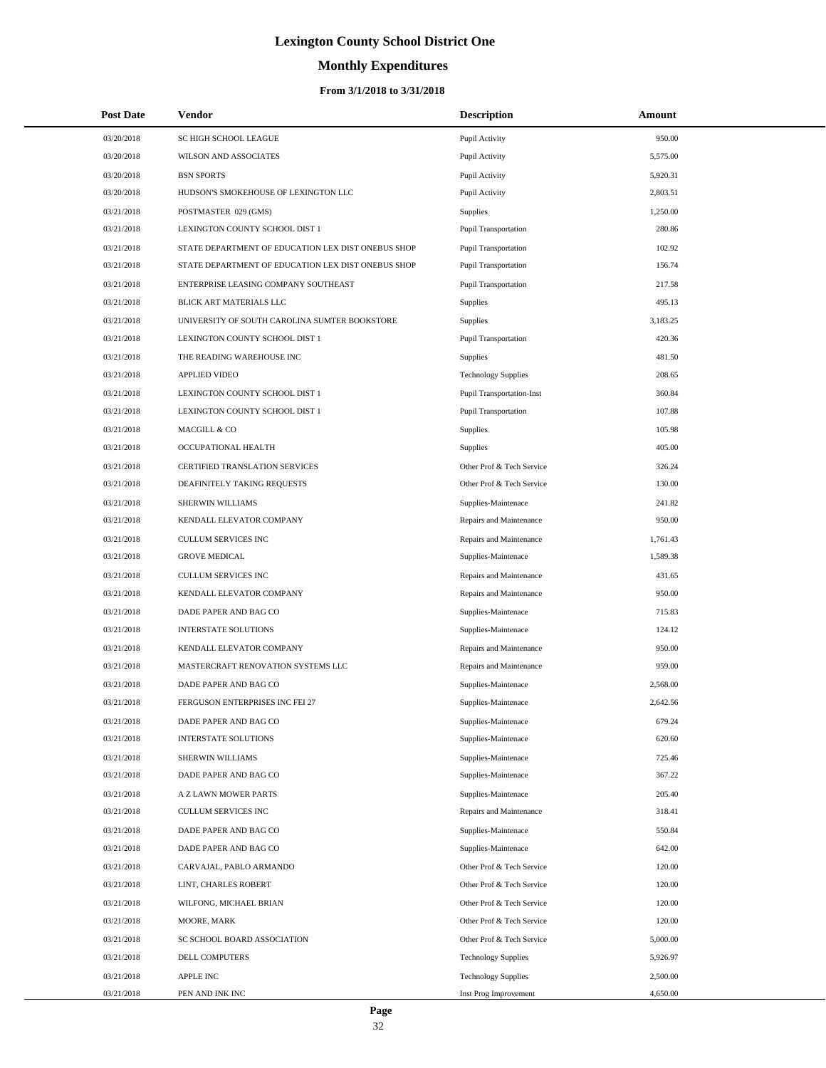# Lexington County School District One

## Monthly Expenditures

### From 3/1/2018 to 3/31/2018

| Post Date | Vendor | Description | Amount |
|---|---|---|---|
| 03/20/2018 | SC HIGH SCHOOL LEAGUE | Pupil Activity | 950.00 |
| 03/20/2018 | WILSON AND ASSOCIATES | Pupil Activity | 5,575.00 |
| 03/20/2018 | BSN SPORTS | Pupil Activity | 5,920.31 |
| 03/20/2018 | HUDSON'S SMOKEHOUSE OF LEXINGTON LLC | Pupil Activity | 2,803.51 |
| 03/21/2018 | POSTMASTER 029 (GMS) | Supplies | 1,250.00 |
| 03/21/2018 | LEXINGTON COUNTY SCHOOL DIST 1 | Pupil Transportation | 280.86 |
| 03/21/2018 | STATE DEPARTMENT OF EDUCATION LEX DIST ONEBUS SHOP | Pupil Transportation | 102.92 |
| 03/21/2018 | STATE DEPARTMENT OF EDUCATION LEX DIST ONEBUS SHOP | Pupil Transportation | 156.74 |
| 03/21/2018 | ENTERPRISE LEASING COMPANY SOUTHEAST | Pupil Transportation | 217.58 |
| 03/21/2018 | BLICK ART MATERIALS LLC | Supplies | 495.13 |
| 03/21/2018 | UNIVERSITY OF SOUTH CAROLINA SUMTER BOOKSTORE | Supplies | 3,183.25 |
| 03/21/2018 | LEXINGTON COUNTY SCHOOL DIST 1 | Pupil Transportation | 420.36 |
| 03/21/2018 | THE READING WAREHOUSE INC | Supplies | 481.50 |
| 03/21/2018 | APPLIED VIDEO | Technology Supplies | 208.65 |
| 03/21/2018 | LEXINGTON COUNTY SCHOOL DIST 1 | Pupil Transportation-Inst | 360.84 |
| 03/21/2018 | LEXINGTON COUNTY SCHOOL DIST 1 | Pupil Transportation | 107.88 |
| 03/21/2018 | MACGILL & CO | Supplies | 105.98 |
| 03/21/2018 | OCCUPATIONAL HEALTH | Supplies | 405.00 |
| 03/21/2018 | CERTIFIED TRANSLATION SERVICES | Other Prof & Tech Service | 326.24 |
| 03/21/2018 | DEAFINITELY TAKING REQUESTS | Other Prof & Tech Service | 130.00 |
| 03/21/2018 | SHERWIN WILLIAMS | Supplies-Maintenace | 241.82 |
| 03/21/2018 | KENDALL ELEVATOR COMPANY | Repairs and Maintenance | 950.00 |
| 03/21/2018 | CULLUM SERVICES INC | Repairs and Maintenance | 1,761.43 |
| 03/21/2018 | GROVE MEDICAL | Supplies-Maintenace | 1,589.38 |
| 03/21/2018 | CULLUM SERVICES INC | Repairs and Maintenance | 431.65 |
| 03/21/2018 | KENDALL ELEVATOR COMPANY | Repairs and Maintenance | 950.00 |
| 03/21/2018 | DADE PAPER AND BAG CO | Supplies-Maintenace | 715.83 |
| 03/21/2018 | INTERSTATE SOLUTIONS | Supplies-Maintenace | 124.12 |
| 03/21/2018 | KENDALL ELEVATOR COMPANY | Repairs and Maintenance | 950.00 |
| 03/21/2018 | MASTERCRAFT RENOVATION SYSTEMS LLC | Repairs and Maintenance | 959.00 |
| 03/21/2018 | DADE PAPER AND BAG CO | Supplies-Maintenace | 2,568.00 |
| 03/21/2018 | FERGUSON ENTERPRISES INC FEI 27 | Supplies-Maintenace | 2,642.56 |
| 03/21/2018 | DADE PAPER AND BAG CO | Supplies-Maintenace | 679.24 |
| 03/21/2018 | INTERSTATE SOLUTIONS | Supplies-Maintenace | 620.60 |
| 03/21/2018 | SHERWIN WILLIAMS | Supplies-Maintenace | 725.46 |
| 03/21/2018 | DADE PAPER AND BAG CO | Supplies-Maintenace | 367.22 |
| 03/21/2018 | A Z LAWN MOWER PARTS | Supplies-Maintenace | 205.40 |
| 03/21/2018 | CULLUM SERVICES INC | Repairs and Maintenance | 318.41 |
| 03/21/2018 | DADE PAPER AND BAG CO | Supplies-Maintenace | 550.84 |
| 03/21/2018 | DADE PAPER AND BAG CO | Supplies-Maintenace | 642.00 |
| 03/21/2018 | CARVAJAL, PABLO ARMANDO | Other Prof & Tech Service | 120.00 |
| 03/21/2018 | LINT, CHARLES ROBERT | Other Prof & Tech Service | 120.00 |
| 03/21/2018 | WILFONG, MICHAEL BRIAN | Other Prof & Tech Service | 120.00 |
| 03/21/2018 | MOORE, MARK | Other Prof & Tech Service | 120.00 |
| 03/21/2018 | SC SCHOOL BOARD ASSOCIATION | Other Prof & Tech Service | 5,000.00 |
| 03/21/2018 | DELL COMPUTERS | Technology Supplies | 5,926.97 |
| 03/21/2018 | APPLE INC | Technology Supplies | 2,500.00 |
| 03/21/2018 | PEN AND INK INC | Inst Prog Improvement | 4,650.00 |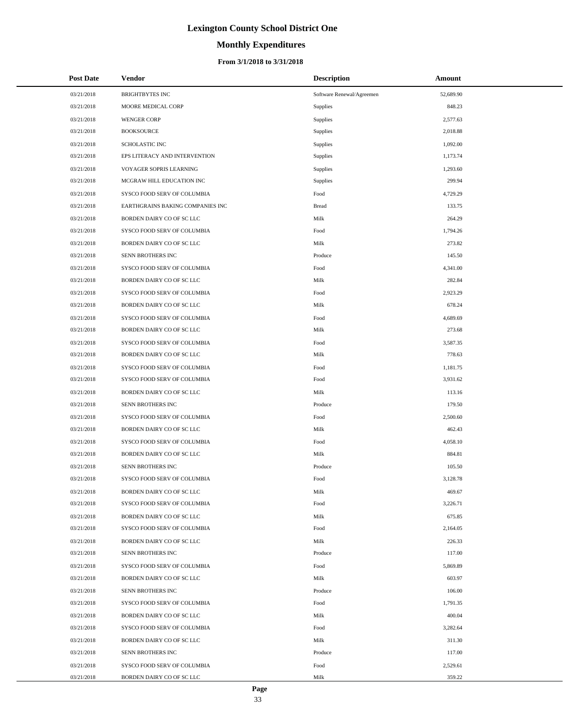# Lexington County School District One

## Monthly Expenditures

### From 3/1/2018 to 3/31/2018

| Post Date | Vendor | Description | Amount |
|---|---|---|---|
| 03/21/2018 | BRIGHTBYTES INC | Software Renewal/Agreemen | 52,689.90 |
| 03/21/2018 | MOORE MEDICAL CORP | Supplies | 848.23 |
| 03/21/2018 | WENGER CORP | Supplies | 2,577.63 |
| 03/21/2018 | BOOKSOURCE | Supplies | 2,018.88 |
| 03/21/2018 | SCHOLASTIC INC | Supplies | 1,092.00 |
| 03/21/2018 | EPS LITERACY AND INTERVENTION | Supplies | 1,173.74 |
| 03/21/2018 | VOYAGER SOPRIS LEARNING | Supplies | 1,293.60 |
| 03/21/2018 | MCGRAW HILL EDUCATION INC | Supplies | 299.94 |
| 03/21/2018 | SYSCO FOOD SERV OF COLUMBIA | Food | 4,729.29 |
| 03/21/2018 | EARTHGRAINS BAKING COMPANIES INC | Bread | 133.75 |
| 03/21/2018 | BORDEN DAIRY CO OF SC LLC | Milk | 264.29 |
| 03/21/2018 | SYSCO FOOD SERV OF COLUMBIA | Food | 1,794.26 |
| 03/21/2018 | BORDEN DAIRY CO OF SC LLC | Milk | 273.82 |
| 03/21/2018 | SENN BROTHERS INC | Produce | 145.50 |
| 03/21/2018 | SYSCO FOOD SERV OF COLUMBIA | Food | 4,341.00 |
| 03/21/2018 | BORDEN DAIRY CO OF SC LLC | Milk | 282.84 |
| 03/21/2018 | SYSCO FOOD SERV OF COLUMBIA | Food | 2,923.29 |
| 03/21/2018 | BORDEN DAIRY CO OF SC LLC | Milk | 678.24 |
| 03/21/2018 | SYSCO FOOD SERV OF COLUMBIA | Food | 4,689.69 |
| 03/21/2018 | BORDEN DAIRY CO OF SC LLC | Milk | 273.68 |
| 03/21/2018 | SYSCO FOOD SERV OF COLUMBIA | Food | 3,587.35 |
| 03/21/2018 | BORDEN DAIRY CO OF SC LLC | Milk | 778.63 |
| 03/21/2018 | SYSCO FOOD SERV OF COLUMBIA | Food | 1,181.75 |
| 03/21/2018 | SYSCO FOOD SERV OF COLUMBIA | Food | 3,931.62 |
| 03/21/2018 | BORDEN DAIRY CO OF SC LLC | Milk | 113.16 |
| 03/21/2018 | SENN BROTHERS INC | Produce | 179.50 |
| 03/21/2018 | SYSCO FOOD SERV OF COLUMBIA | Food | 2,500.60 |
| 03/21/2018 | BORDEN DAIRY CO OF SC LLC | Milk | 462.43 |
| 03/21/2018 | SYSCO FOOD SERV OF COLUMBIA | Food | 4,058.10 |
| 03/21/2018 | BORDEN DAIRY CO OF SC LLC | Milk | 884.81 |
| 03/21/2018 | SENN BROTHERS INC | Produce | 105.50 |
| 03/21/2018 | SYSCO FOOD SERV OF COLUMBIA | Food | 3,128.78 |
| 03/21/2018 | BORDEN DAIRY CO OF SC LLC | Milk | 469.67 |
| 03/21/2018 | SYSCO FOOD SERV OF COLUMBIA | Food | 3,226.71 |
| 03/21/2018 | BORDEN DAIRY CO OF SC LLC | Milk | 675.85 |
| 03/21/2018 | SYSCO FOOD SERV OF COLUMBIA | Food | 2,164.05 |
| 03/21/2018 | BORDEN DAIRY CO OF SC LLC | Milk | 226.33 |
| 03/21/2018 | SENN BROTHERS INC | Produce | 117.00 |
| 03/21/2018 | SYSCO FOOD SERV OF COLUMBIA | Food | 5,869.89 |
| 03/21/2018 | BORDEN DAIRY CO OF SC LLC | Milk | 603.97 |
| 03/21/2018 | SENN BROTHERS INC | Produce | 106.00 |
| 03/21/2018 | SYSCO FOOD SERV OF COLUMBIA | Food | 1,791.35 |
| 03/21/2018 | BORDEN DAIRY CO OF SC LLC | Milk | 400.04 |
| 03/21/2018 | SYSCO FOOD SERV OF COLUMBIA | Food | 3,282.64 |
| 03/21/2018 | BORDEN DAIRY CO OF SC LLC | Milk | 311.30 |
| 03/21/2018 | SENN BROTHERS INC | Produce | 117.00 |
| 03/21/2018 | SYSCO FOOD SERV OF COLUMBIA | Food | 2,529.61 |
| 03/21/2018 | BORDEN DAIRY CO OF SC LLC | Milk | 359.22 |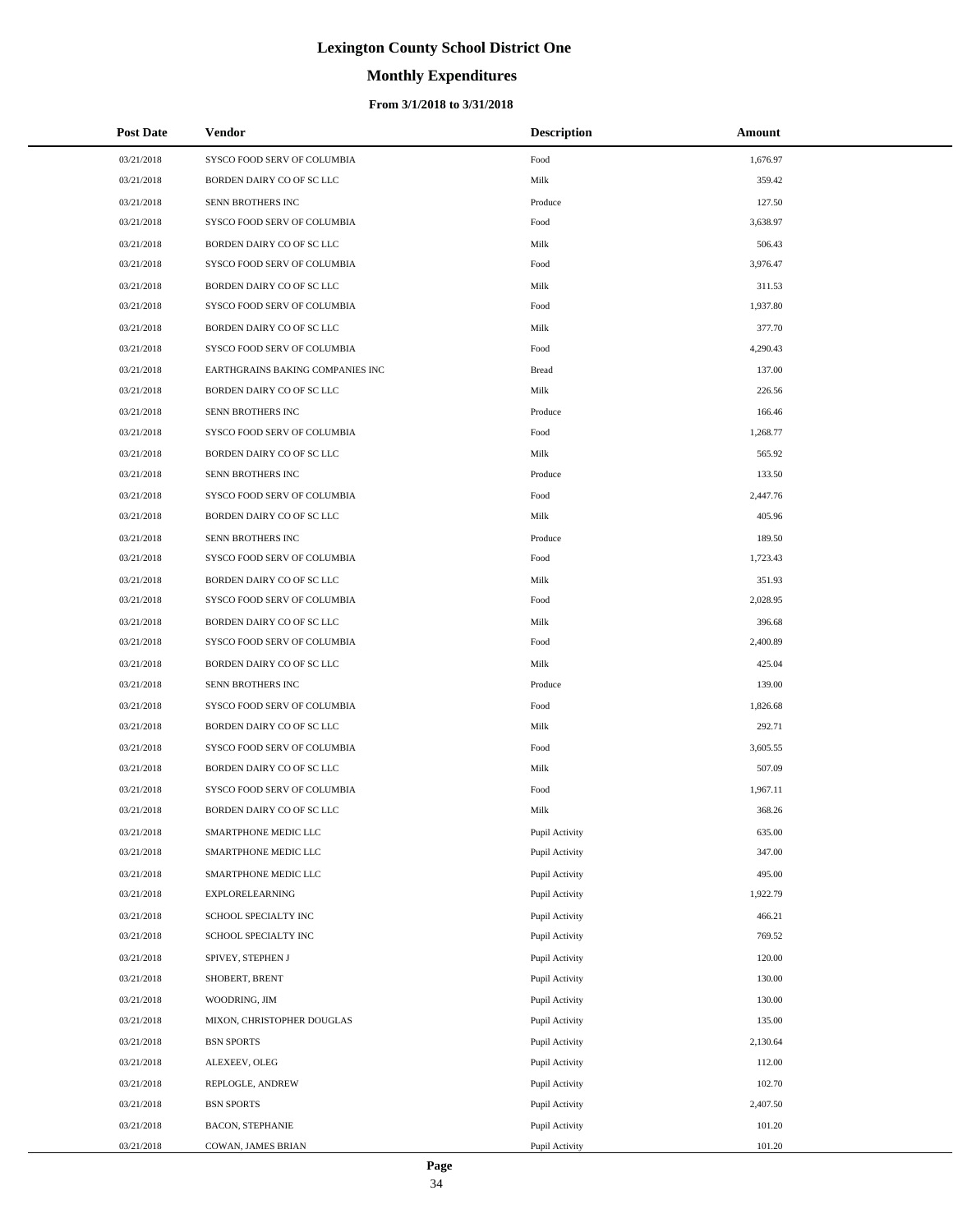# Lexington County School District One

## Monthly Expenditures

### From 3/1/2018 to 3/31/2018

| Post Date | Vendor | Description | Amount |
|---|---|---|---|
| 03/21/2018 | SYSCO FOOD SERV OF COLUMBIA | Food | 1,676.97 |
| 03/21/2018 | BORDEN DAIRY CO OF SC LLC | Milk | 359.42 |
| 03/21/2018 | SENN BROTHERS INC | Produce | 127.50 |
| 03/21/2018 | SYSCO FOOD SERV OF COLUMBIA | Food | 3,638.97 |
| 03/21/2018 | BORDEN DAIRY CO OF SC LLC | Milk | 506.43 |
| 03/21/2018 | SYSCO FOOD SERV OF COLUMBIA | Food | 3,976.47 |
| 03/21/2018 | BORDEN DAIRY CO OF SC LLC | Milk | 311.53 |
| 03/21/2018 | SYSCO FOOD SERV OF COLUMBIA | Food | 1,937.80 |
| 03/21/2018 | BORDEN DAIRY CO OF SC LLC | Milk | 377.70 |
| 03/21/2018 | SYSCO FOOD SERV OF COLUMBIA | Food | 4,290.43 |
| 03/21/2018 | EARTHGRAINS BAKING COMPANIES INC | Bread | 137.00 |
| 03/21/2018 | BORDEN DAIRY CO OF SC LLC | Milk | 226.56 |
| 03/21/2018 | SENN BROTHERS INC | Produce | 166.46 |
| 03/21/2018 | SYSCO FOOD SERV OF COLUMBIA | Food | 1,268.77 |
| 03/21/2018 | BORDEN DAIRY CO OF SC LLC | Milk | 565.92 |
| 03/21/2018 | SENN BROTHERS INC | Produce | 133.50 |
| 03/21/2018 | SYSCO FOOD SERV OF COLUMBIA | Food | 2,447.76 |
| 03/21/2018 | BORDEN DAIRY CO OF SC LLC | Milk | 405.96 |
| 03/21/2018 | SENN BROTHERS INC | Produce | 189.50 |
| 03/21/2018 | SYSCO FOOD SERV OF COLUMBIA | Food | 1,723.43 |
| 03/21/2018 | BORDEN DAIRY CO OF SC LLC | Milk | 351.93 |
| 03/21/2018 | SYSCO FOOD SERV OF COLUMBIA | Food | 2,028.95 |
| 03/21/2018 | BORDEN DAIRY CO OF SC LLC | Milk | 396.68 |
| 03/21/2018 | SYSCO FOOD SERV OF COLUMBIA | Food | 2,400.89 |
| 03/21/2018 | BORDEN DAIRY CO OF SC LLC | Milk | 425.04 |
| 03/21/2018 | SENN BROTHERS INC | Produce | 139.00 |
| 03/21/2018 | SYSCO FOOD SERV OF COLUMBIA | Food | 1,826.68 |
| 03/21/2018 | BORDEN DAIRY CO OF SC LLC | Milk | 292.71 |
| 03/21/2018 | SYSCO FOOD SERV OF COLUMBIA | Food | 3,605.55 |
| 03/21/2018 | BORDEN DAIRY CO OF SC LLC | Milk | 507.09 |
| 03/21/2018 | SYSCO FOOD SERV OF COLUMBIA | Food | 1,967.11 |
| 03/21/2018 | BORDEN DAIRY CO OF SC LLC | Milk | 368.26 |
| 03/21/2018 | SMARTPHONE MEDIC LLC | Pupil Activity | 635.00 |
| 03/21/2018 | SMARTPHONE MEDIC LLC | Pupil Activity | 347.00 |
| 03/21/2018 | SMARTPHONE MEDIC LLC | Pupil Activity | 495.00 |
| 03/21/2018 | EXPLORELEARNING | Pupil Activity | 1,922.79 |
| 03/21/2018 | SCHOOL SPECIALTY INC | Pupil Activity | 466.21 |
| 03/21/2018 | SCHOOL SPECIALTY INC | Pupil Activity | 769.52 |
| 03/21/2018 | SPIVEY, STEPHEN J | Pupil Activity | 120.00 |
| 03/21/2018 | SHOBERT, BRENT | Pupil Activity | 130.00 |
| 03/21/2018 | WOODRING, JIM | Pupil Activity | 130.00 |
| 03/21/2018 | MIXON, CHRISTOPHER DOUGLAS | Pupil Activity | 135.00 |
| 03/21/2018 | BSN SPORTS | Pupil Activity | 2,130.64 |
| 03/21/2018 | ALEXEEV, OLEG | Pupil Activity | 112.00 |
| 03/21/2018 | REPLOGLE, ANDREW | Pupil Activity | 102.70 |
| 03/21/2018 | BSN SPORTS | Pupil Activity | 2,407.50 |
| 03/21/2018 | BACON, STEPHANIE | Pupil Activity | 101.20 |
| 03/21/2018 | COWAN, JAMES BRIAN | Pupil Activity | 101.20 |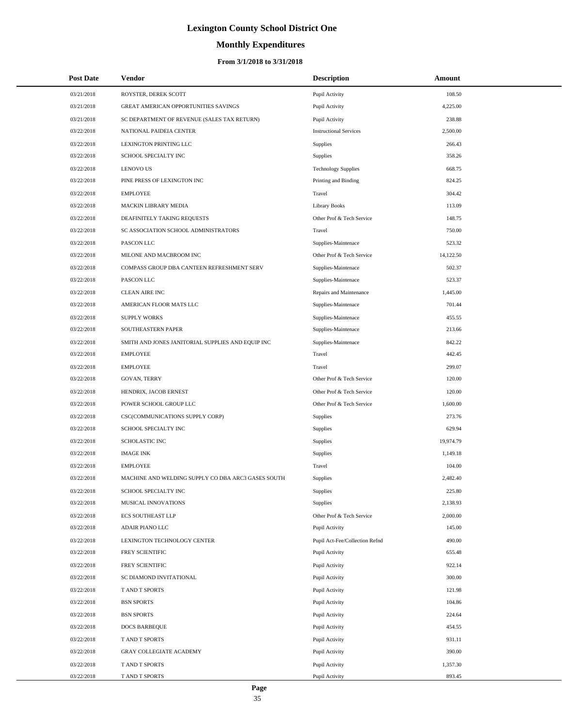# Lexington County School District One

## Monthly Expenditures

### From 3/1/2018 to 3/31/2018

| Post Date | Vendor | Description | Amount |
|---|---|---|---|
| 03/21/2018 | ROYSTER, DEREK SCOTT | Pupil Activity | 108.50 |
| 03/21/2018 | GREAT AMERICAN OPPORTUNITIES SAVINGS | Pupil Activity | 4,225.00 |
| 03/21/2018 | SC DEPARTMENT OF REVENUE (SALES TAX RETURN) | Pupil Activity | 238.88 |
| 03/22/2018 | NATIONAL PAIDEIA CENTER | Instructional Services | 2,500.00 |
| 03/22/2018 | LEXINGTON PRINTING LLC | Supplies | 266.43 |
| 03/22/2018 | SCHOOL SPECIALTY INC | Supplies | 358.26 |
| 03/22/2018 | LENOVO US | Technology Supplies | 668.75 |
| 03/22/2018 | PINE PRESS OF LEXINGTON INC | Printing and Binding | 824.25 |
| 03/22/2018 | EMPLOYEE | Travel | 304.42 |
| 03/22/2018 | MACKIN LIBRARY MEDIA | Library Books | 113.09 |
| 03/22/2018 | DEAFINITELY TAKING REQUESTS | Other Prof & Tech Service | 148.75 |
| 03/22/2018 | SC ASSOCIATION SCHOOL ADMINISTRATORS | Travel | 750.00 |
| 03/22/2018 | PASCON LLC | Supplies-Maintenace | 523.32 |
| 03/22/2018 | MILONE AND MACBROOM INC | Other Prof & Tech Service | 14,122.50 |
| 03/22/2018 | COMPASS GROUP DBA CANTEEN REFRESHMENT SERV | Supplies-Maintenace | 502.37 |
| 03/22/2018 | PASCON LLC | Supplies-Maintenace | 523.37 |
| 03/22/2018 | CLEAN AIRE INC | Repairs and Maintenance | 1,445.00 |
| 03/22/2018 | AMERICAN FLOOR MATS LLC | Supplies-Maintenace | 701.44 |
| 03/22/2018 | SUPPLY WORKS | Supplies-Maintenace | 455.55 |
| 03/22/2018 | SOUTHEASTERN PAPER | Supplies-Maintenace | 213.66 |
| 03/22/2018 | SMITH AND JONES JANITORIAL SUPPLIES AND EQUIP INC | Supplies-Maintenace | 842.22 |
| 03/22/2018 | EMPLOYEE | Travel | 442.45 |
| 03/22/2018 | EMPLOYEE | Travel | 299.07 |
| 03/22/2018 | GOVAN, TERRY | Other Prof & Tech Service | 120.00 |
| 03/22/2018 | HENDRIX, JACOB ERNEST | Other Prof & Tech Service | 120.00 |
| 03/22/2018 | POWER SCHOOL GROUP LLC | Other Prof & Tech Service | 1,600.00 |
| 03/22/2018 | CSC(COMMUNICATIONS SUPPLY CORP) | Supplies | 273.76 |
| 03/22/2018 | SCHOOL SPECIALTY INC | Supplies | 629.94 |
| 03/22/2018 | SCHOLASTIC INC | Supplies | 19,974.79 |
| 03/22/2018 | IMAGE INK | Supplies | 1,149.18 |
| 03/22/2018 | EMPLOYEE | Travel | 104.00 |
| 03/22/2018 | MACHINE AND WELDING SUPPLY CO DBA ARC3 GASES SOUTH | Supplies | 2,482.40 |
| 03/22/2018 | SCHOOL SPECIALTY INC | Supplies | 225.80 |
| 03/22/2018 | MUSICAL INNOVATIONS | Supplies | 2,138.93 |
| 03/22/2018 | ECS SOUTHEAST LLP | Other Prof & Tech Service | 2,000.00 |
| 03/22/2018 | ADAIR PIANO LLC | Pupil Activity | 145.00 |
| 03/22/2018 | LEXINGTON TECHNOLOGY CENTER | Pupil Act-Fee/Collection Refnd | 490.00 |
| 03/22/2018 | FREY SCIENTIFIC | Pupil Activity | 655.48 |
| 03/22/2018 | FREY SCIENTIFIC | Pupil Activity | 922.14 |
| 03/22/2018 | SC DIAMOND INVITATIONAL | Pupil Activity | 300.00 |
| 03/22/2018 | T AND T SPORTS | Pupil Activity | 121.98 |
| 03/22/2018 | BSN SPORTS | Pupil Activity | 104.86 |
| 03/22/2018 | BSN SPORTS | Pupil Activity | 224.64 |
| 03/22/2018 | DOCS BARBEQUE | Pupil Activity | 454.55 |
| 03/22/2018 | T AND T SPORTS | Pupil Activity | 931.11 |
| 03/22/2018 | GRAY COLLEGIATE ACADEMY | Pupil Activity | 390.00 |
| 03/22/2018 | T AND T SPORTS | Pupil Activity | 1,357.30 |
| 03/22/2018 | T AND T SPORTS | Pupil Activity | 893.45 |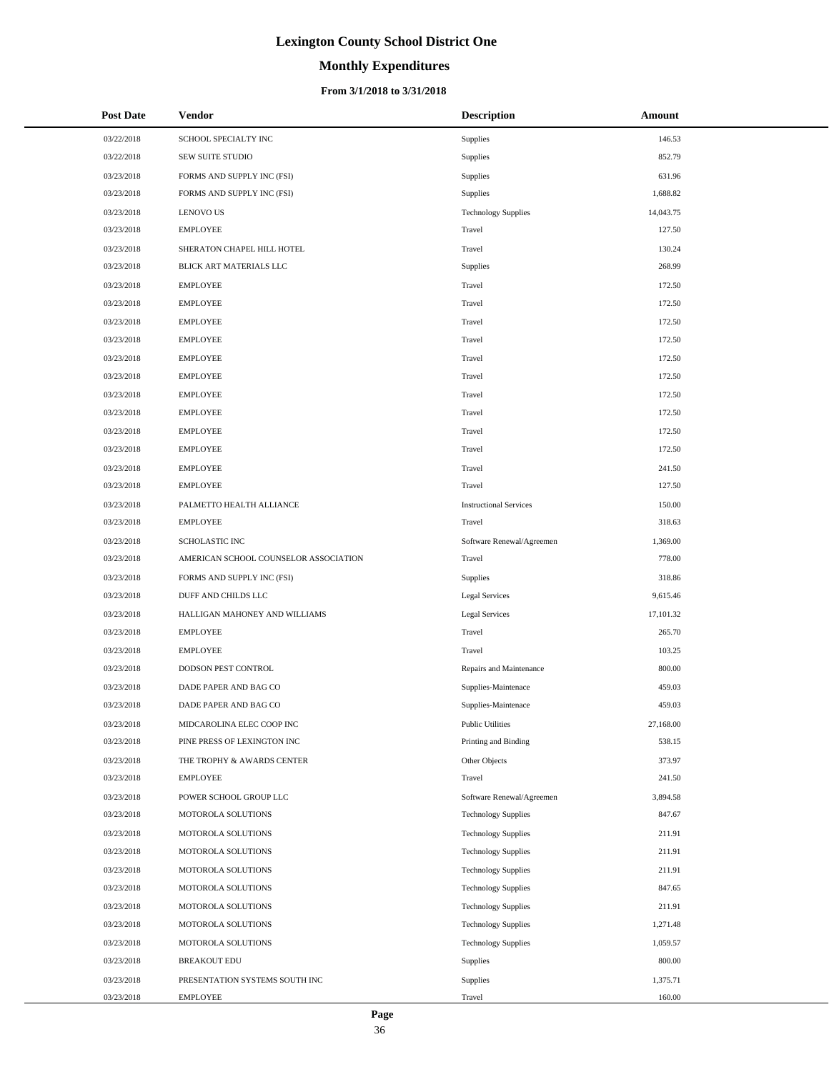# Lexington County School District One

## Monthly Expenditures

### From 3/1/2018 to 3/31/2018

| Post Date | Vendor | Description | Amount |
|---|---|---|---|
| 03/22/2018 | SCHOOL SPECIALTY INC | Supplies | 146.53 |
| 03/22/2018 | SEW SUITE STUDIO | Supplies | 852.79 |
| 03/23/2018 | FORMS AND SUPPLY INC (FSI) | Supplies | 631.96 |
| 03/23/2018 | FORMS AND SUPPLY INC (FSI) | Supplies | 1,688.82 |
| 03/23/2018 | LENOVO US | Technology Supplies | 14,043.75 |
| 03/23/2018 | EMPLOYEE | Travel | 127.50 |
| 03/23/2018 | SHERATON CHAPEL HILL HOTEL | Travel | 130.24 |
| 03/23/2018 | BLICK ART MATERIALS LLC | Supplies | 268.99 |
| 03/23/2018 | EMPLOYEE | Travel | 172.50 |
| 03/23/2018 | EMPLOYEE | Travel | 172.50 |
| 03/23/2018 | EMPLOYEE | Travel | 172.50 |
| 03/23/2018 | EMPLOYEE | Travel | 172.50 |
| 03/23/2018 | EMPLOYEE | Travel | 172.50 |
| 03/23/2018 | EMPLOYEE | Travel | 172.50 |
| 03/23/2018 | EMPLOYEE | Travel | 172.50 |
| 03/23/2018 | EMPLOYEE | Travel | 172.50 |
| 03/23/2018 | EMPLOYEE | Travel | 172.50 |
| 03/23/2018 | EMPLOYEE | Travel | 172.50 |
| 03/23/2018 | EMPLOYEE | Travel | 241.50 |
| 03/23/2018 | EMPLOYEE | Travel | 127.50 |
| 03/23/2018 | PALMETTO HEALTH ALLIANCE | Instructional Services | 150.00 |
| 03/23/2018 | EMPLOYEE | Travel | 318.63 |
| 03/23/2018 | SCHOLASTIC INC | Software Renewal/Agreemen | 1,369.00 |
| 03/23/2018 | AMERICAN SCHOOL COUNSELOR ASSOCIATION | Travel | 778.00 |
| 03/23/2018 | FORMS AND SUPPLY INC (FSI) | Supplies | 318.86 |
| 03/23/2018 | DUFF AND CHILDS LLC | Legal Services | 9,615.46 |
| 03/23/2018 | HALLIGAN MAHONEY AND WILLIAMS | Legal Services | 17,101.32 |
| 03/23/2018 | EMPLOYEE | Travel | 265.70 |
| 03/23/2018 | EMPLOYEE | Travel | 103.25 |
| 03/23/2018 | DODSON PEST CONTROL | Repairs and Maintenance | 800.00 |
| 03/23/2018 | DADE PAPER AND BAG CO | Supplies-Maintenace | 459.03 |
| 03/23/2018 | DADE PAPER AND BAG CO | Supplies-Maintenace | 459.03 |
| 03/23/2018 | MIDCAROLINA ELEC COOP INC | Public Utilities | 27,168.00 |
| 03/23/2018 | PINE PRESS OF LEXINGTON INC | Printing and Binding | 538.15 |
| 03/23/2018 | THE TROPHY & AWARDS CENTER | Other Objects | 373.97 |
| 03/23/2018 | EMPLOYEE | Travel | 241.50 |
| 03/23/2018 | POWER SCHOOL GROUP LLC | Software Renewal/Agreemen | 3,894.58 |
| 03/23/2018 | MOTOROLA SOLUTIONS | Technology Supplies | 847.67 |
| 03/23/2018 | MOTOROLA SOLUTIONS | Technology Supplies | 211.91 |
| 03/23/2018 | MOTOROLA SOLUTIONS | Technology Supplies | 211.91 |
| 03/23/2018 | MOTOROLA SOLUTIONS | Technology Supplies | 211.91 |
| 03/23/2018 | MOTOROLA SOLUTIONS | Technology Supplies | 847.65 |
| 03/23/2018 | MOTOROLA SOLUTIONS | Technology Supplies | 211.91 |
| 03/23/2018 | MOTOROLA SOLUTIONS | Technology Supplies | 1,271.48 |
| 03/23/2018 | MOTOROLA SOLUTIONS | Technology Supplies | 1,059.57 |
| 03/23/2018 | BREAKOUT EDU | Supplies | 800.00 |
| 03/23/2018 | PRESENTATION SYSTEMS SOUTH INC | Supplies | 1,375.71 |
| 03/23/2018 | EMPLOYEE | Travel | 160.00 |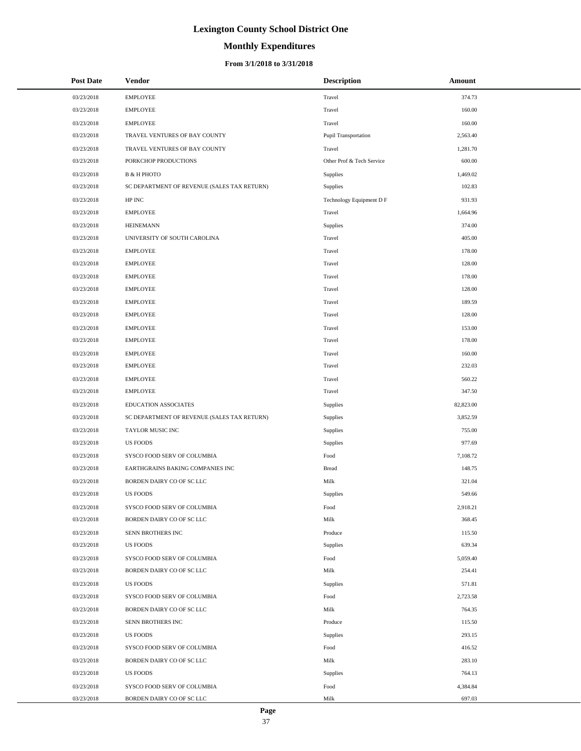# Lexington County School District One

## Monthly Expenditures

### From 3/1/2018 to 3/31/2018

| Post Date | Vendor | Description | Amount |
|---|---|---|---|
| 03/23/2018 | EMPLOYEE | Travel | 374.73 |
| 03/23/2018 | EMPLOYEE | Travel | 160.00 |
| 03/23/2018 | EMPLOYEE | Travel | 160.00 |
| 03/23/2018 | TRAVEL VENTURES OF BAY COUNTY | Pupil Transportation | 2,563.40 |
| 03/23/2018 | TRAVEL VENTURES OF BAY COUNTY | Travel | 1,281.70 |
| 03/23/2018 | PORKCHOP PRODUCTIONS | Other Prof & Tech Service | 600.00 |
| 03/23/2018 | B & H PHOTO | Supplies | 1,469.02 |
| 03/23/2018 | SC DEPARTMENT OF REVENUE (SALES TAX RETURN) | Supplies | 102.83 |
| 03/23/2018 | HP INC | Technology Equipment D F | 931.93 |
| 03/23/2018 | EMPLOYEE | Travel | 1,664.96 |
| 03/23/2018 | HEINEMANN | Supplies | 374.00 |
| 03/23/2018 | UNIVERSITY OF SOUTH CAROLINA | Travel | 405.00 |
| 03/23/2018 | EMPLOYEE | Travel | 178.00 |
| 03/23/2018 | EMPLOYEE | Travel | 128.00 |
| 03/23/2018 | EMPLOYEE | Travel | 178.00 |
| 03/23/2018 | EMPLOYEE | Travel | 128.00 |
| 03/23/2018 | EMPLOYEE | Travel | 189.59 |
| 03/23/2018 | EMPLOYEE | Travel | 128.00 |
| 03/23/2018 | EMPLOYEE | Travel | 153.00 |
| 03/23/2018 | EMPLOYEE | Travel | 178.00 |
| 03/23/2018 | EMPLOYEE | Travel | 160.00 |
| 03/23/2018 | EMPLOYEE | Travel | 232.03 |
| 03/23/2018 | EMPLOYEE | Travel | 560.22 |
| 03/23/2018 | EMPLOYEE | Travel | 347.50 |
| 03/23/2018 | EDUCATION ASSOCIATES | Supplies | 82,823.00 |
| 03/23/2018 | SC DEPARTMENT OF REVENUE (SALES TAX RETURN) | Supplies | 3,852.59 |
| 03/23/2018 | TAYLOR MUSIC INC | Supplies | 755.00 |
| 03/23/2018 | US FOODS | Supplies | 977.69 |
| 03/23/2018 | SYSCO FOOD SERV OF COLUMBIA | Food | 7,108.72 |
| 03/23/2018 | EARTHGRAINS BAKING COMPANIES INC | Bread | 148.75 |
| 03/23/2018 | BORDEN DAIRY CO OF SC LLC | Milk | 321.04 |
| 03/23/2018 | US FOODS | Supplies | 549.66 |
| 03/23/2018 | SYSCO FOOD SERV OF COLUMBIA | Food | 2,918.21 |
| 03/23/2018 | BORDEN DAIRY CO OF SC LLC | Milk | 368.45 |
| 03/23/2018 | SENN BROTHERS INC | Produce | 115.50 |
| 03/23/2018 | US FOODS | Supplies | 639.34 |
| 03/23/2018 | SYSCO FOOD SERV OF COLUMBIA | Food | 5,059.40 |
| 03/23/2018 | BORDEN DAIRY CO OF SC LLC | Milk | 254.41 |
| 03/23/2018 | US FOODS | Supplies | 571.81 |
| 03/23/2018 | SYSCO FOOD SERV OF COLUMBIA | Food | 2,723.58 |
| 03/23/2018 | BORDEN DAIRY CO OF SC LLC | Milk | 764.35 |
| 03/23/2018 | SENN BROTHERS INC | Produce | 115.50 |
| 03/23/2018 | US FOODS | Supplies | 293.15 |
| 03/23/2018 | SYSCO FOOD SERV OF COLUMBIA | Food | 416.52 |
| 03/23/2018 | BORDEN DAIRY CO OF SC LLC | Milk | 283.10 |
| 03/23/2018 | US FOODS | Supplies | 764.13 |
| 03/23/2018 | SYSCO FOOD SERV OF COLUMBIA | Food | 4,384.84 |
| 03/23/2018 | BORDEN DAIRY CO OF SC LLC | Milk | 697.03 |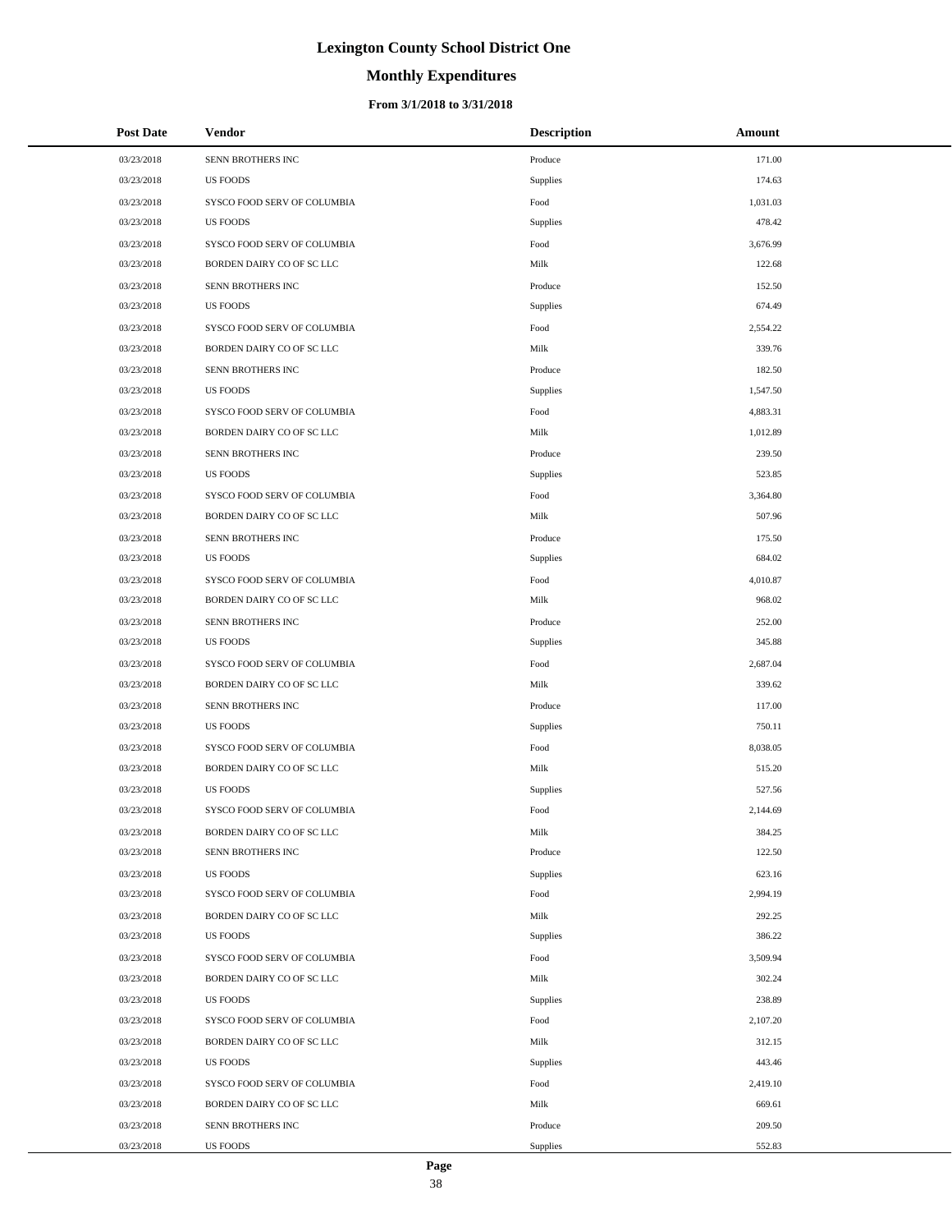# Lexington County School District One

## Monthly Expenditures

### From 3/1/2018 to 3/31/2018

| Post Date | Vendor | Description | Amount |
|---|---|---|---|
| 03/23/2018 | SENN BROTHERS INC | Produce | 171.00 |
| 03/23/2018 | US FOODS | Supplies | 174.63 |
| 03/23/2018 | SYSCO FOOD SERV OF COLUMBIA | Food | 1,031.03 |
| 03/23/2018 | US FOODS | Supplies | 478.42 |
| 03/23/2018 | SYSCO FOOD SERV OF COLUMBIA | Food | 3,676.99 |
| 03/23/2018 | BORDEN DAIRY CO OF SC LLC | Milk | 122.68 |
| 03/23/2018 | SENN BROTHERS INC | Produce | 152.50 |
| 03/23/2018 | US FOODS | Supplies | 674.49 |
| 03/23/2018 | SYSCO FOOD SERV OF COLUMBIA | Food | 2,554.22 |
| 03/23/2018 | BORDEN DAIRY CO OF SC LLC | Milk | 339.76 |
| 03/23/2018 | SENN BROTHERS INC | Produce | 182.50 |
| 03/23/2018 | US FOODS | Supplies | 1,547.50 |
| 03/23/2018 | SYSCO FOOD SERV OF COLUMBIA | Food | 4,883.31 |
| 03/23/2018 | BORDEN DAIRY CO OF SC LLC | Milk | 1,012.89 |
| 03/23/2018 | SENN BROTHERS INC | Produce | 239.50 |
| 03/23/2018 | US FOODS | Supplies | 523.85 |
| 03/23/2018 | SYSCO FOOD SERV OF COLUMBIA | Food | 3,364.80 |
| 03/23/2018 | BORDEN DAIRY CO OF SC LLC | Milk | 507.96 |
| 03/23/2018 | SENN BROTHERS INC | Produce | 175.50 |
| 03/23/2018 | US FOODS | Supplies | 684.02 |
| 03/23/2018 | SYSCO FOOD SERV OF COLUMBIA | Food | 4,010.87 |
| 03/23/2018 | BORDEN DAIRY CO OF SC LLC | Milk | 968.02 |
| 03/23/2018 | SENN BROTHERS INC | Produce | 252.00 |
| 03/23/2018 | US FOODS | Supplies | 345.88 |
| 03/23/2018 | SYSCO FOOD SERV OF COLUMBIA | Food | 2,687.04 |
| 03/23/2018 | BORDEN DAIRY CO OF SC LLC | Milk | 339.62 |
| 03/23/2018 | SENN BROTHERS INC | Produce | 117.00 |
| 03/23/2018 | US FOODS | Supplies | 750.11 |
| 03/23/2018 | SYSCO FOOD SERV OF COLUMBIA | Food | 8,038.05 |
| 03/23/2018 | BORDEN DAIRY CO OF SC LLC | Milk | 515.20 |
| 03/23/2018 | US FOODS | Supplies | 527.56 |
| 03/23/2018 | SYSCO FOOD SERV OF COLUMBIA | Food | 2,144.69 |
| 03/23/2018 | BORDEN DAIRY CO OF SC LLC | Milk | 384.25 |
| 03/23/2018 | SENN BROTHERS INC | Produce | 122.50 |
| 03/23/2018 | US FOODS | Supplies | 623.16 |
| 03/23/2018 | SYSCO FOOD SERV OF COLUMBIA | Food | 2,994.19 |
| 03/23/2018 | BORDEN DAIRY CO OF SC LLC | Milk | 292.25 |
| 03/23/2018 | US FOODS | Supplies | 386.22 |
| 03/23/2018 | SYSCO FOOD SERV OF COLUMBIA | Food | 3,509.94 |
| 03/23/2018 | BORDEN DAIRY CO OF SC LLC | Milk | 302.24 |
| 03/23/2018 | US FOODS | Supplies | 238.89 |
| 03/23/2018 | SYSCO FOOD SERV OF COLUMBIA | Food | 2,107.20 |
| 03/23/2018 | BORDEN DAIRY CO OF SC LLC | Milk | 312.15 |
| 03/23/2018 | US FOODS | Supplies | 443.46 |
| 03/23/2018 | SYSCO FOOD SERV OF COLUMBIA | Food | 2,419.10 |
| 03/23/2018 | BORDEN DAIRY CO OF SC LLC | Milk | 669.61 |
| 03/23/2018 | SENN BROTHERS INC | Produce | 209.50 |
| 03/23/2018 | US FOODS | Supplies | 552.83 |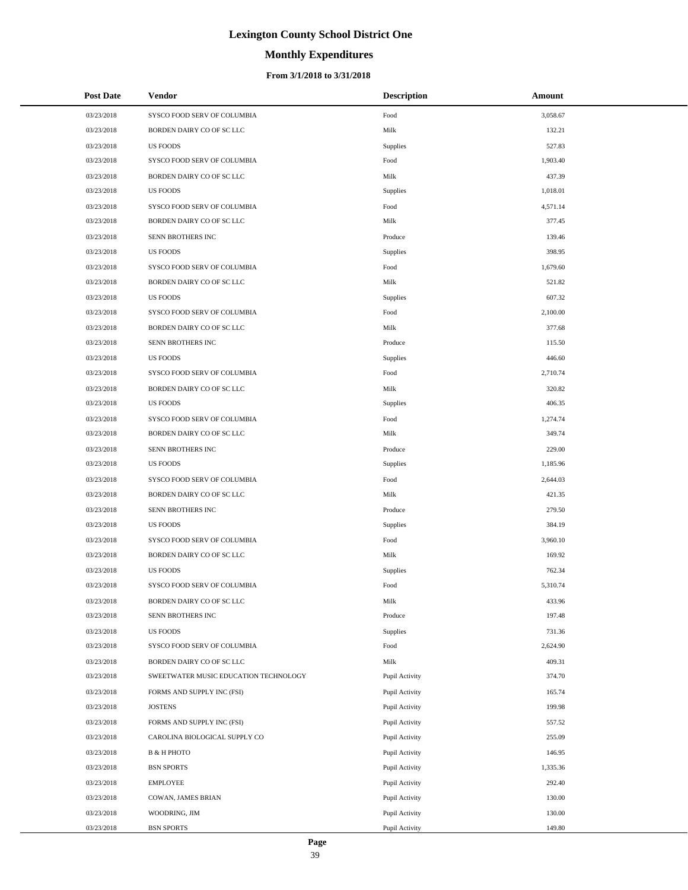# Lexington County School District One

## Monthly Expenditures

### From 3/1/2018 to 3/31/2018

| Post Date | Vendor | Description | Amount |
|---|---|---|---|
| 03/23/2018 | SYSCO FOOD SERV OF COLUMBIA | Food | 3,058.67 |
| 03/23/2018 | BORDEN DAIRY CO OF SC LLC | Milk | 132.21 |
| 03/23/2018 | US FOODS | Supplies | 527.83 |
| 03/23/2018 | SYSCO FOOD SERV OF COLUMBIA | Food | 1,903.40 |
| 03/23/2018 | BORDEN DAIRY CO OF SC LLC | Milk | 437.39 |
| 03/23/2018 | US FOODS | Supplies | 1,018.01 |
| 03/23/2018 | SYSCO FOOD SERV OF COLUMBIA | Food | 4,571.14 |
| 03/23/2018 | BORDEN DAIRY CO OF SC LLC | Milk | 377.45 |
| 03/23/2018 | SENN BROTHERS INC | Produce | 139.46 |
| 03/23/2018 | US FOODS | Supplies | 398.95 |
| 03/23/2018 | SYSCO FOOD SERV OF COLUMBIA | Food | 1,679.60 |
| 03/23/2018 | BORDEN DAIRY CO OF SC LLC | Milk | 521.82 |
| 03/23/2018 | US FOODS | Supplies | 607.32 |
| 03/23/2018 | SYSCO FOOD SERV OF COLUMBIA | Food | 2,100.00 |
| 03/23/2018 | BORDEN DAIRY CO OF SC LLC | Milk | 377.68 |
| 03/23/2018 | SENN BROTHERS INC | Produce | 115.50 |
| 03/23/2018 | US FOODS | Supplies | 446.60 |
| 03/23/2018 | SYSCO FOOD SERV OF COLUMBIA | Food | 2,710.74 |
| 03/23/2018 | BORDEN DAIRY CO OF SC LLC | Milk | 320.82 |
| 03/23/2018 | US FOODS | Supplies | 406.35 |
| 03/23/2018 | SYSCO FOOD SERV OF COLUMBIA | Food | 1,274.74 |
| 03/23/2018 | BORDEN DAIRY CO OF SC LLC | Milk | 349.74 |
| 03/23/2018 | SENN BROTHERS INC | Produce | 229.00 |
| 03/23/2018 | US FOODS | Supplies | 1,185.96 |
| 03/23/2018 | SYSCO FOOD SERV OF COLUMBIA | Food | 2,644.03 |
| 03/23/2018 | BORDEN DAIRY CO OF SC LLC | Milk | 421.35 |
| 03/23/2018 | SENN BROTHERS INC | Produce | 279.50 |
| 03/23/2018 | US FOODS | Supplies | 384.19 |
| 03/23/2018 | SYSCO FOOD SERV OF COLUMBIA | Food | 3,960.10 |
| 03/23/2018 | BORDEN DAIRY CO OF SC LLC | Milk | 169.92 |
| 03/23/2018 | US FOODS | Supplies | 762.34 |
| 03/23/2018 | SYSCO FOOD SERV OF COLUMBIA | Food | 5,310.74 |
| 03/23/2018 | BORDEN DAIRY CO OF SC LLC | Milk | 433.96 |
| 03/23/2018 | SENN BROTHERS INC | Produce | 197.48 |
| 03/23/2018 | US FOODS | Supplies | 731.36 |
| 03/23/2018 | SYSCO FOOD SERV OF COLUMBIA | Food | 2,624.90 |
| 03/23/2018 | BORDEN DAIRY CO OF SC LLC | Milk | 409.31 |
| 03/23/2018 | SWEETWATER MUSIC EDUCATION TECHNOLOGY | Pupil Activity | 374.70 |
| 03/23/2018 | FORMS AND SUPPLY INC (FSI) | Pupil Activity | 165.74 |
| 03/23/2018 | JOSTENS | Pupil Activity | 199.98 |
| 03/23/2018 | FORMS AND SUPPLY INC (FSI) | Pupil Activity | 557.52 |
| 03/23/2018 | CAROLINA BIOLOGICAL SUPPLY CO | Pupil Activity | 255.09 |
| 03/23/2018 | B & H PHOTO | Pupil Activity | 146.95 |
| 03/23/2018 | BSN SPORTS | Pupil Activity | 1,335.36 |
| 03/23/2018 | EMPLOYEE | Pupil Activity | 292.40 |
| 03/23/2018 | COWAN, JAMES BRIAN | Pupil Activity | 130.00 |
| 03/23/2018 | WOODRING, JIM | Pupil Activity | 130.00 |
| 03/23/2018 | BSN SPORTS | Pupil Activity | 149.80 |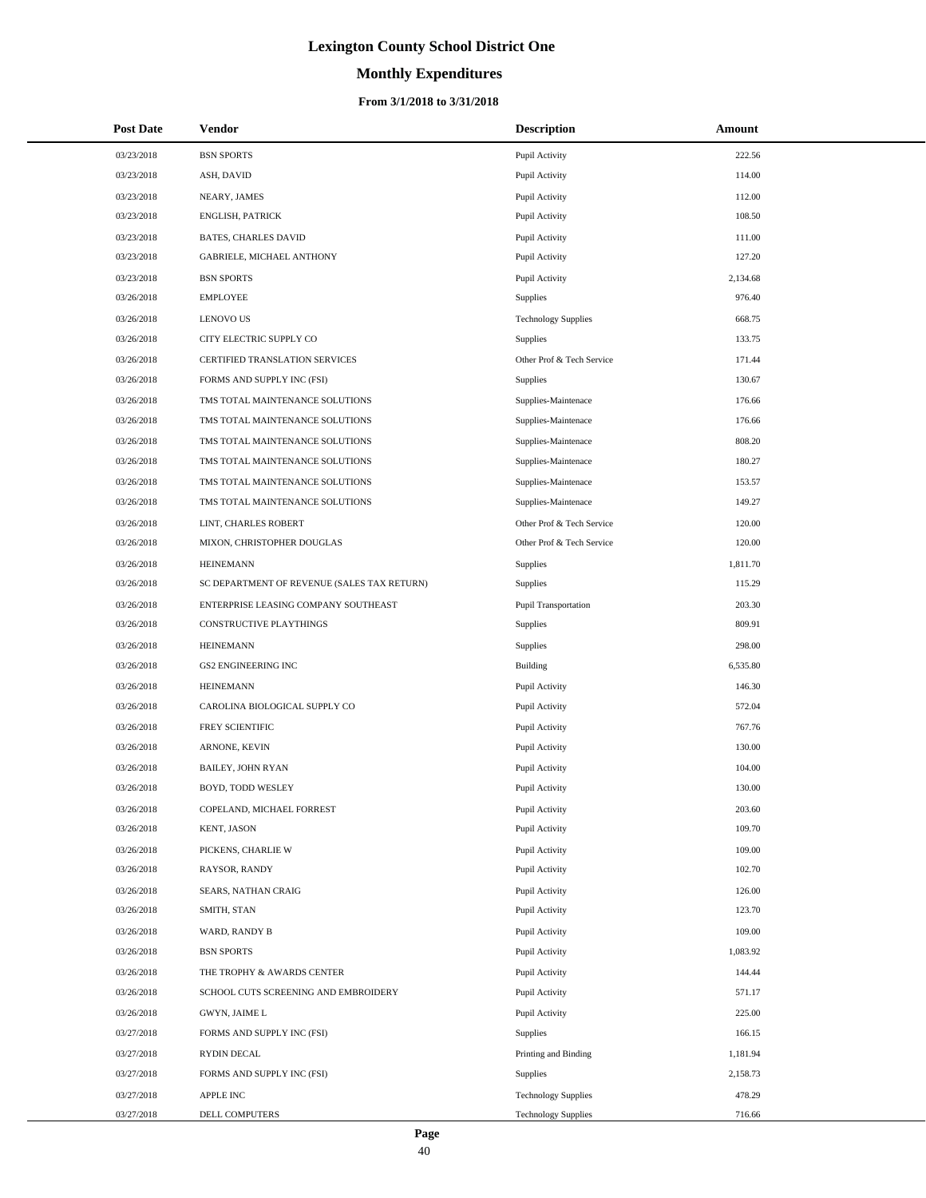# Lexington County School District One

## Monthly Expenditures

### From 3/1/2018 to 3/31/2018

| Post Date | Vendor | Description | Amount |
|---|---|---|---|
| 03/23/2018 | BSN SPORTS | Pupil Activity | 222.56 |
| 03/23/2018 | ASH, DAVID | Pupil Activity | 114.00 |
| 03/23/2018 | NEARY, JAMES | Pupil Activity | 112.00 |
| 03/23/2018 | ENGLISH, PATRICK | Pupil Activity | 108.50 |
| 03/23/2018 | BATES, CHARLES DAVID | Pupil Activity | 111.00 |
| 03/23/2018 | GABRIELE, MICHAEL ANTHONY | Pupil Activity | 127.20 |
| 03/23/2018 | BSN SPORTS | Pupil Activity | 2,134.68 |
| 03/26/2018 | EMPLOYEE | Supplies | 976.40 |
| 03/26/2018 | LENOVO US | Technology Supplies | 668.75 |
| 03/26/2018 | CITY ELECTRIC SUPPLY CO | Supplies | 133.75 |
| 03/26/2018 | CERTIFIED TRANSLATION SERVICES | Other Prof & Tech Service | 171.44 |
| 03/26/2018 | FORMS AND SUPPLY INC (FSI) | Supplies | 130.67 |
| 03/26/2018 | TMS TOTAL MAINTENANCE SOLUTIONS | Supplies-Maintenace | 176.66 |
| 03/26/2018 | TMS TOTAL MAINTENANCE SOLUTIONS | Supplies-Maintenace | 176.66 |
| 03/26/2018 | TMS TOTAL MAINTENANCE SOLUTIONS | Supplies-Maintenace | 808.20 |
| 03/26/2018 | TMS TOTAL MAINTENANCE SOLUTIONS | Supplies-Maintenace | 180.27 |
| 03/26/2018 | TMS TOTAL MAINTENANCE SOLUTIONS | Supplies-Maintenace | 153.57 |
| 03/26/2018 | TMS TOTAL MAINTENANCE SOLUTIONS | Supplies-Maintenace | 149.27 |
| 03/26/2018 | LINT, CHARLES ROBERT | Other Prof & Tech Service | 120.00 |
| 03/26/2018 | MIXON, CHRISTOPHER DOUGLAS | Other Prof & Tech Service | 120.00 |
| 03/26/2018 | HEINEMANN | Supplies | 1,811.70 |
| 03/26/2018 | SC DEPARTMENT OF REVENUE (SALES TAX RETURN) | Supplies | 115.29 |
| 03/26/2018 | ENTERPRISE LEASING COMPANY SOUTHEAST | Pupil Transportation | 203.30 |
| 03/26/2018 | CONSTRUCTIVE PLAYTHINGS | Supplies | 809.91 |
| 03/26/2018 | HEINEMANN | Supplies | 298.00 |
| 03/26/2018 | GS2 ENGINEERING INC | Building | 6,535.80 |
| 03/26/2018 | HEINEMANN | Pupil Activity | 146.30 |
| 03/26/2018 | CAROLINA BIOLOGICAL SUPPLY CO | Pupil Activity | 572.04 |
| 03/26/2018 | FREY SCIENTIFIC | Pupil Activity | 767.76 |
| 03/26/2018 | ARNONE, KEVIN | Pupil Activity | 130.00 |
| 03/26/2018 | BAILEY, JOHN RYAN | Pupil Activity | 104.00 |
| 03/26/2018 | BOYD, TODD WESLEY | Pupil Activity | 130.00 |
| 03/26/2018 | COPELAND, MICHAEL FORREST | Pupil Activity | 203.60 |
| 03/26/2018 | KENT, JASON | Pupil Activity | 109.70 |
| 03/26/2018 | PICKENS, CHARLIE W | Pupil Activity | 109.00 |
| 03/26/2018 | RAYSOR, RANDY | Pupil Activity | 102.70 |
| 03/26/2018 | SEARS, NATHAN CRAIG | Pupil Activity | 126.00 |
| 03/26/2018 | SMITH, STAN | Pupil Activity | 123.70 |
| 03/26/2018 | WARD, RANDY B | Pupil Activity | 109.00 |
| 03/26/2018 | BSN SPORTS | Pupil Activity | 1,083.92 |
| 03/26/2018 | THE TROPHY & AWARDS CENTER | Pupil Activity | 144.44 |
| 03/26/2018 | SCHOOL CUTS SCREENING AND EMBROIDERY | Pupil Activity | 571.17 |
| 03/26/2018 | GWYN, JAIME L | Pupil Activity | 225.00 |
| 03/27/2018 | FORMS AND SUPPLY INC (FSI) | Supplies | 166.15 |
| 03/27/2018 | RYDIN DECAL | Printing and Binding | 1,181.94 |
| 03/27/2018 | FORMS AND SUPPLY INC (FSI) | Supplies | 2,158.73 |
| 03/27/2018 | APPLE INC | Technology Supplies | 478.29 |
| 03/27/2018 | DELL COMPUTERS | Technology Supplies | 716.66 |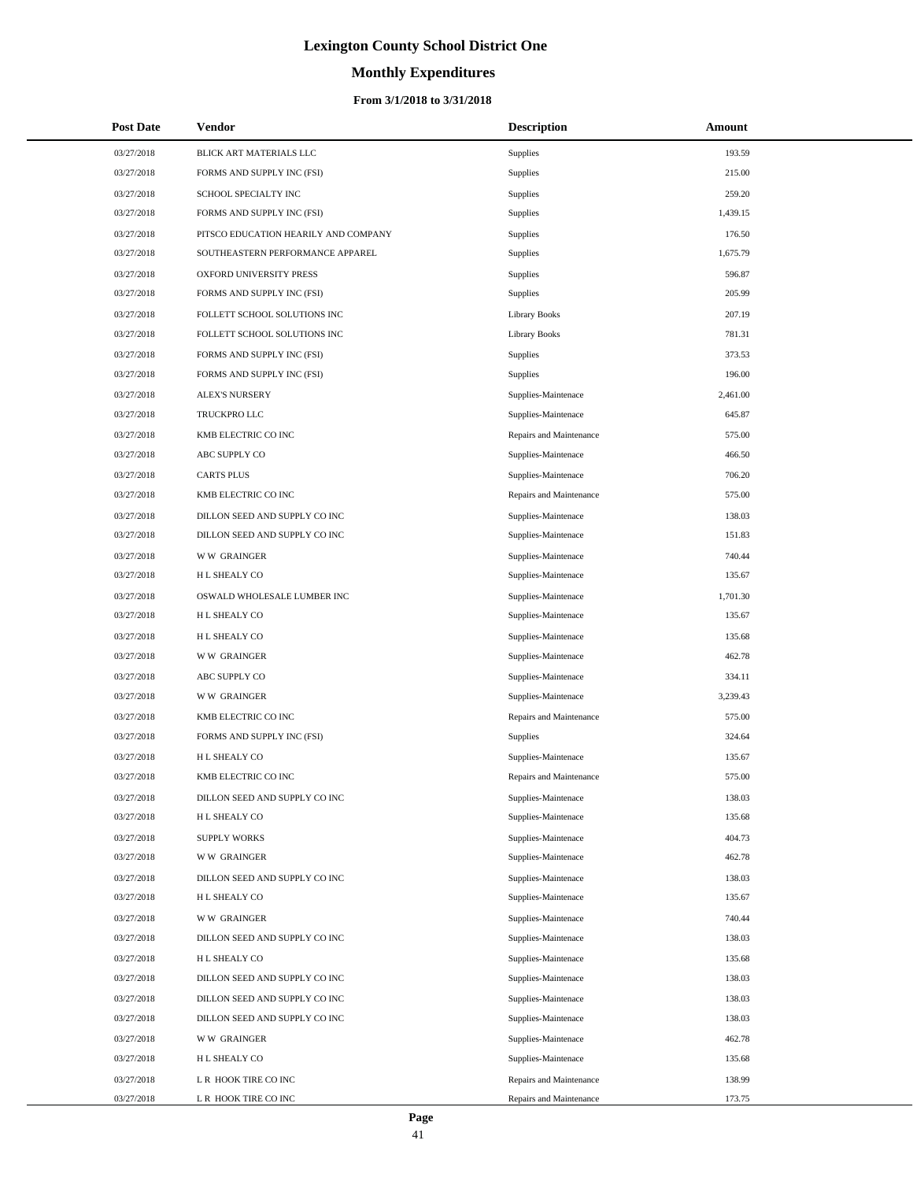# Lexington County School District One

## Monthly Expenditures

### From 3/1/2018 to 3/31/2018

| Post Date | Vendor | Description | Amount |
|---|---|---|---|
| 03/27/2018 | BLICK ART MATERIALS LLC | Supplies | 193.59 |
| 03/27/2018 | FORMS AND SUPPLY INC (FSI) | Supplies | 215.00 |
| 03/27/2018 | SCHOOL SPECIALTY INC | Supplies | 259.20 |
| 03/27/2018 | FORMS AND SUPPLY INC (FSI) | Supplies | 1,439.15 |
| 03/27/2018 | PITSCO EDUCATION HEARILY AND COMPANY | Supplies | 176.50 |
| 03/27/2018 | SOUTHEASTERN PERFORMANCE APPAREL | Supplies | 1,675.79 |
| 03/27/2018 | OXFORD UNIVERSITY PRESS | Supplies | 596.87 |
| 03/27/2018 | FORMS AND SUPPLY INC (FSI) | Supplies | 205.99 |
| 03/27/2018 | FOLLETT SCHOOL SOLUTIONS INC | Library Books | 207.19 |
| 03/27/2018 | FOLLETT SCHOOL SOLUTIONS INC | Library Books | 781.31 |
| 03/27/2018 | FORMS AND SUPPLY INC (FSI) | Supplies | 373.53 |
| 03/27/2018 | FORMS AND SUPPLY INC (FSI) | Supplies | 196.00 |
| 03/27/2018 | ALEX'S NURSERY | Supplies-Maintenace | 2,461.00 |
| 03/27/2018 | TRUCKPRO LLC | Supplies-Maintenace | 645.87 |
| 03/27/2018 | KMB ELECTRIC CO INC | Repairs and Maintenance | 575.00 |
| 03/27/2018 | ABC SUPPLY CO | Supplies-Maintenace | 466.50 |
| 03/27/2018 | CARTS PLUS | Supplies-Maintenace | 706.20 |
| 03/27/2018 | KMB ELECTRIC CO INC | Repairs and Maintenance | 575.00 |
| 03/27/2018 | DILLON SEED AND SUPPLY CO INC | Supplies-Maintenace | 138.03 |
| 03/27/2018 | DILLON SEED AND SUPPLY CO INC | Supplies-Maintenace | 151.83 |
| 03/27/2018 | W W GRAINGER | Supplies-Maintenace | 740.44 |
| 03/27/2018 | H L SHEALY CO | Supplies-Maintenace | 135.67 |
| 03/27/2018 | OSWALD WHOLESALE LUMBER INC | Supplies-Maintenace | 1,701.30 |
| 03/27/2018 | H L SHEALY CO | Supplies-Maintenace | 135.67 |
| 03/27/2018 | H L SHEALY CO | Supplies-Maintenace | 135.68 |
| 03/27/2018 | W W GRAINGER | Supplies-Maintenace | 462.78 |
| 03/27/2018 | ABC SUPPLY CO | Supplies-Maintenace | 334.11 |
| 03/27/2018 | W W GRAINGER | Supplies-Maintenace | 3,239.43 |
| 03/27/2018 | KMB ELECTRIC CO INC | Repairs and Maintenance | 575.00 |
| 03/27/2018 | FORMS AND SUPPLY INC (FSI) | Supplies | 324.64 |
| 03/27/2018 | H L SHEALY CO | Supplies-Maintenace | 135.67 |
| 03/27/2018 | KMB ELECTRIC CO INC | Repairs and Maintenance | 575.00 |
| 03/27/2018 | DILLON SEED AND SUPPLY CO INC | Supplies-Maintenace | 138.03 |
| 03/27/2018 | H L SHEALY CO | Supplies-Maintenace | 135.68 |
| 03/27/2018 | SUPPLY WORKS | Supplies-Maintenace | 404.73 |
| 03/27/2018 | W W GRAINGER | Supplies-Maintenace | 462.78 |
| 03/27/2018 | DILLON SEED AND SUPPLY CO INC | Supplies-Maintenace | 138.03 |
| 03/27/2018 | H L SHEALY CO | Supplies-Maintenace | 135.67 |
| 03/27/2018 | W W GRAINGER | Supplies-Maintenace | 740.44 |
| 03/27/2018 | DILLON SEED AND SUPPLY CO INC | Supplies-Maintenace | 138.03 |
| 03/27/2018 | H L SHEALY CO | Supplies-Maintenace | 135.68 |
| 03/27/2018 | DILLON SEED AND SUPPLY CO INC | Supplies-Maintenace | 138.03 |
| 03/27/2018 | DILLON SEED AND SUPPLY CO INC | Supplies-Maintenace | 138.03 |
| 03/27/2018 | DILLON SEED AND SUPPLY CO INC | Supplies-Maintenace | 138.03 |
| 03/27/2018 | W W GRAINGER | Supplies-Maintenace | 462.78 |
| 03/27/2018 | H L SHEALY CO | Supplies-Maintenace | 135.68 |
| 03/27/2018 | L R HOOK TIRE CO INC | Repairs and Maintenance | 138.99 |
| 03/27/2018 | L R HOOK TIRE CO INC | Repairs and Maintenance | 173.75 |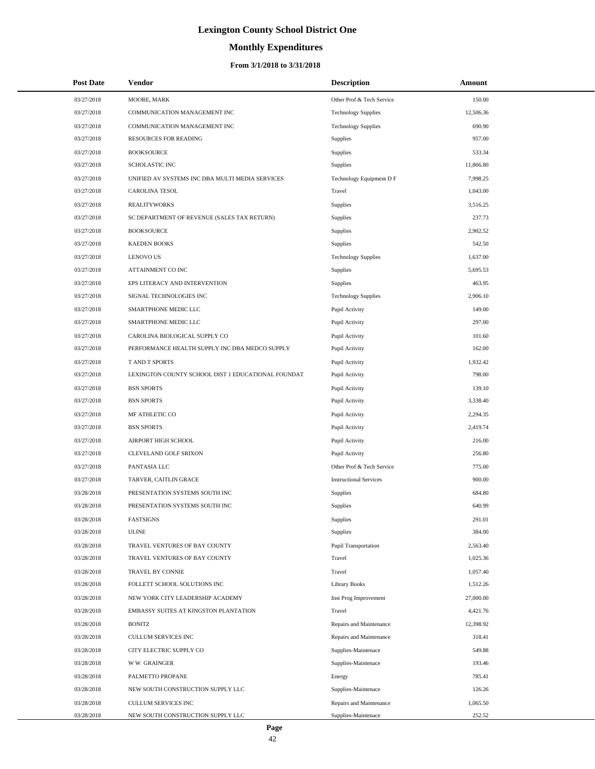# Lexington County School District One

## Monthly Expenditures

### From 3/1/2018 to 3/31/2018

| Post Date | Vendor | Description | Amount |
|---|---|---|---|
| 03/27/2018 | MOORE, MARK | Other Prof & Tech Service | 150.00 |
| 03/27/2018 | COMMUNICATION MANAGEMENT INC | Technology Supplies | 12,506.36 |
| 03/27/2018 | COMMUNICATION MANAGEMENT INC | Technology Supplies | 690.90 |
| 03/27/2018 | RESOURCES FOR READING | Supplies | 957.00 |
| 03/27/2018 | BOOKSOURCE | Supplies | 533.34 |
| 03/27/2018 | SCHOLASTIC INC | Supplies | 11,866.80 |
| 03/27/2018 | UNIFIED AV SYSTEMS INC DBA MULTI MEDIA SERVICES | Technology Equipment D F | 7,998.25 |
| 03/27/2018 | CAROLINA TESOL | Travel | 1,043.00 |
| 03/27/2018 | REALITYWORKS | Supplies | 3,516.25 |
| 03/27/2018 | SC DEPARTMENT OF REVENUE (SALES TAX RETURN) | Supplies | 237.73 |
| 03/27/2018 | BOOKSOURCE | Supplies | 2,902.52 |
| 03/27/2018 | KAEDEN BOOKS | Supplies | 542.50 |
| 03/27/2018 | LENOVO US | Technology Supplies | 1,637.00 |
| 03/27/2018 | ATTAINMENT CO INC | Supplies | 5,695.53 |
| 03/27/2018 | EPS LITERACY AND INTERVENTION | Supplies | 463.95 |
| 03/27/2018 | SIGNAL TECHNOLOGIES INC | Technology Supplies | 2,906.10 |
| 03/27/2018 | SMARTPHONE MEDIC LLC | Pupil Activity | 149.00 |
| 03/27/2018 | SMARTPHONE MEDIC LLC | Pupil Activity | 297.00 |
| 03/27/2018 | CAROLINA BIOLOGICAL SUPPLY CO | Pupil Activity | 101.60 |
| 03/27/2018 | PERFORMANCE HEALTH SUPPLY INC DBA MEDCO SUPPLY | Pupil Activity | 162.00 |
| 03/27/2018 | T AND T SPORTS | Pupil Activity | 1,932.42 |
| 03/27/2018 | LEXINGTON COUNTY SCHOOL DIST 1 EDUCATIONAL FOUNDAT | Pupil Activity | 798.00 |
| 03/27/2018 | BSN SPORTS | Pupil Activity | 139.10 |
| 03/27/2018 | BSN SPORTS | Pupil Activity | 3,338.40 |
| 03/27/2018 | MF ATHLETIC CO | Pupil Activity | 2,294.35 |
| 03/27/2018 | BSN SPORTS | Pupil Activity | 2,419.74 |
| 03/27/2018 | AIRPORT HIGH SCHOOL | Pupil Activity | 216.00 |
| 03/27/2018 | CLEVELAND GOLF SRIXON | Pupil Activity | 256.80 |
| 03/27/2018 | PANTASIA LLC | Other Prof & Tech Service | 775.00 |
| 03/27/2018 | TARVER, CAITLIN GRACE | Instructional Services | 900.00 |
| 03/28/2018 | PRESENTATION SYSTEMS SOUTH INC | Supplies | 684.80 |
| 03/28/2018 | PRESENTATION SYSTEMS SOUTH INC | Supplies | 640.99 |
| 03/28/2018 | FASTSIGNS | Supplies | 291.01 |
| 03/28/2018 | ULINE | Supplies | 384.00 |
| 03/28/2018 | TRAVEL VENTURES OF BAY COUNTY | Pupil Transportation | 2,563.40 |
| 03/28/2018 | TRAVEL VENTURES OF BAY COUNTY | Travel | 1,025.36 |
| 03/28/2018 | TRAVEL BY CONNIE | Travel | 1,057.40 |
| 03/28/2018 | FOLLETT SCHOOL SOLUTIONS INC | Library Books | 1,512.26 |
| 03/28/2018 | NEW YORK CITY LEADERSHIP ACADEMY | Inst Prog Improvement | 27,000.00 |
| 03/28/2018 | EMBASSY SUITES AT KINGSTON PLANTATION | Travel | 4,421.76 |
| 03/28/2018 | BONITZ | Repairs and Maintenance | 12,398.92 |
| 03/28/2018 | CULLUM SERVICES INC | Repairs and Maintenance | 318.41 |
| 03/28/2018 | CITY ELECTRIC SUPPLY CO | Supplies-Maintenace | 549.88 |
| 03/28/2018 | W W GRAINGER | Supplies-Maintenace | 193.46 |
| 03/28/2018 | PALMETTO PROPANE | Energy | 785.41 |
| 03/28/2018 | NEW SOUTH CONSTRUCTION SUPPLY LLC | Supplies-Maintenace | 126.26 |
| 03/28/2018 | CULLUM SERVICES INC | Repairs and Maintenance | 1,065.50 |
| 03/28/2018 | NEW SOUTH CONSTRUCTION SUPPLY LLC | Supplies-Maintenace | 252.52 |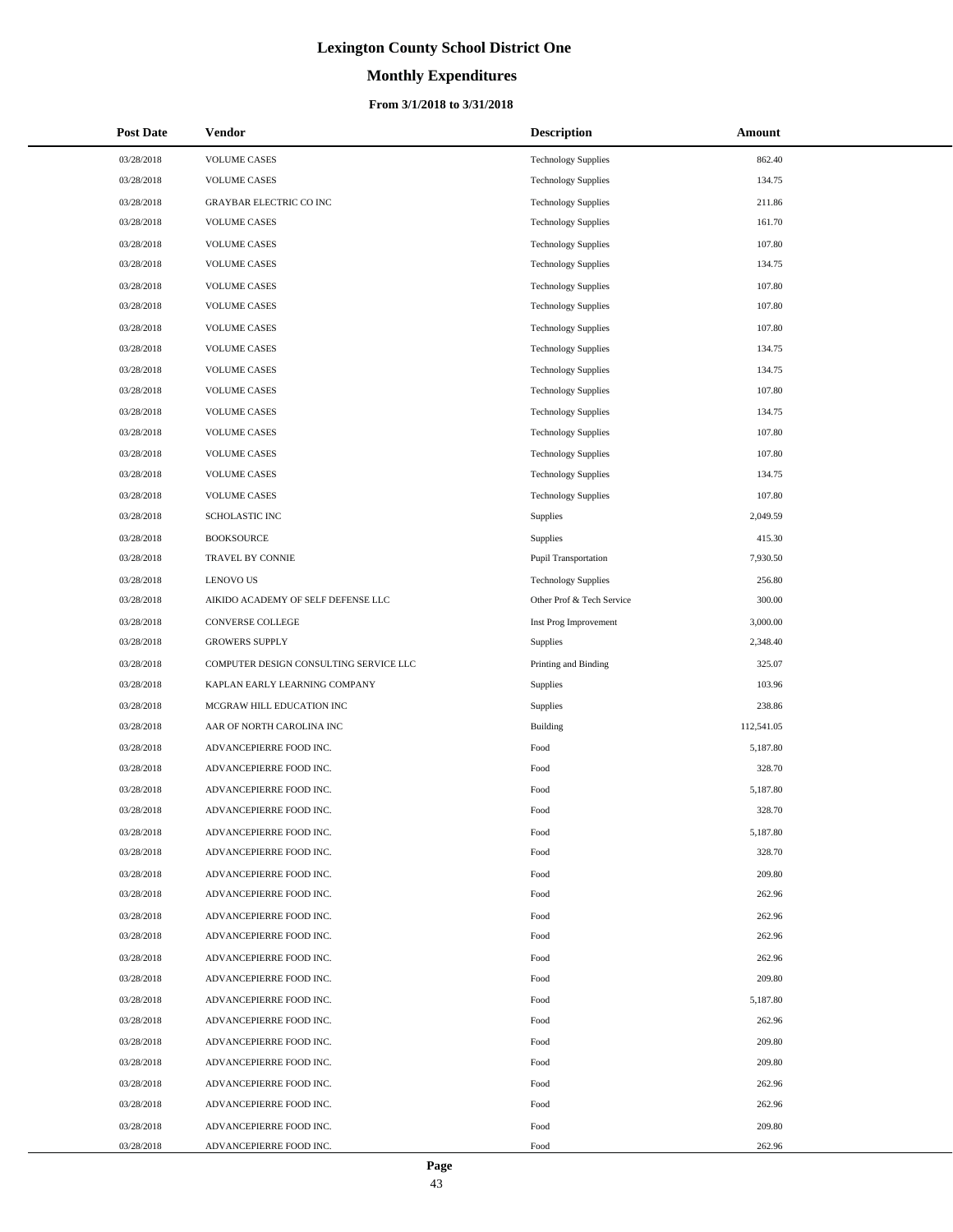# Lexington County School District One

## Monthly Expenditures

### From 3/1/2018 to 3/31/2018

| Post Date | Vendor | Description | Amount |
|---|---|---|---|
| 03/28/2018 | VOLUME CASES | Technology Supplies | 862.40 |
| 03/28/2018 | VOLUME CASES | Technology Supplies | 134.75 |
| 03/28/2018 | GRAYBAR ELECTRIC CO INC | Technology Supplies | 211.86 |
| 03/28/2018 | VOLUME CASES | Technology Supplies | 161.70 |
| 03/28/2018 | VOLUME CASES | Technology Supplies | 107.80 |
| 03/28/2018 | VOLUME CASES | Technology Supplies | 134.75 |
| 03/28/2018 | VOLUME CASES | Technology Supplies | 107.80 |
| 03/28/2018 | VOLUME CASES | Technology Supplies | 107.80 |
| 03/28/2018 | VOLUME CASES | Technology Supplies | 107.80 |
| 03/28/2018 | VOLUME CASES | Technology Supplies | 134.75 |
| 03/28/2018 | VOLUME CASES | Technology Supplies | 134.75 |
| 03/28/2018 | VOLUME CASES | Technology Supplies | 107.80 |
| 03/28/2018 | VOLUME CASES | Technology Supplies | 134.75 |
| 03/28/2018 | VOLUME CASES | Technology Supplies | 107.80 |
| 03/28/2018 | VOLUME CASES | Technology Supplies | 107.80 |
| 03/28/2018 | VOLUME CASES | Technology Supplies | 134.75 |
| 03/28/2018 | VOLUME CASES | Technology Supplies | 107.80 |
| 03/28/2018 | SCHOLASTIC INC | Supplies | 2,049.59 |
| 03/28/2018 | BOOKSOURCE | Supplies | 415.30 |
| 03/28/2018 | TRAVEL BY CONNIE | Pupil Transportation | 7,930.50 |
| 03/28/2018 | LENOVO US | Technology Supplies | 256.80 |
| 03/28/2018 | AIKIDO ACADEMY OF SELF DEFENSE LLC | Other Prof & Tech Service | 300.00 |
| 03/28/2018 | CONVERSE COLLEGE | Inst Prog Improvement | 3,000.00 |
| 03/28/2018 | GROWERS SUPPLY | Supplies | 2,348.40 |
| 03/28/2018 | COMPUTER DESIGN CONSULTING SERVICE LLC | Printing and Binding | 325.07 |
| 03/28/2018 | KAPLAN EARLY LEARNING COMPANY | Supplies | 103.96 |
| 03/28/2018 | MCGRAW HILL EDUCATION INC | Supplies | 238.86 |
| 03/28/2018 | AAR OF NORTH CAROLINA INC | Building | 112,541.05 |
| 03/28/2018 | ADVANCEPIERRE FOOD INC. | Food | 5,187.80 |
| 03/28/2018 | ADVANCEPIERRE FOOD INC. | Food | 328.70 |
| 03/28/2018 | ADVANCEPIERRE FOOD INC. | Food | 5,187.80 |
| 03/28/2018 | ADVANCEPIERRE FOOD INC. | Food | 328.70 |
| 03/28/2018 | ADVANCEPIERRE FOOD INC. | Food | 5,187.80 |
| 03/28/2018 | ADVANCEPIERRE FOOD INC. | Food | 328.70 |
| 03/28/2018 | ADVANCEPIERRE FOOD INC. | Food | 209.80 |
| 03/28/2018 | ADVANCEPIERRE FOOD INC. | Food | 262.96 |
| 03/28/2018 | ADVANCEPIERRE FOOD INC. | Food | 262.96 |
| 03/28/2018 | ADVANCEPIERRE FOOD INC. | Food | 262.96 |
| 03/28/2018 | ADVANCEPIERRE FOOD INC. | Food | 262.96 |
| 03/28/2018 | ADVANCEPIERRE FOOD INC. | Food | 209.80 |
| 03/28/2018 | ADVANCEPIERRE FOOD INC. | Food | 5,187.80 |
| 03/28/2018 | ADVANCEPIERRE FOOD INC. | Food | 262.96 |
| 03/28/2018 | ADVANCEPIERRE FOOD INC. | Food | 209.80 |
| 03/28/2018 | ADVANCEPIERRE FOOD INC. | Food | 209.80 |
| 03/28/2018 | ADVANCEPIERRE FOOD INC. | Food | 262.96 |
| 03/28/2018 | ADVANCEPIERRE FOOD INC. | Food | 262.96 |
| 03/28/2018 | ADVANCEPIERRE FOOD INC. | Food | 209.80 |
| 03/28/2018 | ADVANCEPIERRE FOOD INC. | Food | 262.96 |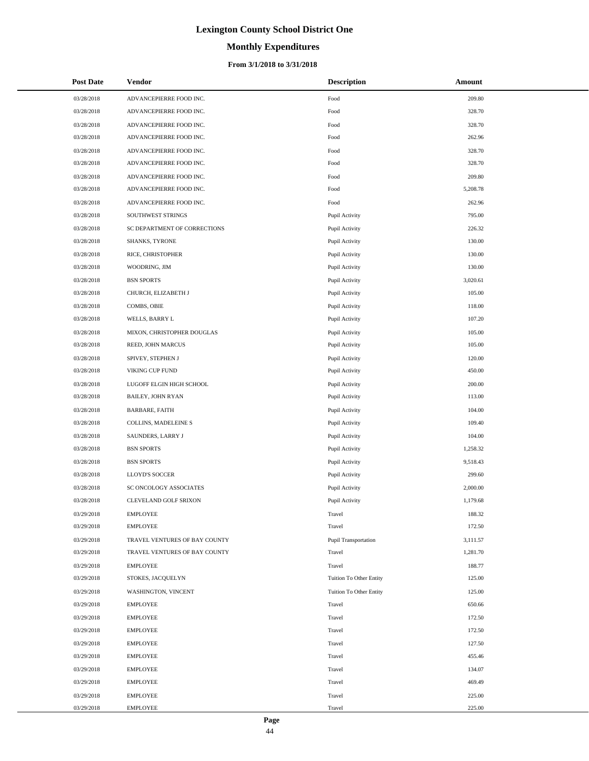# Lexington County School District One

## Monthly Expenditures

### From 3/1/2018 to 3/31/2018

| Post Date | Vendor | Description | Amount |
|---|---|---|---|
| 03/28/2018 | ADVANCEPIERRE FOOD INC. | Food | 209.80 |
| 03/28/2018 | ADVANCEPIERRE FOOD INC. | Food | 328.70 |
| 03/28/2018 | ADVANCEPIERRE FOOD INC. | Food | 328.70 |
| 03/28/2018 | ADVANCEPIERRE FOOD INC. | Food | 262.96 |
| 03/28/2018 | ADVANCEPIERRE FOOD INC. | Food | 328.70 |
| 03/28/2018 | ADVANCEPIERRE FOOD INC. | Food | 328.70 |
| 03/28/2018 | ADVANCEPIERRE FOOD INC. | Food | 209.80 |
| 03/28/2018 | ADVANCEPIERRE FOOD INC. | Food | 5,208.78 |
| 03/28/2018 | ADVANCEPIERRE FOOD INC. | Food | 262.96 |
| 03/28/2018 | SOUTHWEST STRINGS | Pupil Activity | 795.00 |
| 03/28/2018 | SC DEPARTMENT OF CORRECTIONS | Pupil Activity | 226.32 |
| 03/28/2018 | SHANKS, TYRONE | Pupil Activity | 130.00 |
| 03/28/2018 | RICE, CHRISTOPHER | Pupil Activity | 130.00 |
| 03/28/2018 | WOODRING, JIM | Pupil Activity | 130.00 |
| 03/28/2018 | BSN SPORTS | Pupil Activity | 3,020.61 |
| 03/28/2018 | CHURCH, ELIZABETH J | Pupil Activity | 105.00 |
| 03/28/2018 | COMBS, OBIE | Pupil Activity | 118.00 |
| 03/28/2018 | WELLS, BARRY L | Pupil Activity | 107.20 |
| 03/28/2018 | MIXON, CHRISTOPHER DOUGLAS | Pupil Activity | 105.00 |
| 03/28/2018 | REED, JOHN MARCUS | Pupil Activity | 105.00 |
| 03/28/2018 | SPIVEY, STEPHEN J | Pupil Activity | 120.00 |
| 03/28/2018 | VIKING CUP FUND | Pupil Activity | 450.00 |
| 03/28/2018 | LUGOFF ELGIN HIGH SCHOOL | Pupil Activity | 200.00 |
| 03/28/2018 | BAILEY, JOHN RYAN | Pupil Activity | 113.00 |
| 03/28/2018 | BARBARE, FAITH | Pupil Activity | 104.00 |
| 03/28/2018 | COLLINS, MADELEINE S | Pupil Activity | 109.40 |
| 03/28/2018 | SAUNDERS, LARRY J | Pupil Activity | 104.00 |
| 03/28/2018 | BSN SPORTS | Pupil Activity | 1,258.32 |
| 03/28/2018 | BSN SPORTS | Pupil Activity | 9,518.43 |
| 03/28/2018 | LLOYD'S SOCCER | Pupil Activity | 299.60 |
| 03/28/2018 | SC ONCOLOGY ASSOCIATES | Pupil Activity | 2,000.00 |
| 03/28/2018 | CLEVELAND GOLF SRIXON | Pupil Activity | 1,179.68 |
| 03/29/2018 | EMPLOYEE | Travel | 188.32 |
| 03/29/2018 | EMPLOYEE | Travel | 172.50 |
| 03/29/2018 | TRAVEL VENTURES OF BAY COUNTY | Pupil Transportation | 3,111.57 |
| 03/29/2018 | TRAVEL VENTURES OF BAY COUNTY | Travel | 1,281.70 |
| 03/29/2018 | EMPLOYEE | Travel | 188.77 |
| 03/29/2018 | STOKES, JACQUELYN | Tuition To Other Entity | 125.00 |
| 03/29/2018 | WASHINGTON, VINCENT | Tuition To Other Entity | 125.00 |
| 03/29/2018 | EMPLOYEE | Travel | 650.66 |
| 03/29/2018 | EMPLOYEE | Travel | 172.50 |
| 03/29/2018 | EMPLOYEE | Travel | 172.50 |
| 03/29/2018 | EMPLOYEE | Travel | 127.50 |
| 03/29/2018 | EMPLOYEE | Travel | 455.46 |
| 03/29/2018 | EMPLOYEE | Travel | 134.07 |
| 03/29/2018 | EMPLOYEE | Travel | 469.49 |
| 03/29/2018 | EMPLOYEE | Travel | 225.00 |
| 03/29/2018 | EMPLOYEE | Travel | 225.00 |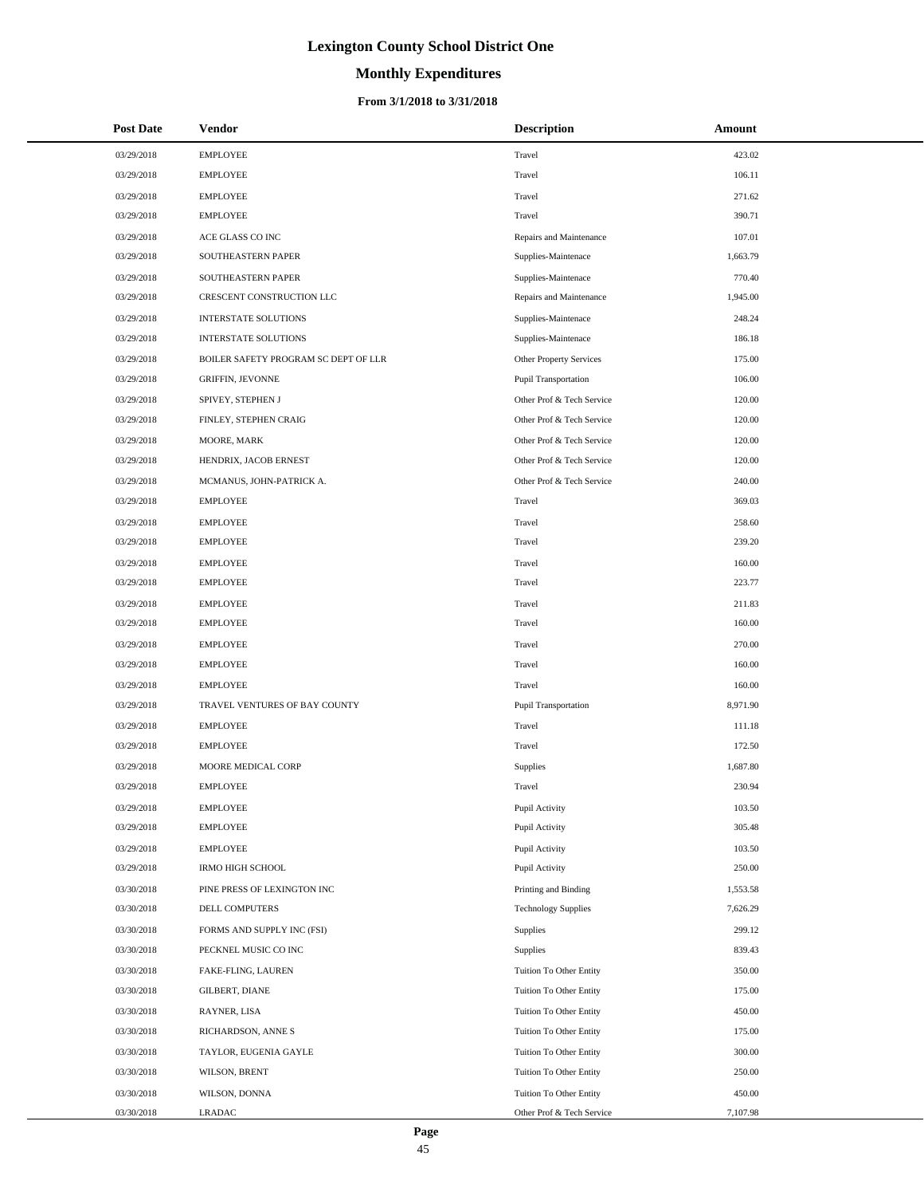# Lexington County School District One

## Monthly Expenditures

### From 3/1/2018 to 3/31/2018

| Post Date | Vendor | Description | Amount |
|---|---|---|---|
| 03/29/2018 | EMPLOYEE | Travel | 423.02 |
| 03/29/2018 | EMPLOYEE | Travel | 106.11 |
| 03/29/2018 | EMPLOYEE | Travel | 271.62 |
| 03/29/2018 | EMPLOYEE | Travel | 390.71 |
| 03/29/2018 | ACE GLASS CO INC | Repairs and Maintenance | 107.01 |
| 03/29/2018 | SOUTHEASTERN PAPER | Supplies-Maintenace | 1,663.79 |
| 03/29/2018 | SOUTHEASTERN PAPER | Supplies-Maintenace | 770.40 |
| 03/29/2018 | CRESCENT CONSTRUCTION LLC | Repairs and Maintenance | 1,945.00 |
| 03/29/2018 | INTERSTATE SOLUTIONS | Supplies-Maintenace | 248.24 |
| 03/29/2018 | INTERSTATE SOLUTIONS | Supplies-Maintenace | 186.18 |
| 03/29/2018 | BOILER SAFETY PROGRAM SC DEPT OF LLR | Other Property Services | 175.00 |
| 03/29/2018 | GRIFFIN, JEVONNE | Pupil Transportation | 106.00 |
| 03/29/2018 | SPIVEY, STEPHEN J | Other Prof & Tech Service | 120.00 |
| 03/29/2018 | FINLEY, STEPHEN CRAIG | Other Prof & Tech Service | 120.00 |
| 03/29/2018 | MOORE, MARK | Other Prof & Tech Service | 120.00 |
| 03/29/2018 | HENDRIX, JACOB ERNEST | Other Prof & Tech Service | 120.00 |
| 03/29/2018 | MCMANUS, JOHN-PATRICK A. | Other Prof & Tech Service | 240.00 |
| 03/29/2018 | EMPLOYEE | Travel | 369.03 |
| 03/29/2018 | EMPLOYEE | Travel | 258.60 |
| 03/29/2018 | EMPLOYEE | Travel | 239.20 |
| 03/29/2018 | EMPLOYEE | Travel | 160.00 |
| 03/29/2018 | EMPLOYEE | Travel | 223.77 |
| 03/29/2018 | EMPLOYEE | Travel | 211.83 |
| 03/29/2018 | EMPLOYEE | Travel | 160.00 |
| 03/29/2018 | EMPLOYEE | Travel | 270.00 |
| 03/29/2018 | EMPLOYEE | Travel | 160.00 |
| 03/29/2018 | EMPLOYEE | Travel | 160.00 |
| 03/29/2018 | TRAVEL VENTURES OF BAY COUNTY | Pupil Transportation | 8,971.90 |
| 03/29/2018 | EMPLOYEE | Travel | 111.18 |
| 03/29/2018 | EMPLOYEE | Travel | 172.50 |
| 03/29/2018 | MOORE MEDICAL CORP | Supplies | 1,687.80 |
| 03/29/2018 | EMPLOYEE | Travel | 230.94 |
| 03/29/2018 | EMPLOYEE | Pupil Activity | 103.50 |
| 03/29/2018 | EMPLOYEE | Pupil Activity | 305.48 |
| 03/29/2018 | EMPLOYEE | Pupil Activity | 103.50 |
| 03/29/2018 | IRMO HIGH SCHOOL | Pupil Activity | 250.00 |
| 03/30/2018 | PINE PRESS OF LEXINGTON INC | Printing and Binding | 1,553.58 |
| 03/30/2018 | DELL COMPUTERS | Technology Supplies | 7,626.29 |
| 03/30/2018 | FORMS AND SUPPLY INC (FSI) | Supplies | 299.12 |
| 03/30/2018 | PECKNEL MUSIC CO INC | Supplies | 839.43 |
| 03/30/2018 | FAKE-FLING, LAUREN | Tuition To Other Entity | 350.00 |
| 03/30/2018 | GILBERT, DIANE | Tuition To Other Entity | 175.00 |
| 03/30/2018 | RAYNER, LISA | Tuition To Other Entity | 450.00 |
| 03/30/2018 | RICHARDSON, ANNE S | Tuition To Other Entity | 175.00 |
| 03/30/2018 | TAYLOR, EUGENIA GAYLE | Tuition To Other Entity | 300.00 |
| 03/30/2018 | WILSON, BRENT | Tuition To Other Entity | 250.00 |
| 03/30/2018 | WILSON, DONNA | Tuition To Other Entity | 450.00 |
| 03/30/2018 | LRADAC | Other Prof & Tech Service | 7,107.98 |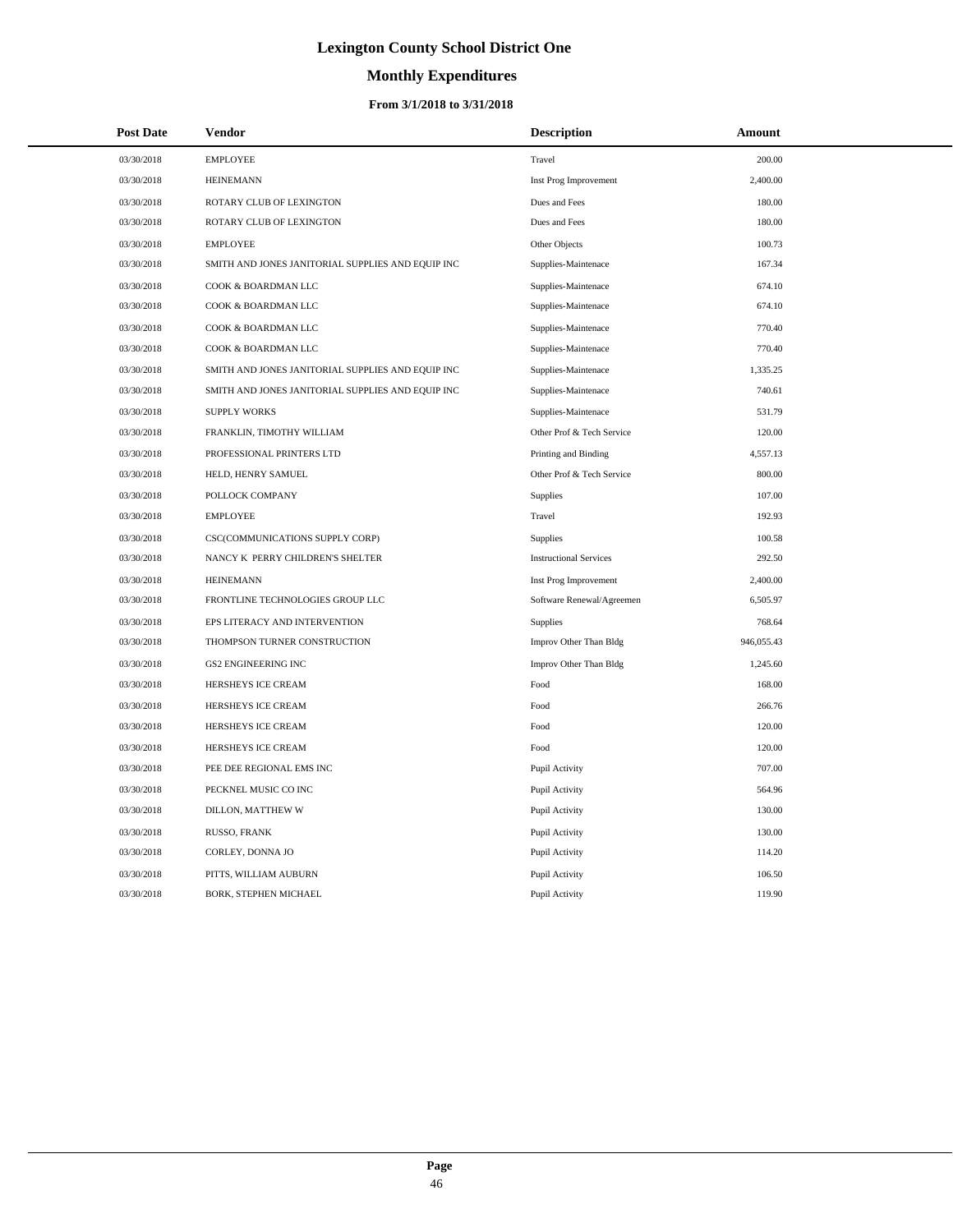# Lexington County School District One

## Monthly Expenditures

### From 3/1/2018 to 3/31/2018

| Post Date | Vendor | Description | Amount |
|---|---|---|---|
| 03/30/2018 | EMPLOYEE | Travel | 200.00 |
| 03/30/2018 | HEINEMANN | Inst Prog Improvement | 2,400.00 |
| 03/30/2018 | ROTARY CLUB OF LEXINGTON | Dues and Fees | 180.00 |
| 03/30/2018 | ROTARY CLUB OF LEXINGTON | Dues and Fees | 180.00 |
| 03/30/2018 | EMPLOYEE | Other Objects | 100.73 |
| 03/30/2018 | SMITH AND JONES JANITORIAL SUPPLIES AND EQUIP INC | Supplies-Maintenace | 167.34 |
| 03/30/2018 | COOK & BOARDMAN LLC | Supplies-Maintenace | 674.10 |
| 03/30/2018 | COOK & BOARDMAN LLC | Supplies-Maintenace | 674.10 |
| 03/30/2018 | COOK & BOARDMAN LLC | Supplies-Maintenace | 770.40 |
| 03/30/2018 | COOK & BOARDMAN LLC | Supplies-Maintenace | 770.40 |
| 03/30/2018 | SMITH AND JONES JANITORIAL SUPPLIES AND EQUIP INC | Supplies-Maintenace | 1,335.25 |
| 03/30/2018 | SMITH AND JONES JANITORIAL SUPPLIES AND EQUIP INC | Supplies-Maintenace | 740.61 |
| 03/30/2018 | SUPPLY WORKS | Supplies-Maintenace | 531.79 |
| 03/30/2018 | FRANKLIN, TIMOTHY WILLIAM | Other Prof & Tech Service | 120.00 |
| 03/30/2018 | PROFESSIONAL PRINTERS LTD | Printing and Binding | 4,557.13 |
| 03/30/2018 | HELD, HENRY SAMUEL | Other Prof & Tech Service | 800.00 |
| 03/30/2018 | POLLOCK COMPANY | Supplies | 107.00 |
| 03/30/2018 | EMPLOYEE | Travel | 192.93 |
| 03/30/2018 | CSC(COMMUNICATIONS SUPPLY CORP) | Supplies | 100.58 |
| 03/30/2018 | NANCY K PERRY CHILDREN'S SHELTER | Instructional Services | 292.50 |
| 03/30/2018 | HEINEMANN | Inst Prog Improvement | 2,400.00 |
| 03/30/2018 | FRONTLINE TECHNOLOGIES GROUP LLC | Software Renewal/Agreemen | 6,505.97 |
| 03/30/2018 | EPS LITERACY AND INTERVENTION | Supplies | 768.64 |
| 03/30/2018 | THOMPSON TURNER CONSTRUCTION | Improv Other Than Bldg | 946,055.43 |
| 03/30/2018 | GS2 ENGINEERING INC | Improv Other Than Bldg | 1,245.60 |
| 03/30/2018 | HERSHEYS ICE CREAM | Food | 168.00 |
| 03/30/2018 | HERSHEYS ICE CREAM | Food | 266.76 |
| 03/30/2018 | HERSHEYS ICE CREAM | Food | 120.00 |
| 03/30/2018 | HERSHEYS ICE CREAM | Food | 120.00 |
| 03/30/2018 | PEE DEE REGIONAL EMS INC | Pupil Activity | 707.00 |
| 03/30/2018 | PECKNEL MUSIC CO INC | Pupil Activity | 564.96 |
| 03/30/2018 | DILLON, MATTHEW W | Pupil Activity | 130.00 |
| 03/30/2018 | RUSSO, FRANK | Pupil Activity | 130.00 |
| 03/30/2018 | CORLEY, DONNA JO | Pupil Activity | 114.20 |
| 03/30/2018 | PITTS, WILLIAM AUBURN | Pupil Activity | 106.50 |
| 03/30/2018 | BORK, STEPHEN MICHAEL | Pupil Activity | 119.90 |